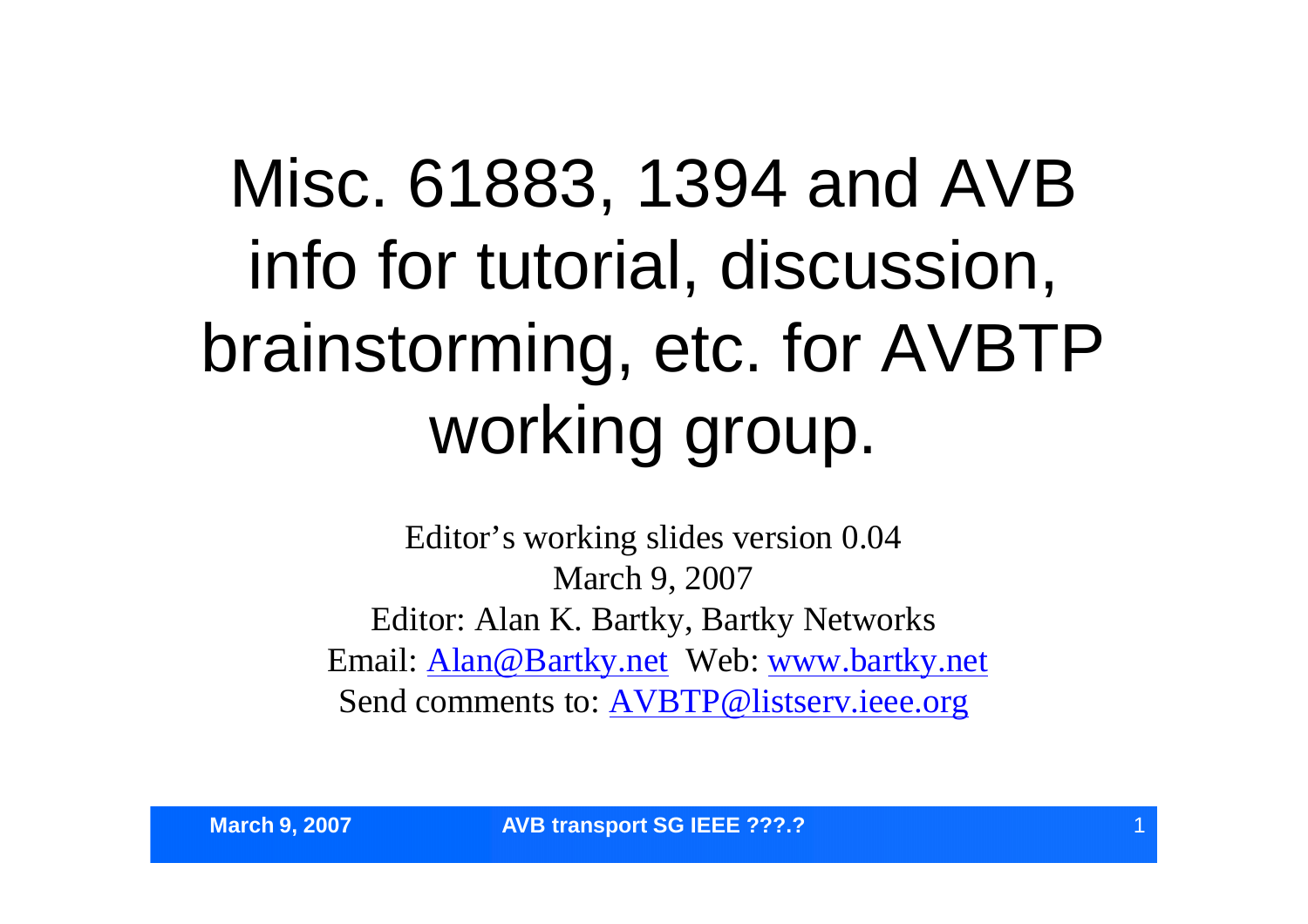# Misc. 61883, 1394 and AVB info for tutorial, discussion, brainstorming, etc. for AVBTP working group.

Editor's working slides version 0.04
March 9, 2007
Editor: Alan K. Bartky, Bartky Networks
Email: Alan@Bartky.net  Web: www.bartky.net
Send comments to: AVBTP@listserv.ieee.org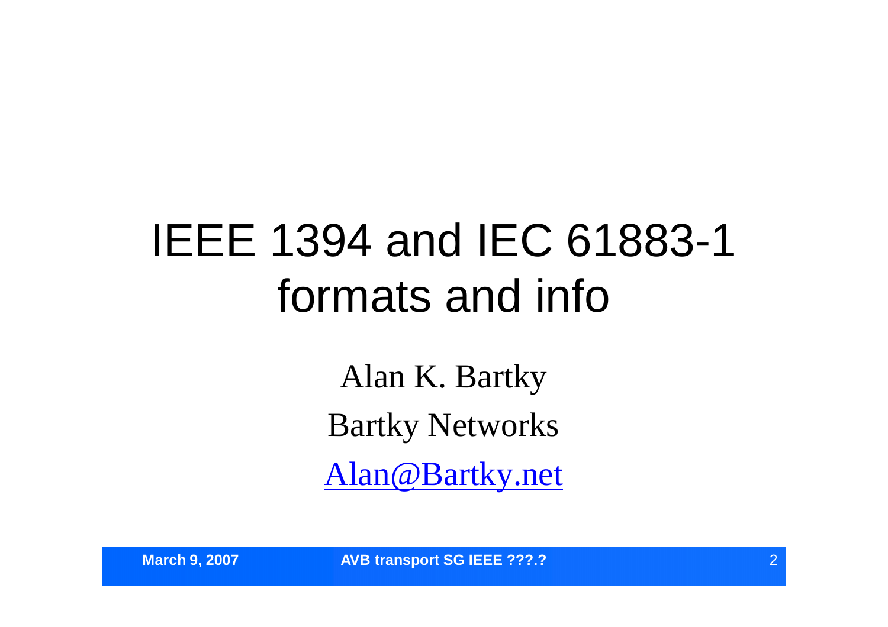# IEEE 1394 and IEC 61883-1 formats and info

Alan K. Bartky

Bartky Networks

Alan@Bartky.net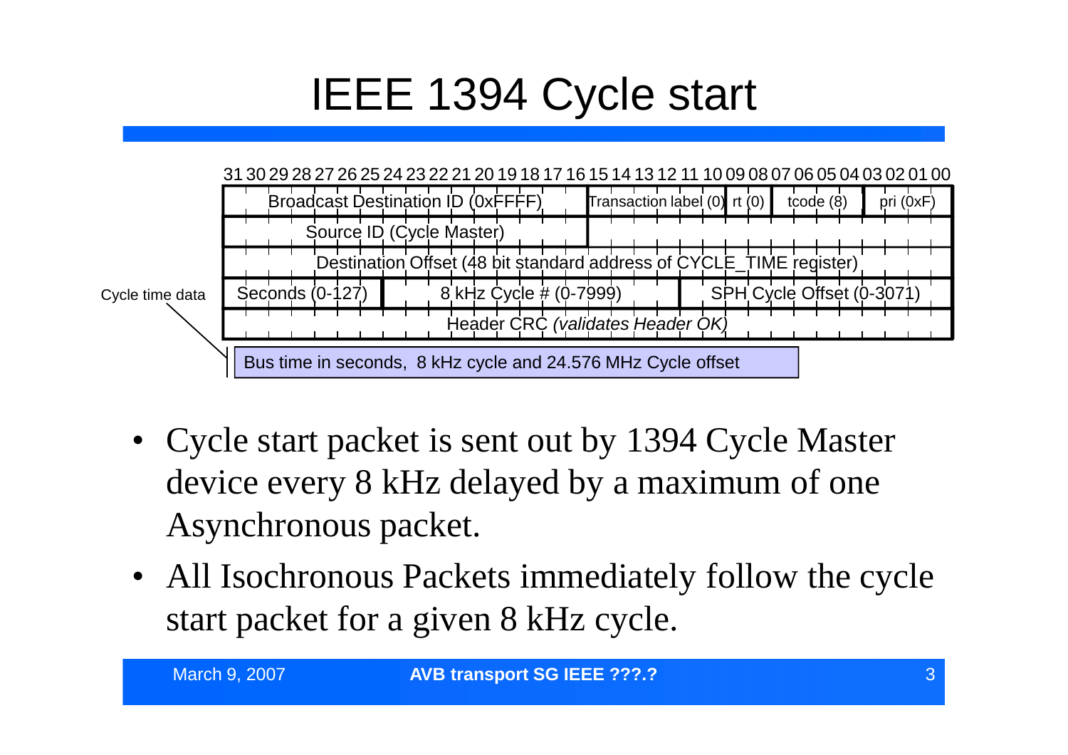# IEEE 1394 Cycle start

| 31–16 | 15–10 | 09–08 | 07–04 | 03–00 |
|---|---|---|---|---|
| Broadcast Destination ID (0xFFFF) | Transaction label (0) | rt (0) | tcode (8) | pri (0xF) |
| Source ID (Cycle Master) | | | | |
| Destination Offset (48 bit standard address of CYCLE_TIME register) | | | | |
| Seconds (0-127) / 8 kHz Cycle # (0-7999) / SPH Cycle Offset (0-3071) | | | | |
| Header CRC *(validates Header OK)* | | | | |

Cycle time data: Bus time in seconds, 8 kHz cycle and 24.576 MHz Cycle offset

- Cycle start packet is sent out by 1394 Cycle Master device every 8 kHz delayed by a maximum of one Asynchronous packet.
- All Isochronous Packets immediately follow the cycle start packet for a given 8 kHz cycle.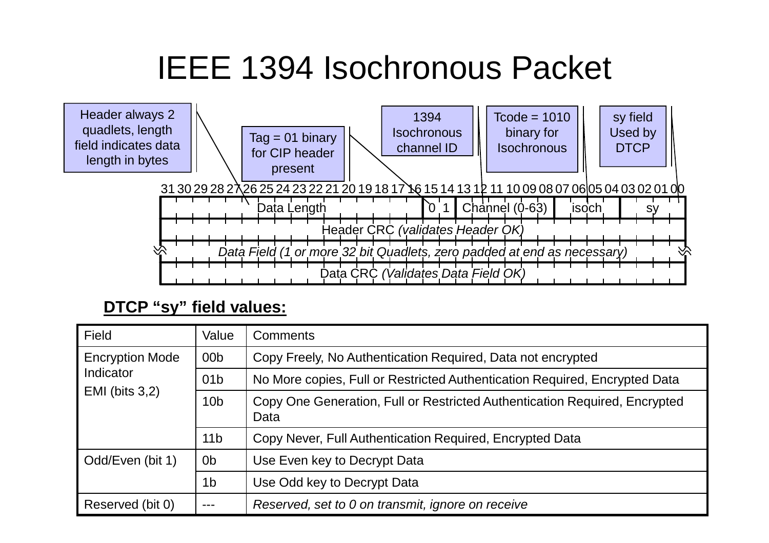# IEEE 1394 Isochronous Packet

Header always 2 quadlets, length field indicates data length in bytes

Tag = 01 binary for CIP header present

1394 Isochronous channel ID

Tcode = 1010 binary for Isochronous

sy field Used by DTCP

| 31–16 | 15–14 | 13–08 | 07–04 | 03–00 |
|---|---|---|---|---|
| Data Length | 0 1 | Channel (0-63) | isoch | sy |
| Header CRC *(validates Header OK)* | | | | |
| *Data Field (1 or more 32 bit Quadlets, zero padded at end as necessary)* | | | | |
| Data CRC *(Validates Data Field OK)* | | | | |

**DTCP "sy" field values:**

| Field | Value | Comments |
|---|---|---|
| Encryption Mode Indicator EMI (bits 3,2) | 00b | Copy Freely, No Authentication Required, Data not encrypted |
| | 01b | No More copies, Full or Restricted Authentication Required, Encrypted Data |
| | 10b | Copy One Generation, Full or Restricted Authentication Required, Encrypted Data |
| | 11b | Copy Never, Full Authentication Required, Encrypted Data |
| Odd/Even (bit 1) | 0b | Use Even key to Decrypt Data |
| | 1b | Use Odd key to Decrypt Data |
| Reserved (bit 0) | --- | *Reserved, set to 0 on transmit, ignore on receive* |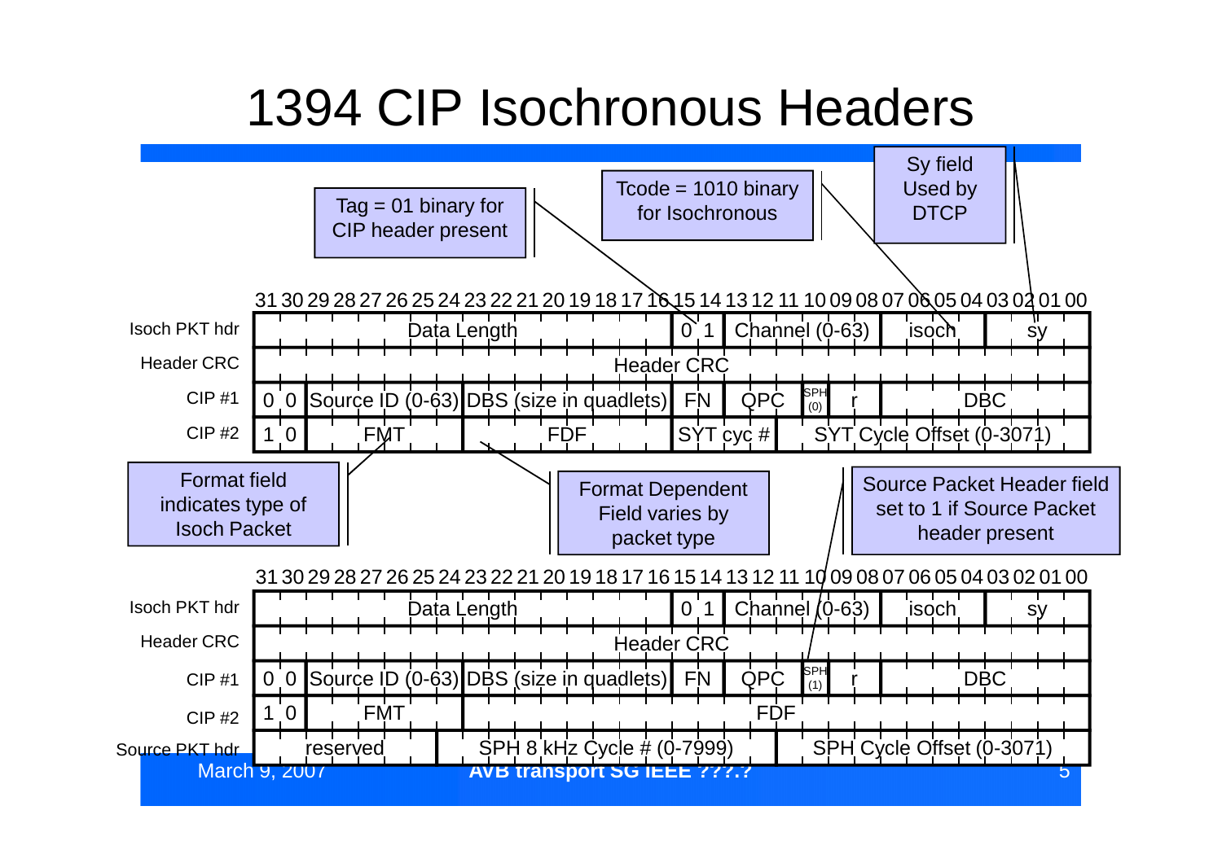# 1394 CIP Isochronous Headers

Tag = 01 binary for CIP header present

Tcode = 1010 binary for Isochronous

Sy field Used by DTCP

| | 31–16 | 15–14 | 13–08 | 07–04 | 03–00 |
|---|---|---|---|---|---|
| Isoch PKT hdr | Data Length | 0 1 | Channel (0-63) | isoch | sy |
| Header CRC | Header CRC | | | | |

| | 31–30 | 29–24 | 23–16 | 15–14 | 13–11 | 10 | 09–08 | 07–00 |
|---|---|---|---|---|---|---|---|---|
| CIP #1 | 0 0 | Source ID (0-63) | DBS (size in quadlets) | FN | QPC | SPH (0) | r | DBC |

| | 31–30 | 29–24 | 23–16 | 15–12 | 11–00 |
|---|---|---|---|---|---|
| CIP #2 | 1 0 | FMT | FDF | SYT cyc # | SYT Cycle Offset (0-3071) |

Format field indicates type of Isoch Packet

Format Dependent Field varies by packet type

Source Packet Header field set to 1 if Source Packet header present

| | 31–16 | 15–14 | 13–08 | 07–04 | 03–00 |
|---|---|---|---|---|---|
| Isoch PKT hdr | Data Length | 0 1 | Channel (0-63) | isoch | sy |
| Header CRC | Header CRC | | | | |

| | 31–30 | 29–24 | 23–16 | 15–14 | 13–11 | 10 | 09–08 | 07–00 |
|---|---|---|---|---|---|---|---|---|
| CIP #1 | 0 0 | Source ID (0-63) | DBS (size in quadlets) | FN | QPC | SPH (1) | r | DBC |

| | 31–30 | 29–24 | 23–00 |
|---|---|---|---|
| CIP #2 | 1 0 | FMT | FDF |

| | 31–25 | 24–12 | 11–00 |
|---|---|---|---|
| Source PKT hdr | reserved | SPH 8 kHz Cycle # (0-7999) | SPH Cycle Offset (0-3071) |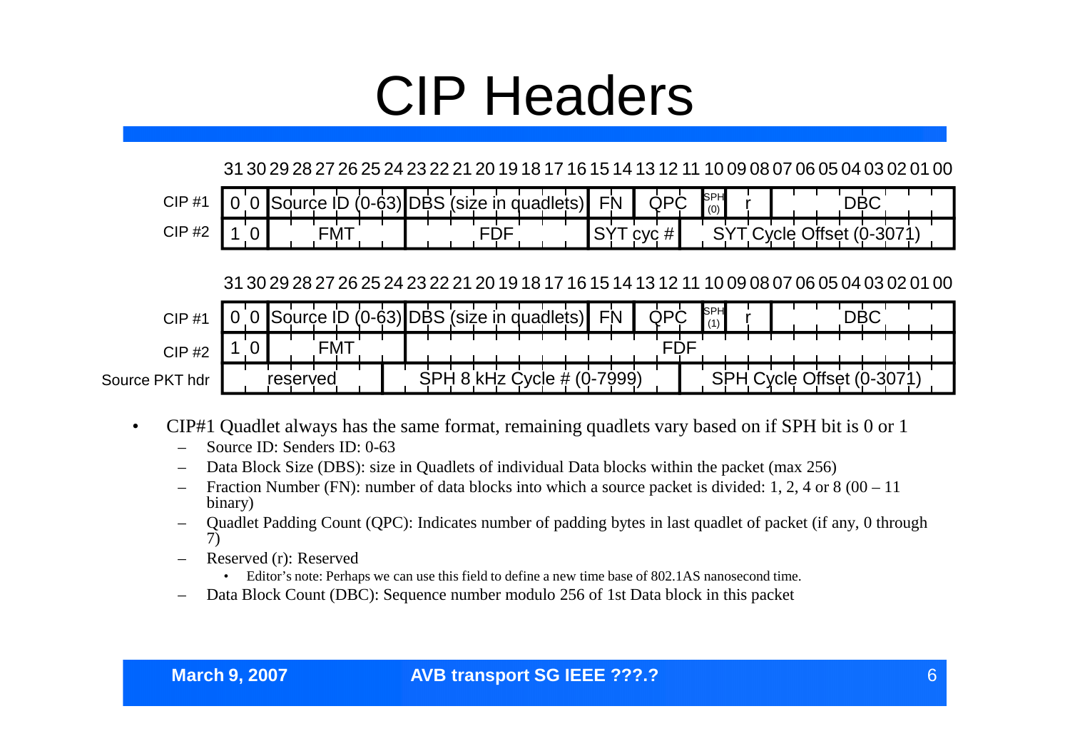# CIP Headers

**SPH = 0:**

| | 31–30 | 29–24 | 23–16 | 15–14 | 13–11 | 10 | 09–08 | 07–00 |
|---|---|---|---|---|---|---|---|---|
| CIP #1 | 0 0 | Source ID (0-63) | DBS (size in quadlets) | FN | QPC | SPH (0) | r | DBC |
| CIP #2 | 1 0 | FMT | FDF | SYT cyc # | SYT Cycle Offset (0-3071) | | | |

**SPH = 1:**

| | 31–30 | 29–24 | 23–16 | 15–14 | 13–11 | 10 | 09–08 | 07–00 |
|---|---|---|---|---|---|---|---|---|
| CIP #1 | 0 0 | Source ID (0-63) | DBS (size in quadlets) | FN | QPC | SPH (1) | r | DBC |
| CIP #2 | 1 0 | FMT | FDF | | | | | |
| Source PKT hdr | reserved | SPH 8 kHz Cycle # (0-7999) | SPH Cycle Offset (0-3071) | | | | | |

- CIP#1 Quadlet always has the same format, remaining quadlets vary based on if SPH bit is 0 or 1
  - Source ID: Senders ID: 0-63
  - Data Block Size (DBS): size in Quadlets of individual Data blocks within the packet (max 256)
  - Fraction Number (FN): number of data blocks into which a source packet is divided: 1, 2, 4 or 8 (00 – 11 binary)
  - Quadlet Padding Count (QPC): Indicates number of padding bytes in last quadlet of packet (if any, 0 through 7)
  - Reserved (r): Reserved
    - Editor's note: Perhaps we can use this field to define a new time base of 802.1AS nanosecond time.
  - Data Block Count (DBC): Sequence number modulo 256 of 1st Data block in this packet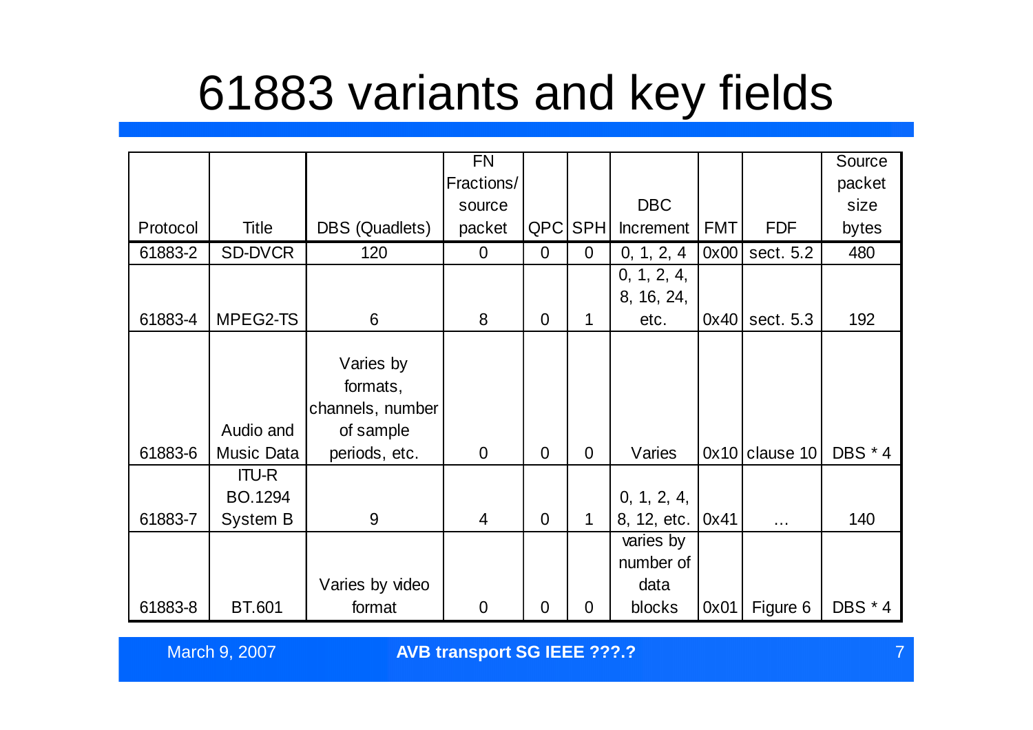# 61883 variants and key fields

| Protocol | Title | DBS (Quadlets) | FN Fractions/ source packet | QPC | SPH | DBC Increment | FMT | FDF | Source packet size bytes |
|---|---|---|---|---|---|---|---|---|---|
| 61883-2 | SD-DVCR | 120 | 0 | 0 | 0 | 0, 1, 2, 4 | 0x00 | sect. 5.2 | 480 |
| 61883-4 | MPEG2-TS | 6 | 8 | 0 | 1 | 0, 1, 2, 4, 8, 16, 24, etc. | 0x40 | sect. 5.3 | 192 |
| 61883-6 | Audio and Music Data | Varies by formats, channels, number of sample periods, etc. | 0 | 0 | 0 | Varies | 0x10 | clause 10 | DBS * 4 |
| 61883-7 | ITU-R BO.1294 System B | 9 | 4 | 0 | 1 | 0, 1, 2, 4, 8, 12, etc. | 0x41 | … | 140 |
| 61883-8 | BT.601 | Varies by video format | 0 | 0 | 0 | varies by number of data blocks | 0x01 | Figure 6 | DBS * 4 |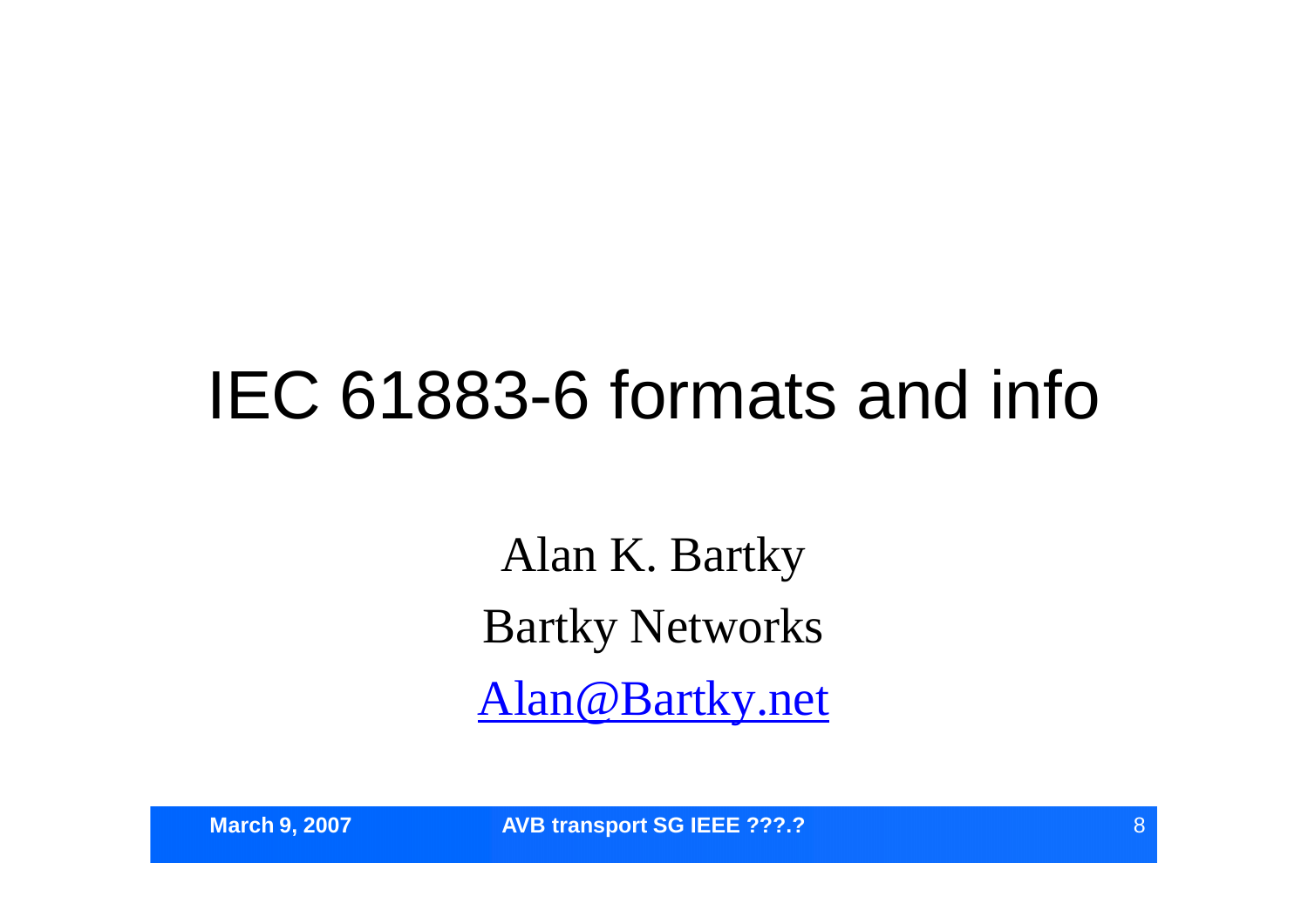# IEC 61883-6 formats and info

Alan K. Bartky

Bartky Networks

Alan@Bartky.net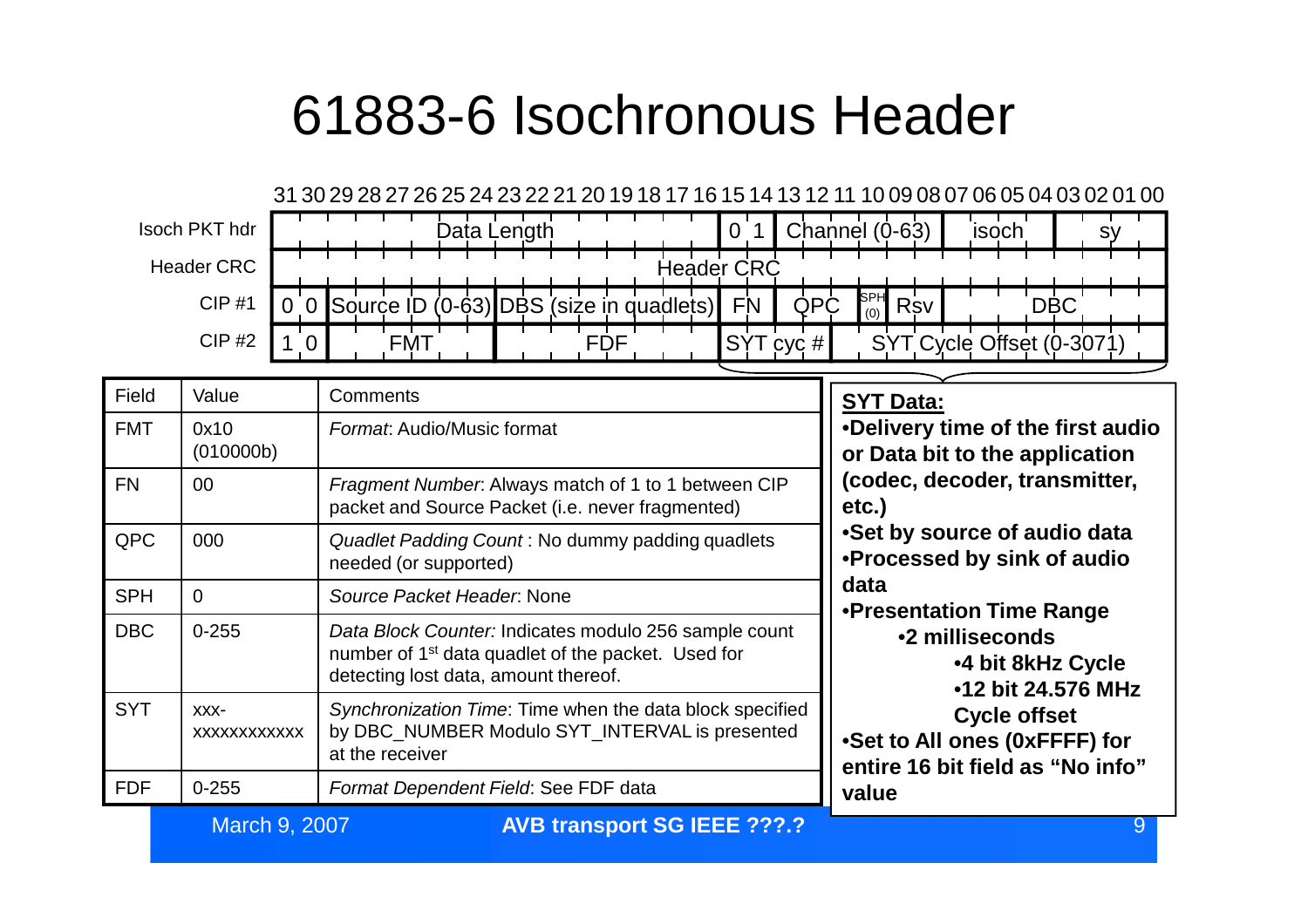# 61883-6 Isochronous Header

31 30 29 28 27 26 25 24 23 22 21 20 19 18 17 16 15 14 13 12 11 10 09 08 07 06 05 04 03 02 01 00

| | Bits 31–16 | | | Bits 15–0 | | | | |
|---|---|---|---|---|---|---|---|---|
| Isoch PKT hdr | Data Length | | | 0 1 | Channel (0-63) | | isoch | sy |
| Header CRC | Header CRC | | | | | | | |
| CIP #1 | 0 0 | Source ID (0-63) | DBS (size in quadlets) | FN | QPC | SPH (0) | Rsv | DBC |
| CIP #2 | 1 0 | FMT | FDF | SYT cyc # | SYT Cycle Offset (0-3071) | | | |

| Field | Value | Comments |
|---|---|---|
| FMT | 0x10 (010000b) | *Format*: Audio/Music format |
| FN | 00 | *Fragment Number*: Always match of 1 to 1 between CIP packet and Source Packet (i.e. never fragmented) |
| QPC | 000 | *Quadlet Padding Count* : No dummy padding quadlets needed (or supported) |
| SPH | 0 | *Source Packet Header*: None |
| DBC | 0-255 | *Data Block Counter:* Indicates modulo 256 sample count number of 1st data quadlet of the packet. Used for detecting lost data, amount thereof. |
| SYT | xxx-xxxxxxxxxxx | *Synchronization Time*: Time when the data block specified by DBC_NUMBER Modulo SYT_INTERVAL is presented at the receiver |
| FDF | 0-255 | *Format Dependent Field*: See FDF data |

**SYT Data:**

- **Delivery time of the first audio or Data bit to the application (codec, decoder, transmitter, etc.)**
- **Set by source of audio data**
- **Processed by sink of audio data**
- **Presentation Time Range**
  - **2 milliseconds**
    - **4 bit 8kHz Cycle**
    - **12 bit 24.576 MHz Cycle offset**
- **Set to All ones (0xFFFF) for entire 16 bit field as "No info" value**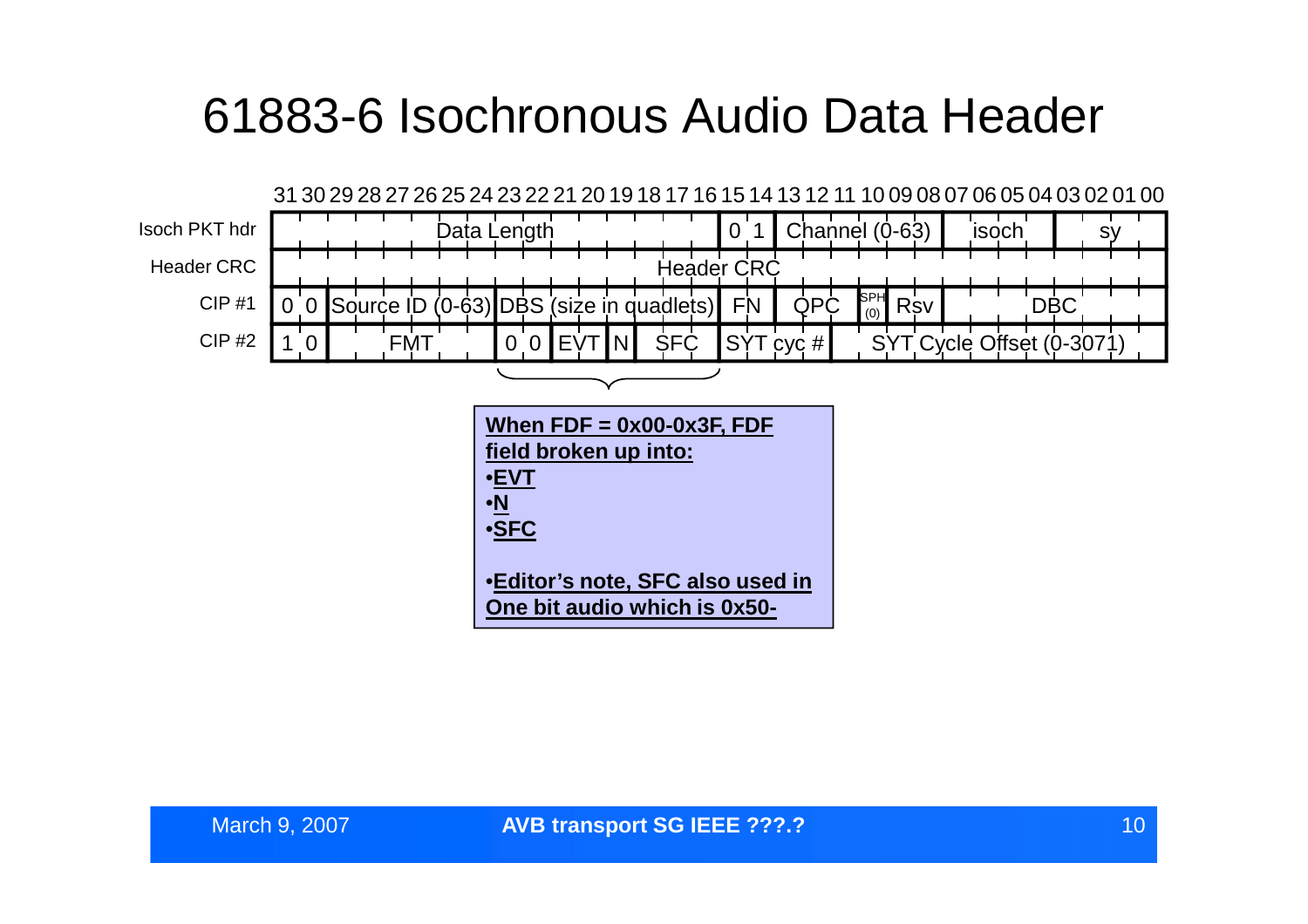# 61883-6 Isochronous Audio Data Header

| Bits | 31–16 | | | | 15–00 | | | | | |
|---|---|---|---|---|---|---|---|---|---|---|
| Isoch PKT hdr | Data Length | | | | 0 1 | Channel (0-63) | | isoch | sy | |
| Header CRC | Header CRC | | | | | | | | | |
| CIP #1 | 0 0 | Source ID (0-63) | DBS (size in quadlets) | | FN | QPC | SPH (0) | Rsv | DBC | |
| CIP #2 | 1 0 | FMT | 0 0 | EVT | N | SFC | SYT cyc # | SYT Cycle Offset (0-3071) | | |

**When FDF = 0x00-0x3F, FDF field broken up into:**

- **EVT**
- **N**
- **SFC**

- **Editor's note, SFC also used in One bit audio which is 0x50-**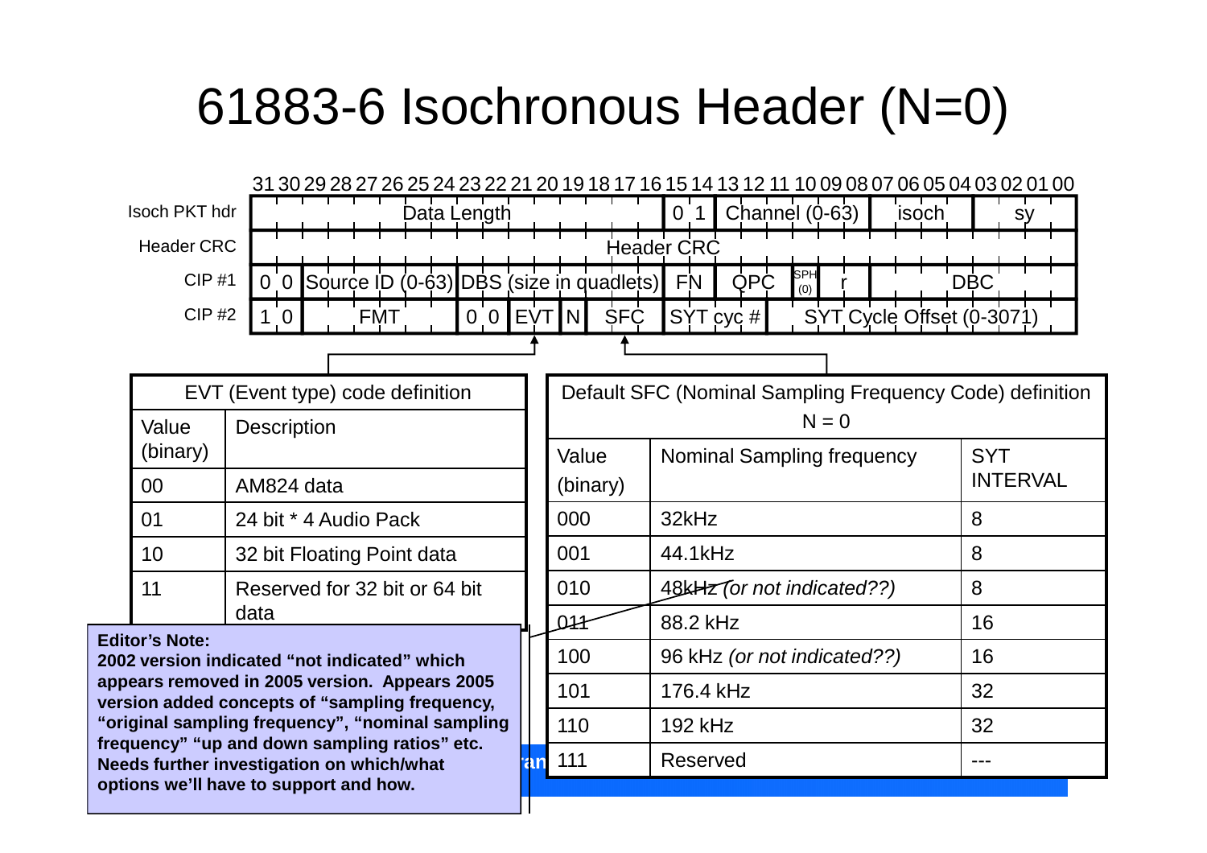# 61883-6 Isochronous Header (N=0)

| Bits | 31 30 | 29 28 27 26 25 24 | 23 22 21 20 19 18 17 16 | 15 14 | 13 12 11 10 09 08 | 07 06 05 04 | 03 02 01 00 |
|---|---|---|---|---|---|---|---|
| Isoch PKT hdr | Data Length | | | 0 1 | Channel (0-63) | isoch | sy |
| Header CRC | Header CRC | | | | | | |
| CIP #1 | 0 0 | Source ID (0-63) | DBS (size in quadlets) | FN | QPC / SPH (0) / r | DBC | |
| CIP #2 | 1 0 | FMT | 0 0 / EVT / N / SFC | SYT cyc # | SYT Cycle Offset (0-3071) | | |

| EVT (Event type) code definition | |
|---|---|
| Value (binary) | Description |
| 00 | AM824 data |
| 01 | 24 bit * 4 Audio Pack |
| 10 | 32 bit Floating Point data |
| 11 | Reserved for 32 bit or 64 bit data |

| Default SFC (Nominal Sampling Frequency Code) definition N = 0 | | |
|---|---|---|
| Value (binary) | Nominal Sampling frequency | SYT INTERVAL |
| 000 | 32kHz | 8 |
| 001 | 44.1kHz | 8 |
| 010 | 48kHz *(or not indicated??)* | 8 |
| 011 | 88.2 kHz | 16 |
| 100 | 96 kHz *(or not indicated??)* | 16 |
| 101 | 176.4 kHz | 32 |
| 110 | 192 kHz | 32 |
| 111 | Reserved | --- |

**Editor's Note:**
**2002 version indicated "not indicated" which appears removed in 2005 version. Appears 2005 version added concepts of "sampling frequency, "original sampling frequency", "nominal sampling frequency" "up and down sampling ratios" etc. Needs further investigation on which/what options we'll have to support and how.**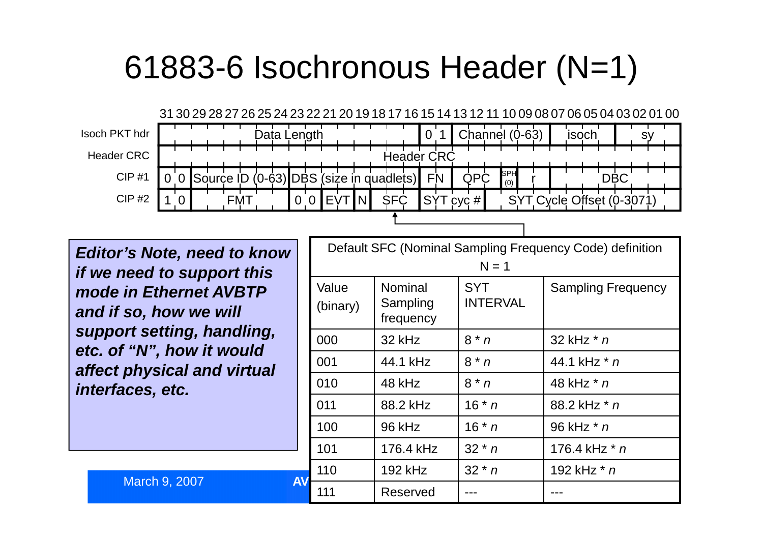# 61883-6 Isochronous Header (N=1)

| | 31–16 | 15–14 | 13–08 | 07–04 | 03–00 |
|---|---|---|---|---|---|
| Isoch PKT hdr | Data Length | 0 1 | Channel (0-63) | isoch | sy |
| Header CRC | Header CRC | | | | |

| | 31–30 | 29–24 | 23–16 | 15–14 | 13–11 | 10 | 09–08 | 07–00 |
|---|---|---|---|---|---|---|---|---|
| CIP #1 | 0 0 | Source ID (0-63) | DBS (size in quadlets) | FN | QPC | SPH (0) | r | DBC |

| | 31–30 | 29–24 | 23–22 | 21–20 | 19 | 18–16 | 15–12 | 11–00 |
|---|---|---|---|---|---|---|---|---|
| CIP #2 | 1 0 | FMT | 0 0 | EVT | N | SFC | SYT cyc # | SYT Cycle Offset (0-3071) |

***Editor's Note, need to know if we need to support this mode in Ethernet AVBTP and if so, how we will support setting, handling, etc. of "N", how it would affect physical and virtual interfaces, etc.***

Default SFC (Nominal Sampling Frequency Code) definition N = 1

| Value (binary) | Nominal Sampling frequency | SYT INTERVAL | Sampling Frequency |
|---|---|---|---|
| 000 | 32 kHz | 8 * *n* | 32 kHz * *n* |
| 001 | 44.1 kHz | 8 * *n* | 44.1 kHz * *n* |
| 010 | 48 kHz | 8 * *n* | 48 kHz * *n* |
| 011 | 88.2 kHz | 16 * *n* | 88.2 kHz * *n* |
| 100 | 96 kHz | 16 * *n* | 96 kHz * *n* |
| 101 | 176.4 kHz | 32 * *n* | 176.4 kHz * *n* |
| 110 | 192 kHz | 32 * *n* | 192 kHz * *n* |
| 111 | Reserved | --- | --- |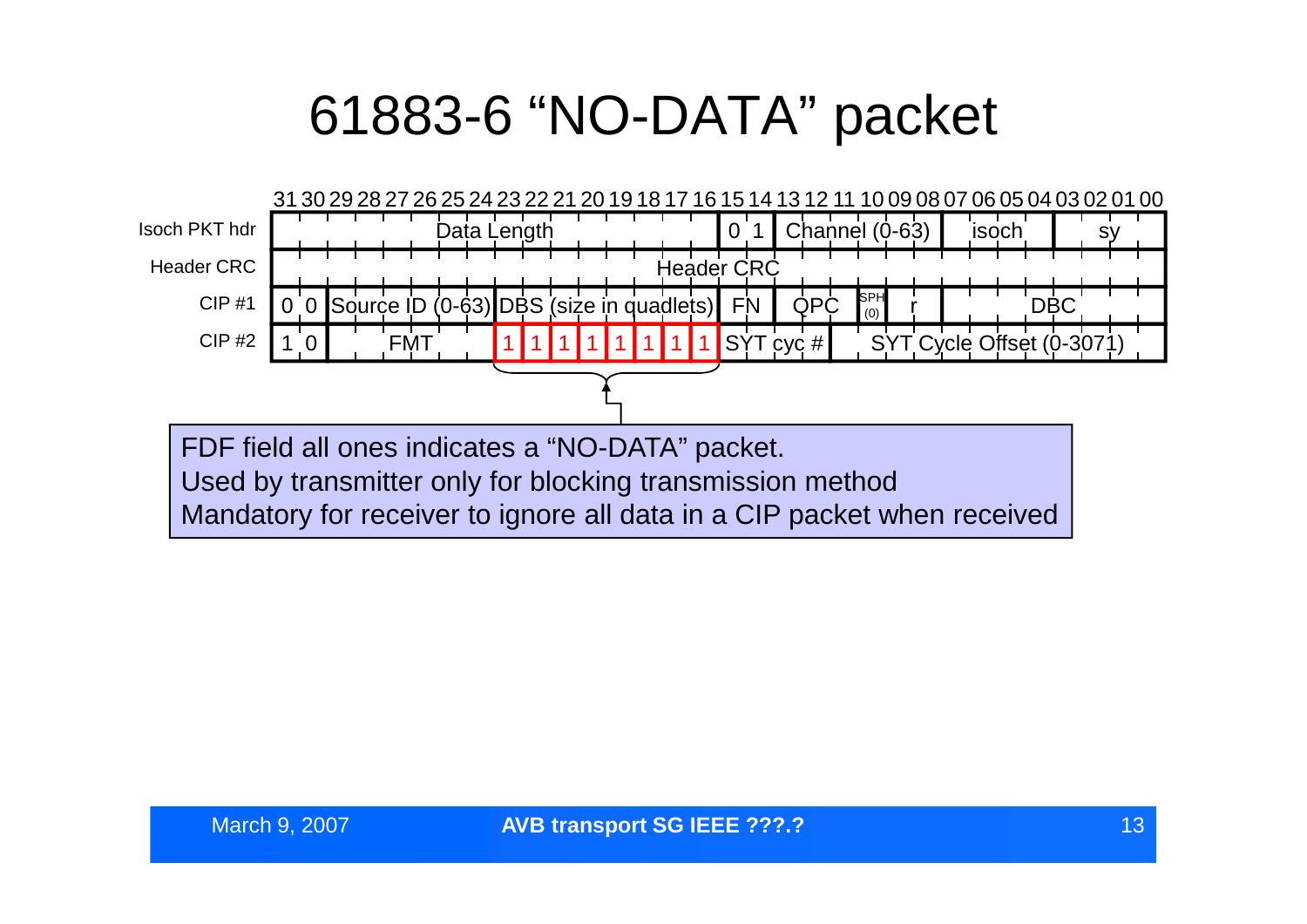# 61883-6 “NO-DATA” packet

| | 31–16 | | | | | 15–14 | | 13–8 | 7–4 | 3–0 |
|---|---|---|---|---|---|---|---|---|---|---|
| Isoch PKT hdr | Data Length | | | | | 0 1 | | Channel (0-63) | isoch | sy |
| Header CRC | Header CRC | | | | | | | | | |
| CIP #1 | 0 0 | Source ID (0-63) | DBS (size in quadlets) | | | FN | QPC | SPH (0) | r | DBC |
| CIP #2 | 1 0 | FMT | 1 1 1 1 1 1 1 1 | | | SYT cyc # | | SYT Cycle Offset (0-3071) | | |

FDF field all ones indicates a “NO-DATA” packet.
Used by transmitter only for blocking transmission method
Mandatory for receiver to ignore all data in a CIP packet when received

March 9, 2007 — AVB transport SG IEEE ???.?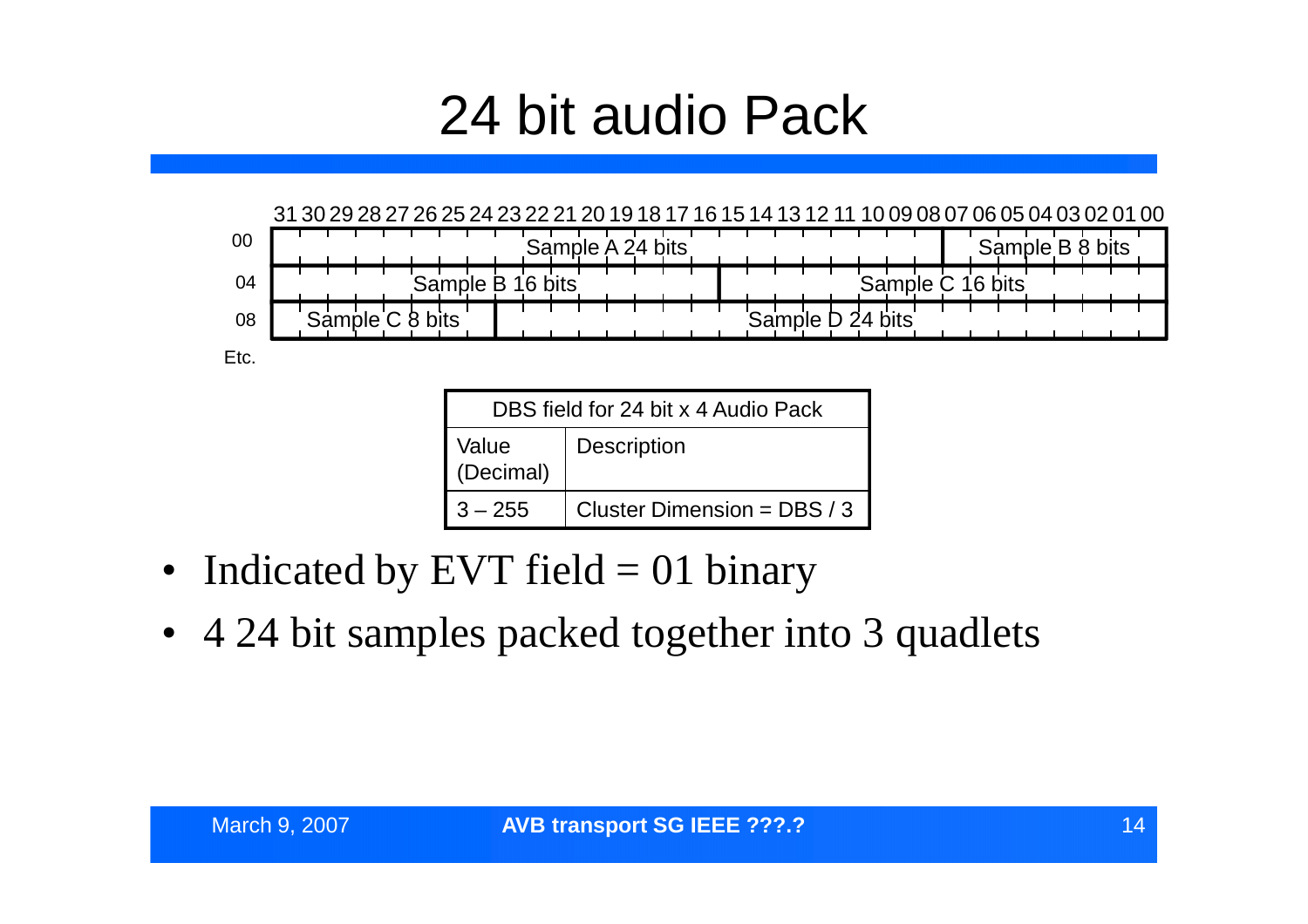# 24 bit audio Pack

| | 31 30 29 28 27 26 25 24 | 23 22 21 20 19 18 17 16 | 15 14 13 12 11 10 09 08 | 07 06 05 04 03 02 01 00 |
|---|---|---|---|---|
| 00 | Sample A 24 bits | | | Sample B 8 bits |
| 04 | Sample B 16 bits | | Sample C 16 bits | |
| 08 | Sample C 8 bits | Sample D 24 bits | | |

Etc.

| DBS field for 24 bit x 4 Audio Pack | |
|---|---|
| Value (Decimal) | Description |
| 3 – 255 | Cluster Dimension = DBS / 3 |

- Indicated by EVT field = 01 binary
- 4 24 bit samples packed together into 3 quadlets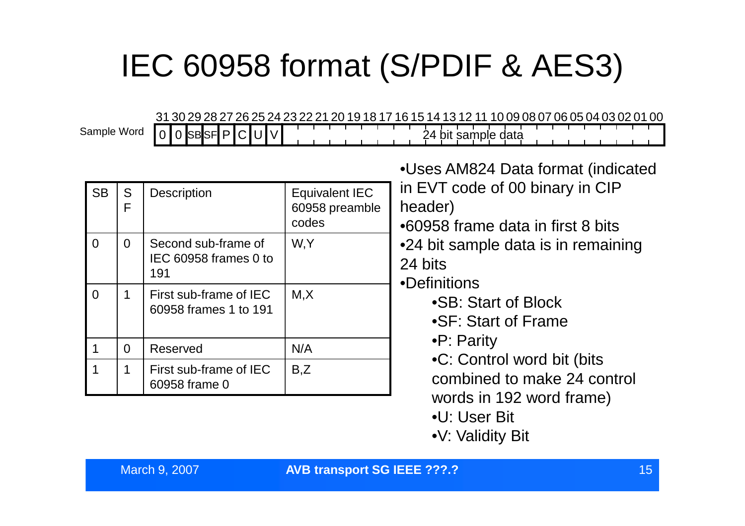# IEC 60958 format (S/PDIF & AES3)

Sample Word

| 31 | 30 | 29 | 28 | 27 | 26 | 25 | 24 | 23 … 00 |
|---|---|---|---|---|---|---|---|---|
| 0 | 0 | SB | SF | P | C | U | V | 24 bit sample data |

| SB | SF | Description | Equivalent IEC 60958 preamble codes |
|---|---|---|---|
| 0 | 0 | Second sub-frame of IEC 60958 frames 0 to 191 | W,Y |
| 0 | 1 | First sub-frame of IEC 60958 frames 1 to 191 | M,X |
| 1 | 0 | Reserved | N/A |
| 1 | 1 | First sub-frame of IEC 60958 frame 0 | B,Z |

- Uses AM824 Data format (indicated in EVT code of 00 binary in CIP header)
- 60958 frame data in first 8 bits
- 24 bit sample data is in remaining 24 bits
- Definitions
  - SB: Start of Block
  - SF: Start of Frame
  - P: Parity
  - C: Control word bit (bits combined to make 24 control words in 192 word frame)
  - U: User Bit
  - V: Validity Bit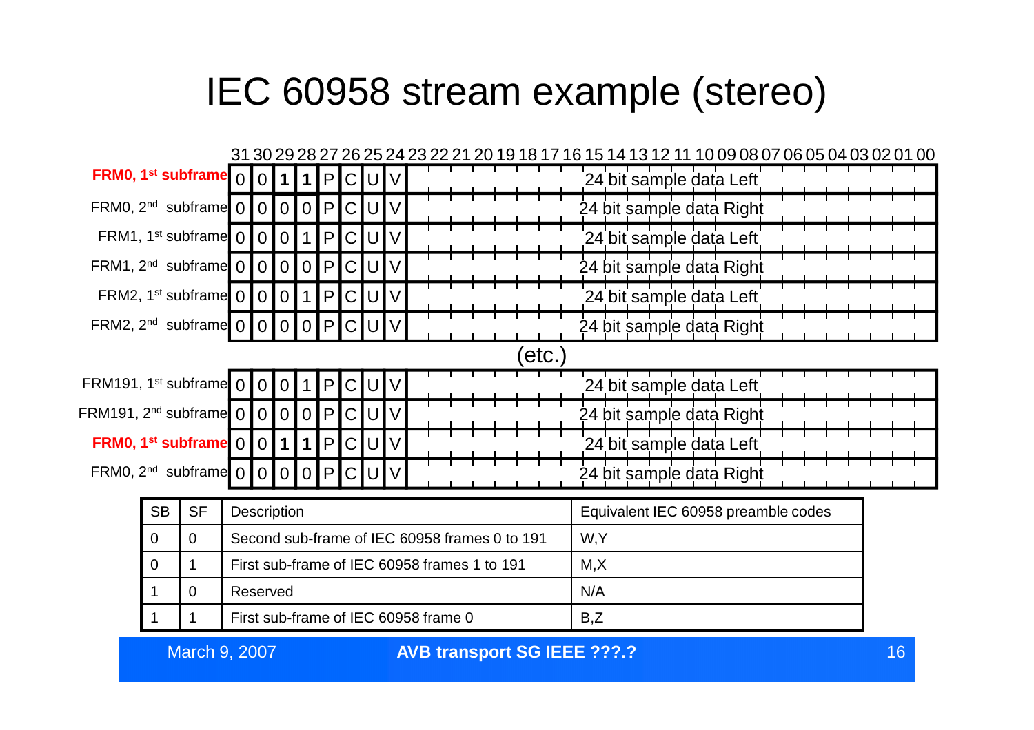# IEC 60958 stream example (stereo)

| | 31 | 30 | 29 | 28 | 27 | 26 | 25 | 24 | 23–00 |
|---|---|---|---|---|---|---|---|---|---|
| **FRM0, 1st subframe** | 0 | 0 | **1** | **1** | P | C | U | V | 24 bit sample data Left |
| FRM0, 2nd subframe | 0 | 0 | 0 | 0 | P | C | U | V | 24 bit sample data Right |
| FRM1, 1st subframe | 0 | 0 | 0 | 1 | P | C | U | V | 24 bit sample data Left |
| FRM1, 2nd subframe | 0 | 0 | 0 | 0 | P | C | U | V | 24 bit sample data Right |
| FRM2, 1st subframe | 0 | 0 | 0 | 1 | P | C | U | V | 24 bit sample data Left |
| FRM2, 2nd subframe | 0 | 0 | 0 | 0 | P | C | U | V | 24 bit sample data Right |
| (etc.) | | | | | | | | | |
| FRM191, 1st subframe | 0 | 0 | 0 | 1 | P | C | U | V | 24 bit sample data Left |
| FRM191, 2nd subframe | 0 | 0 | 0 | 0 | P | C | U | V | 24 bit sample data Right |
| **FRM0, 1st subframe** | 0 | 0 | **1** | **1** | P | C | U | V | 24 bit sample data Left |
| FRM0, 2nd subframe | 0 | 0 | 0 | 0 | P | C | U | V | 24 bit sample data Right |

| SB | SF | Description | Equivalent IEC 60958 preamble codes |
|---|---|---|---|
| 0 | 0 | Second sub-frame of IEC 60958 frames 0 to 191 | W,Y |
| 0 | 1 | First sub-frame of IEC 60958 frames 1 to 191 | M,X |
| 1 | 0 | Reserved | N/A |
| 1 | 1 | First sub-frame of IEC 60958 frame 0 | B,Z |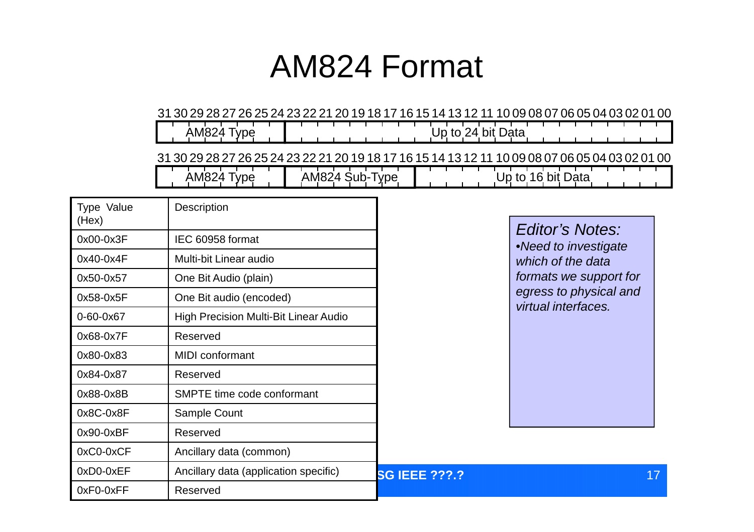# AM824 Format

| 31–24 | 23–00 |
|---|---|
| AM824 Type | Up to 24 bit Data |

| 31–24 | 23–16 | 15–00 |
|---|---|---|
| AM824 Type | AM824 Sub-Type | Up to 16 bit Data |

| Type Value (Hex) | Description |
|---|---|
| 0x00-0x3F | IEC 60958 format |
| 0x40-0x4F | Multi-bit Linear audio |
| 0x50-0x57 | One Bit Audio (plain) |
| 0x58-0x5F | One Bit audio (encoded) |
| 0-60-0x67 | High Precision Multi-Bit Linear Audio |
| 0x68-0x7F | Reserved |
| 0x80-0x83 | MIDI conformant |
| 0x84-0x87 | Reserved |
| 0x88-0x8B | SMPTE time code conformant |
| 0x8C-0x8F | Sample Count |
| 0x90-0xBF | Reserved |
| 0xC0-0xCF | Ancillary data (common) |
| 0xD0-0xEF | Ancillary data (application specific) |
| 0xF0-0xFF | Reserved |

*Editor's Notes:*

- *Need to investigate which of the data formats we support for egress to physical and virtual interfaces.*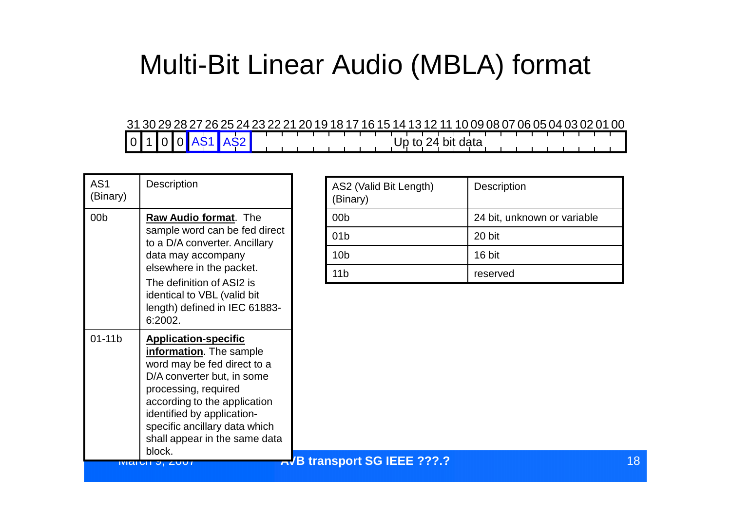# Multi-Bit Linear Audio (MBLA) format

| 31 | 30 | 29 | 28 | 27 26 | 25 24 | 23 ... 00 |
|---|---|---|---|---|---|---|
| 0 | 1 | 0 | 0 | AS1 | AS2 | Up to 24 bit data |

| AS1 (Binary) | Description |
|---|---|
| 00b | **Raw Audio format**. The sample word can be fed direct to a D/A converter. Ancillary data may accompany elsewhere in the packet. The definition of ASI2 is identical to VBL (valid bit length) defined in IEC 61883-6:2002. |
| 01-11b | **Application-specific information**. The sample word may be fed direct to a D/A converter but, in some processing, required according to the application identified by application-specific ancillary data which shall appear in the same data block. |

| AS2 (Valid Bit Length) (Binary) | Description |
|---|---|
| 00b | 24 bit, unknown or variable |
| 01b | 20 bit |
| 10b | 16 bit |
| 11b | reserved |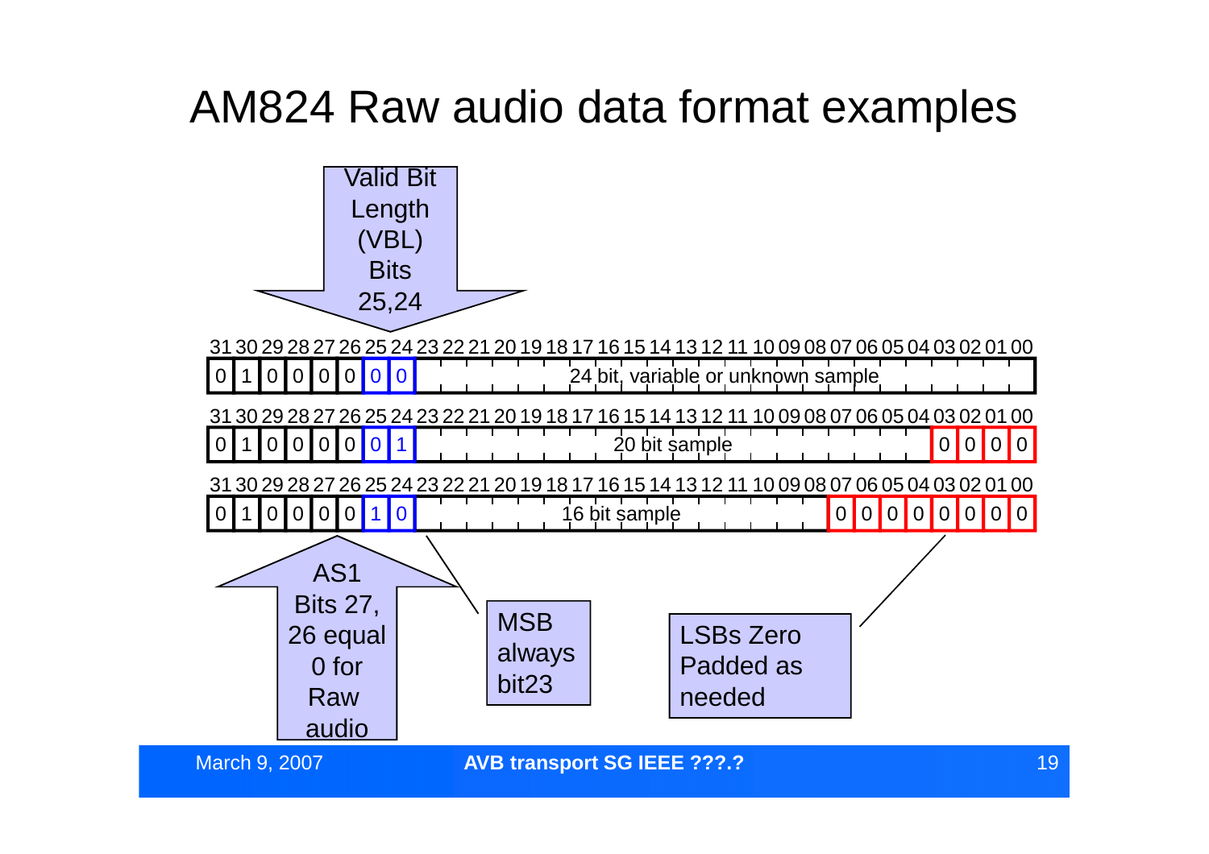# AM824 Raw audio data format examples

Valid Bit Length (VBL) Bits 25,24

| 31 | 30 | 29 | 28 | 27 | 26 | 25 | 24 | 23–00 |
|---|---|---|---|---|---|---|---|---|
| 0 | 1 | 0 | 0 | 0 | 0 | 0 | 0 | 24 bit, variable or unknown sample |

| 31 | 30 | 29 | 28 | 27 | 26 | 25 | 24 | 23–04 | 03 | 02 | 01 | 00 |
|---|---|---|---|---|---|---|---|---|---|---|---|---|
| 0 | 1 | 0 | 0 | 0 | 0 | 0 | 1 | 20 bit sample | 0 | 0 | 0 | 0 |

| 31 | 30 | 29 | 28 | 27 | 26 | 25 | 24 | 23–08 | 07 | 06 | 05 | 04 | 03 | 02 | 01 | 00 |
|---|---|---|---|---|---|---|---|---|---|---|---|---|---|---|---|---|
| 0 | 1 | 0 | 0 | 0 | 0 | 1 | 0 | 16 bit sample | 0 | 0 | 0 | 0 | 0 | 0 | 0 | 0 |

AS1 Bits 27, 26 equal 0 for Raw audio

MSB always bit23

LSBs Zero Padded as needed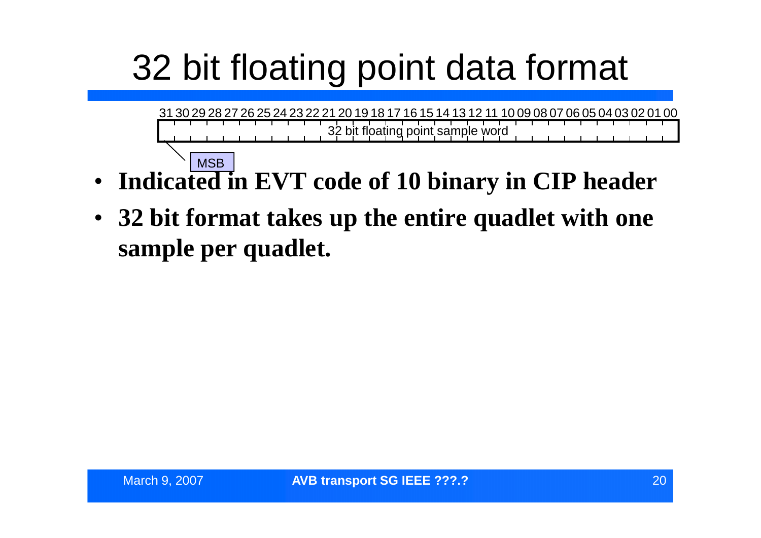# 32 bit floating point data format

| 31 | 30 | 29 | 28 | 27 | 26 | 25 | 24 | 23 | 22 | 21 | 20 | 19 | 18 | 17 | 16 | 15 | 14 | 13 | 12 | 11 | 10 | 09 | 08 | 07 | 06 | 05 | 04 | 03 | 02 | 01 | 00 |
|---|---|---|---|---|---|---|---|---|---|---|---|---|---|---|---|---|---|---|---|---|---|---|---|---|---|---|---|---|---|---|---|
| 32 bit floating point sample word | | | | | | | | | | | | | | | | | | | | | | | | | | | | | | | |

MSB

- **Indicated in EVT code of 10 binary in CIP header**
- **32 bit format takes up the entire quadlet with one sample per quadlet.**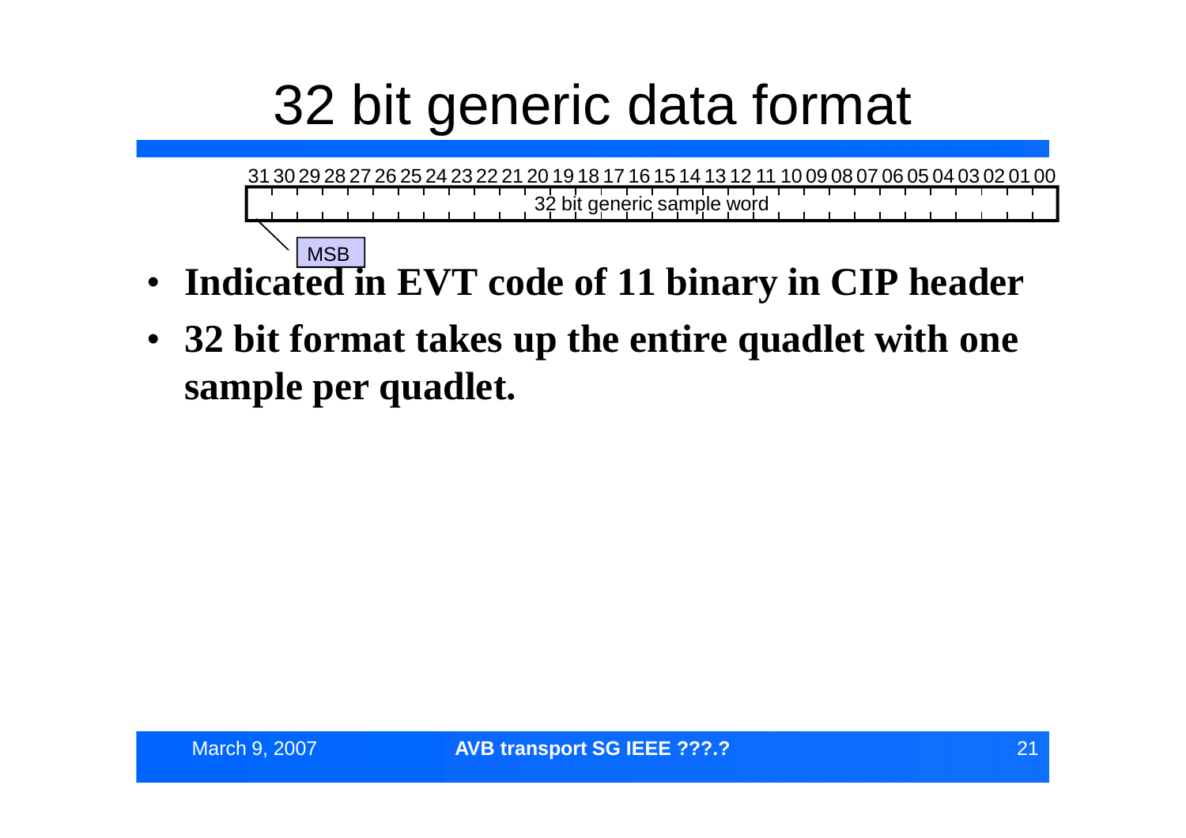# 32 bit generic data format

| 31 | 30 | 29 | 28 | 27 | 26 | 25 | 24 | 23 | 22 | 21 | 20 | 19 | 18 | 17 | 16 | 15 | 14 | 13 | 12 | 11 | 10 | 09 | 08 | 07 | 06 | 05 | 04 | 03 | 02 | 01 | 00 |
|---|---|---|---|---|---|---|---|---|---|---|---|---|---|---|---|---|---|---|---|---|---|---|---|---|---|---|---|---|---|---|---|
| 32 bit generic sample word | | | | | | | | | | | | | | | | | | | | | | | | | | | | | | | |

MSB

- **Indicated in EVT code of 11 binary in CIP header**
- **32 bit format takes up the entire quadlet with one sample per quadlet.**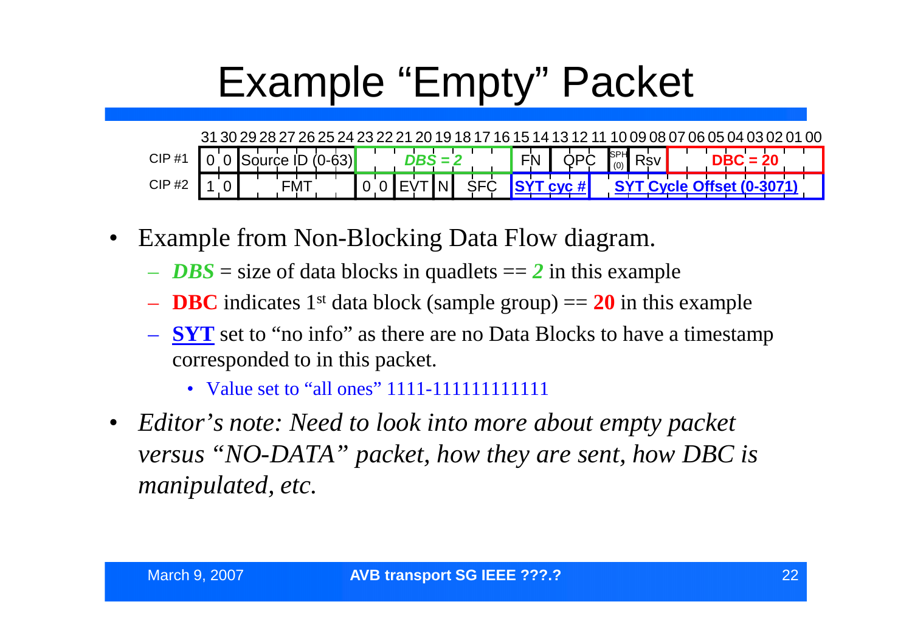# Example "Empty" Packet

| | 31 | 30 | 29–24 | 23–16 | 15–14 | 13–11 | 10 | 09–08 | 07–00 |
|---|---|---|---|---|---|---|---|---|---|
| CIP #1 | 0 | 0 | Source ID (0-63) | ***DBS = 2*** | FN | QPC | SPH (0) | Rsv | **DBC = 20** |

| | 31 | 30 | 29–24 | 23 | 22 | 21–20 | 19 | 18–16 | 15–12 | 11–00 |
|---|---|---|---|---|---|---|---|---|---|---|
| CIP #2 | 1 | 0 | FMT | 0 | 0 | EVT | N | SFC | **SYT cyc #** | **SYT Cycle Offset (0-3071)** |

- Example from Non-Blocking Data Flow diagram.
  - ***DBS*** = size of data blocks in quadlets == ***2*** in this example
  - **DBC** indicates 1st data block (sample group) == **20** in this example
  - **SYT** set to "no info" as there are no Data Blocks to have a timestamp corresponded to in this packet.
    - Value set to "all ones" 1111-111111111111
- *Editor's note: Need to look into more about empty packet versus "NO-DATA" packet, how they are sent, how DBC is manipulated, etc.*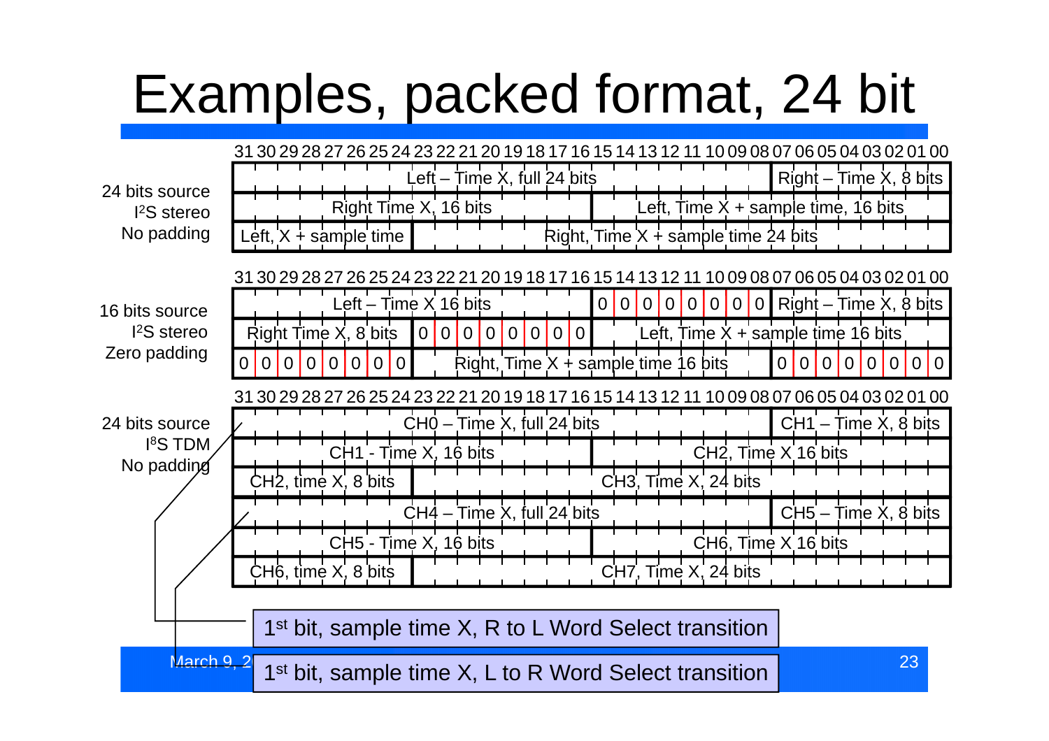# Examples, packed format, 24 bit

**24 bits source, I²S stereo, No padding**

| Bits 31–08 | Bits 07–00 |
|---|---|
| Left – Time X, full 24 bits | Right – Time X, 8 bits |

| Bits 31–16 | Bits 15–00 |
|---|---|
| Right Time X, 16 bits | Left, Time X + sample time, 16 bits |

| Bits 31–24 | Bits 23–00 |
|---|---|
| Left, X + sample time | Right, Time X + sample time 24 bits |

**16 bits source, I²S stereo, Zero padding**

| Bits 31–16 | Bits 15–08 | Bits 07–00 |
|---|---|---|
| Left – Time X 16 bits | 0 0 0 0 0 0 0 0 | Right – Time X, 8 bits |

| Bits 31–24 | Bits 23–16 | Bits 15–00 |
|---|---|---|
| Right Time X, 8 bits | 0 0 0 0 0 0 0 0 | Left, Time X + sample time 16 bits |

| Bits 31–24 | Bits 23–08 | Bits 07–00 |
|---|---|---|
| 0 0 0 0 0 0 0 0 | Right, Time X + sample time 16 bits | 0 0 0 0 0 0 0 0 |

**24 bits source, I⁸S TDM, No padding**

| Bits 31–08 | Bits 07–00 |
|---|---|
| CH0 – Time X, full 24 bits | CH1 – Time X, 8 bits |

| Bits 31–16 | Bits 15–00 |
|---|---|
| CH1 - Time X, 16 bits | CH2, Time X 16 bits |

| Bits 31–24 | Bits 23–00 |
|---|---|
| CH2, time X, 8 bits | CH3, Time X, 24 bits |

| Bits 31–08 | Bits 07–00 |
|---|---|
| CH4 – Time X, full 24 bits | CH5 – Time X, 8 bits |

| Bits 31–16 | Bits 15–00 |
|---|---|
| CH5 - Time X, 16 bits | CH6, Time X 16 bits |

| Bits 31–24 | Bits 23–00 |
|---|---|
| CH6, time X, 8 bits | CH7, Time X, 24 bits |

- 1st bit, sample time X, R to L Word Select transition (start of CH0 row)
- 1st bit, sample time X, L to R Word Select transition (start of CH4 row)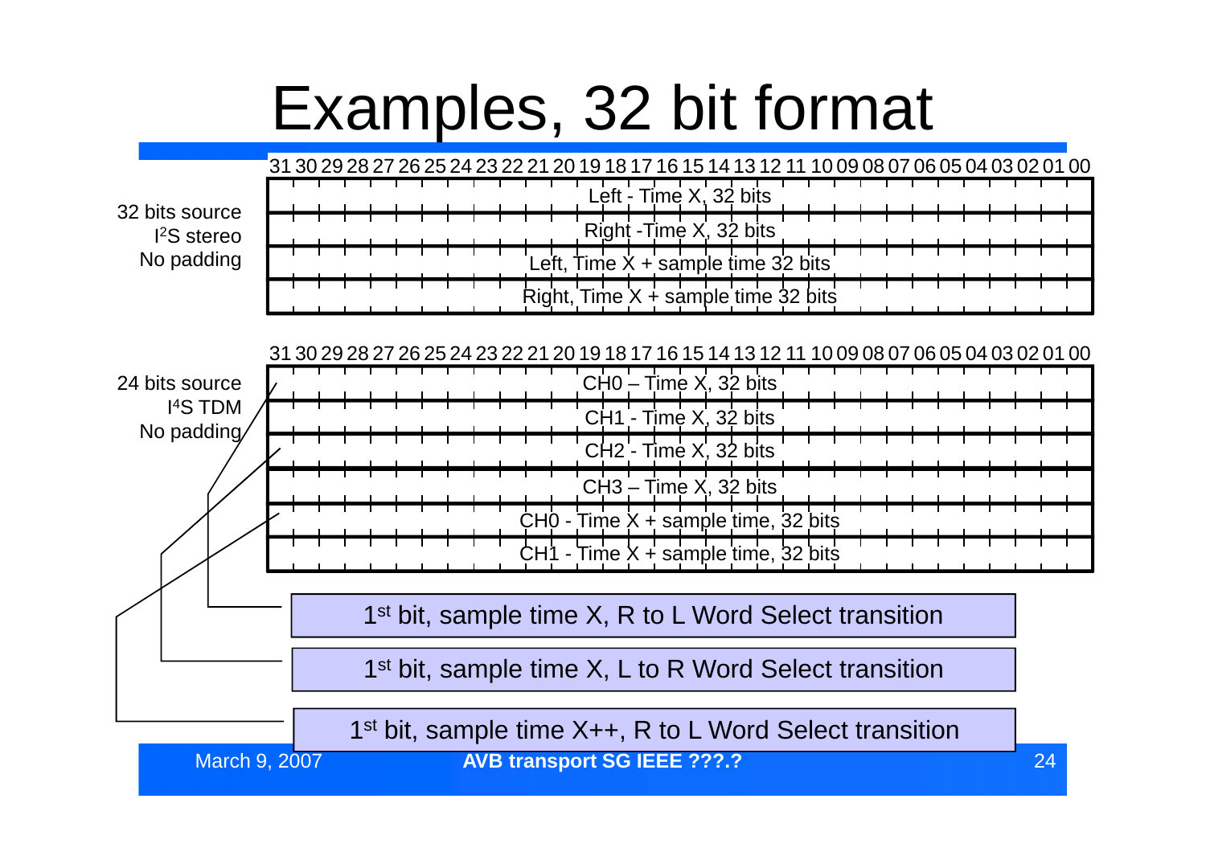# Examples, 32 bit format

**32 bits source, $I^2S$ stereo, No padding**

| 31 30 29 28 27 26 25 24 23 22 21 20 19 18 17 16 15 14 13 12 11 10 09 08 07 06 05 04 03 02 01 00 |
|---|
| Left - Time X, 32 bits |
| Right -Time X, 32 bits |
| Left, Time X + sample time 32 bits |
| Right, Time X + sample time 32 bits |

**24 bits source, $I^4S$ TDM, No padding**

| 31 30 29 28 27 26 25 24 23 22 21 20 19 18 17 16 15 14 13 12 11 10 09 08 07 06 05 04 03 02 01 00 |
|---|
| CH0 – Time X, 32 bits |
| CH1 - Time X, 32 bits |
| CH2 - Time X, 32 bits |
| CH3 – Time X, 32 bits |
| CH0 - Time X + sample time, 32 bits |
| CH1 - Time X + sample time, 32 bits |

- 1st bit, sample time X, R to L Word Select transition (CH0 – Time X)
- 1st bit, sample time X, L to R Word Select transition (CH2 – Time X)
- 1st bit, sample time X++, R to L Word Select transition (CH0 – Time X + sample time)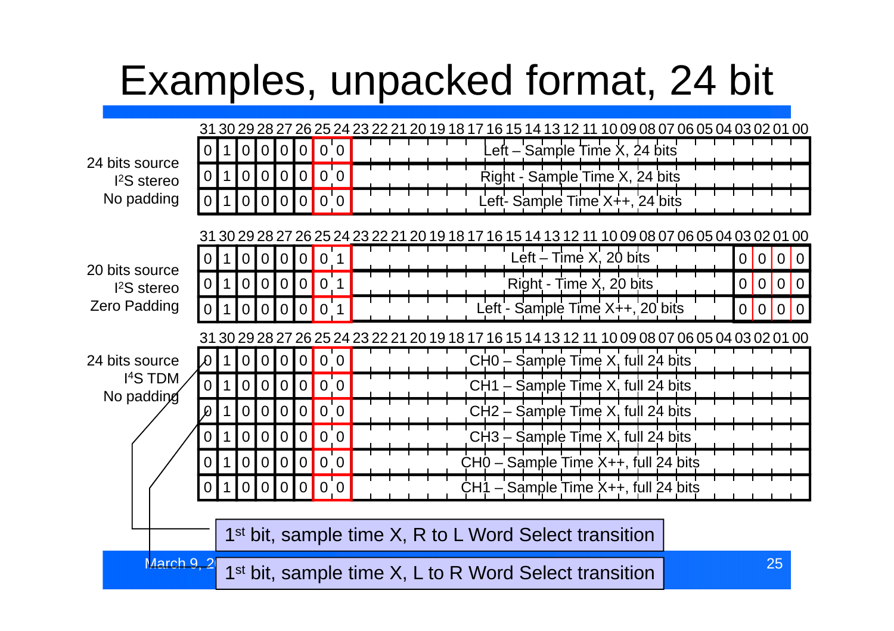# Examples, unpacked format, 24 bit

**24 bits source, I²S stereo, No padding**

| 31 | 30 | 29 | 28 | 27 | 26 | 25 | 24 | 23–00 |
|---|---|---|---|---|---|---|---|---|
| 0 | 1 | 0 | 0 | 0 | 0 | 0 | 0 | Left – Sample Time X, 24 bits |
| 0 | 1 | 0 | 0 | 0 | 0 | 0 | 0 | Right - Sample Time X, 24 bits |
| 0 | 1 | 0 | 0 | 0 | 0 | 0 | 0 | Left- Sample Time X++, 24 bits |

**20 bits source, I²S stereo, Zero Padding**

| 31 | 30 | 29 | 28 | 27 | 26 | 25 | 24 | 23–04 | 03 | 02 | 01 | 00 |
|---|---|---|---|---|---|---|---|---|---|---|---|---|
| 0 | 1 | 0 | 0 | 0 | 0 | 0 | 1 | Left – Time X, 20 bits | 0 | 0 | 0 | 0 |
| 0 | 1 | 0 | 0 | 0 | 0 | 0 | 1 | Right - Time X, 20 bits | 0 | 0 | 0 | 0 |
| 0 | 1 | 0 | 0 | 0 | 0 | 0 | 1 | Left - Sample Time X++, 20 bits | 0 | 0 | 0 | 0 |

**24 bits source, I⁴S TDM, No padding**

| 31 | 30 | 29 | 28 | 27 | 26 | 25 | 24 | 23–00 |
|---|---|---|---|---|---|---|---|---|
| 0 | 1 | 0 | 0 | 0 | 0 | 0 | 0 | CH0 – Sample Time X, full 24 bits |
| 0 | 1 | 0 | 0 | 0 | 0 | 0 | 0 | CH1 – Sample Time X, full 24 bits |
| 0 | 1 | 0 | 0 | 0 | 0 | 0 | 0 | CH2 – Sample Time X, full 24 bits |
| 0 | 1 | 0 | 0 | 0 | 0 | 0 | 0 | CH3 – Sample Time X, full 24 bits |
| 0 | 1 | 0 | 0 | 0 | 0 | 0 | 0 | CH0 – Sample Time X++, full 24 bits |
| 0 | 1 | 0 | 0 | 0 | 0 | 0 | 0 | CH1 – Sample Time X++, full 24 bits |

- 1st bit, sample time X, R to L Word Select transition
- 1st bit, sample time X, L to R Word Select transition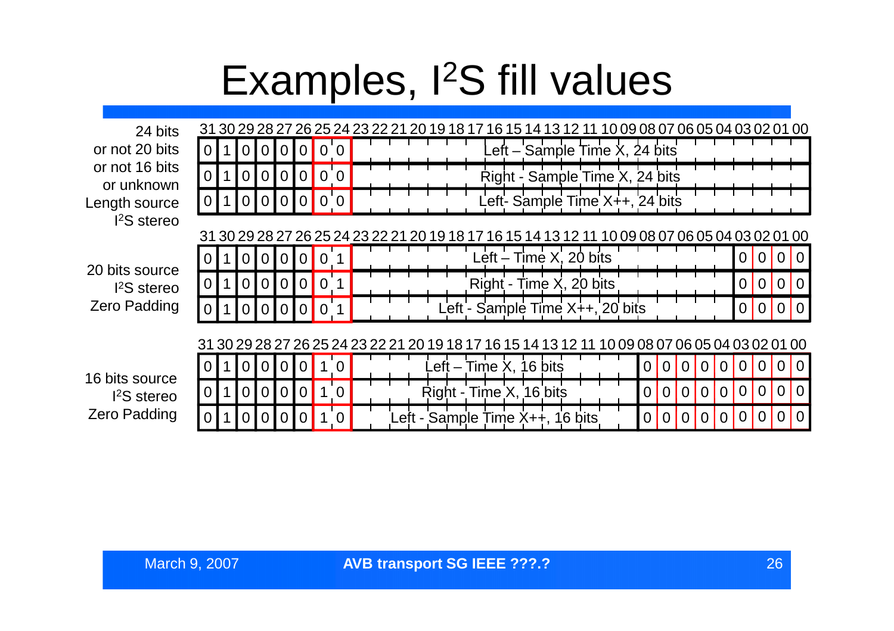# Examples, I²S fill values

**24 bits or not 20 bits or not 16 bits or unknown Length source I²S stereo**

| 31 | 30 | 29 | 28 | 27 | 26 | 25 | 24 | 23–00 |
|---|---|---|---|---|---|---|---|---|
| 0 | 1 | 0 | 0 | 0 | 0 | 0 | 0 | Left – Sample Time X, 24 bits |
| 0 | 1 | 0 | 0 | 0 | 0 | 0 | 0 | Right - Sample Time X, 24 bits |
| 0 | 1 | 0 | 0 | 0 | 0 | 0 | 0 | Left- Sample Time X++, 24 bits |

**20 bits source I²S stereo Zero Padding**

| 31 | 30 | 29 | 28 | 27 | 26 | 25 | 24 | 23–04 | 03 | 02 | 01 | 00 |
|---|---|---|---|---|---|---|---|---|---|---|---|---|
| 0 | 1 | 0 | 0 | 0 | 0 | 0 | 1 | Left – Time X, 20 bits | 0 | 0 | 0 | 0 |
| 0 | 1 | 0 | 0 | 0 | 0 | 0 | 1 | Right - Time X, 20 bits | 0 | 0 | 0 | 0 |
| 0 | 1 | 0 | 0 | 0 | 0 | 0 | 1 | Left - Sample Time X++, 20 bits | 0 | 0 | 0 | 0 |

**16 bits source I²S stereo Zero Padding**

| 31 | 30 | 29 | 28 | 27 | 26 | 25 | 24 | 23–08 | 07 | 06 | 05 | 04 | 03 | 02 | 01 | 00 |
|---|---|---|---|---|---|---|---|---|---|---|---|---|---|---|---|---|
| 0 | 1 | 0 | 0 | 0 | 0 | 1 | 0 | Left – Time X, 16 bits | 0 | 0 | 0 | 0 | 0 | 0 | 0 | 0 |
| 0 | 1 | 0 | 0 | 0 | 0 | 1 | 0 | Right - Time X, 16 bits | 0 | 0 | 0 | 0 | 0 | 0 | 0 | 0 |
| 0 | 1 | 0 | 0 | 0 | 0 | 1 | 0 | Left - Sample Time X++, 16 bits | 0 | 0 | 0 | 0 | 0 | 0 | 0 | 0 |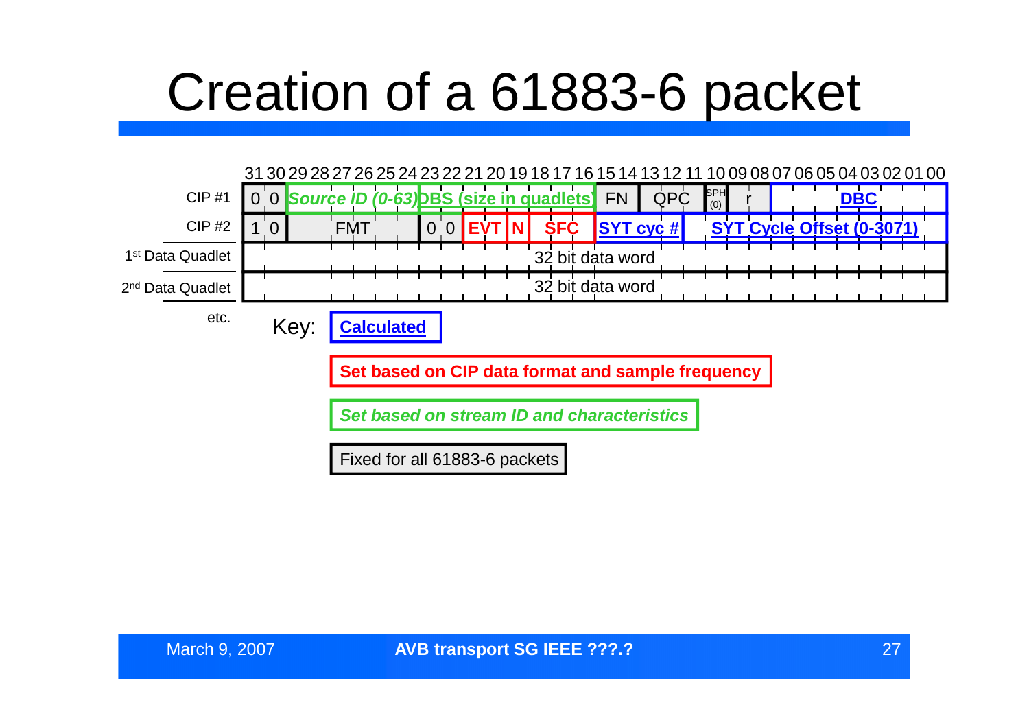# Creation of a 61883-6 packet

| | 31–30 | 29–24 | 23–16 | 15–14 | 13–12 | 11 | 10–08 | 07–00 |
|---|---|---|---|---|---|---|---|---|
| CIP #1 | 0 0 | *Source ID (0-63)* | DBS (size in quadlets) | FN | QPC | SPH (0) | r | DBC |

| | 31–30 | 29–24 | 23–22 | 21–20 | 19 | 18–16 | 15–12 | 11–00 |
|---|---|---|---|---|---|---|---|---|
| CIP #2 | 1 0 | FMT | 0 0 | EVT | N | SFC | SYT cyc # | SYT Cycle Offset (0-3071) |

| | 31–00 |
|---|---|
| 1st Data Quadlet | 32 bit data word |
| 2nd Data Quadlet | 32 bit data word |
| etc. | |

Key:

- Calculated: DBC, SYT cyc #, SYT Cycle Offset (0-3071)
- Set based on CIP data format and sample frequency: EVT, N, SFC
- *Set based on stream ID and characteristics*: Source ID (0-63), DBS (size in quadlets)
- Fixed for all 61883-6 packets: 0 0, FN, QPC, SPH (0), r, 1 0, FMT, 0 0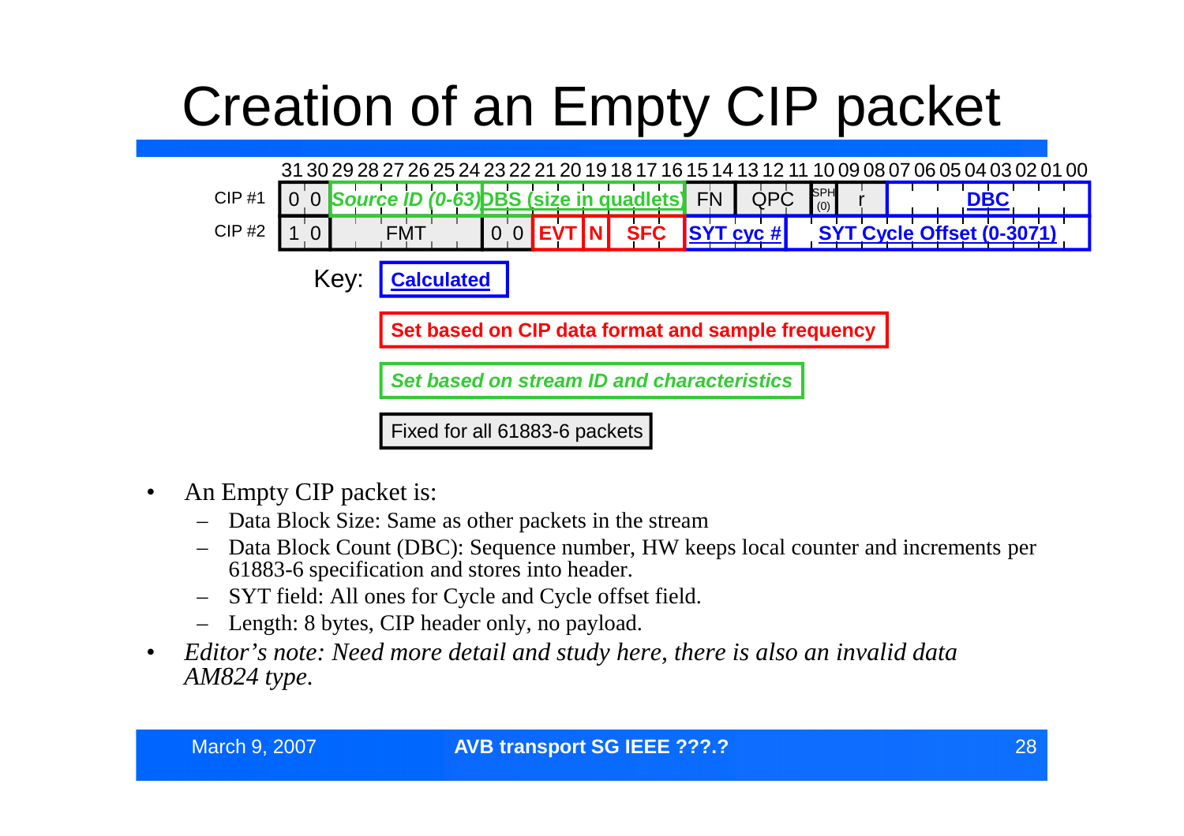# Creation of an Empty CIP packet

| | 31 | 30 | 29–24 | 23–16 | 15–14 | 13–11 | 10 | 09–08 | 07–00 |
|---|---|---|---|---|---|---|---|---|---|
| CIP #1 | 0 | 0 | *Source ID (0-63)* | DBS (size in quadlets) | FN | QPC | SPH (0) | r | DBC |

| | 31 | 30 | 29–24 | 23 | 22 | 21–20 | 19 | 18–16 | 15–12 | 11–00 |
|---|---|---|---|---|---|---|---|---|---|---|
| CIP #2 | 1 | 0 | FMT | 0 | 0 | EVT | N | SFC | SYT cyc # | SYT Cycle Offset (0-3071) |

Key:

- **Calculated**
- **Set based on CIP data format and sample frequency**
- ***Set based on stream ID and characteristics***
- Fixed for all 61883-6 packets

- An Empty CIP packet is:
  - Data Block Size: Same as other packets in the stream
  - Data Block Count (DBC): Sequence number, HW keeps local counter and increments per 61883-6 specification and stores into header.
  - SYT field: All ones for Cycle and Cycle offset field.
  - Length: 8 bytes, CIP header only, no payload.
- *Editor's note: Need more detail and study here, there is also an invalid data AM824 type.*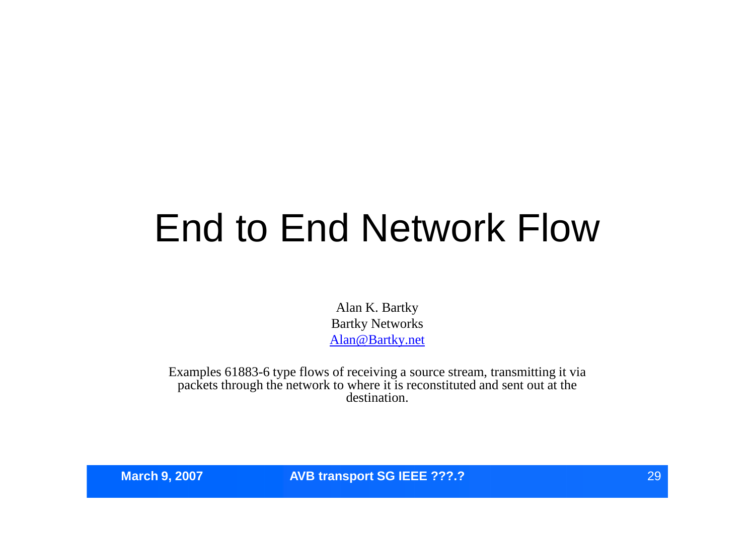# End to End Network Flow

Alan K. Bartky
Bartky Networks
Alan@Bartky.net

Examples 61883-6 type flows of receiving a source stream, transmitting it via packets through the network to where it is reconstituted and sent out at the destination.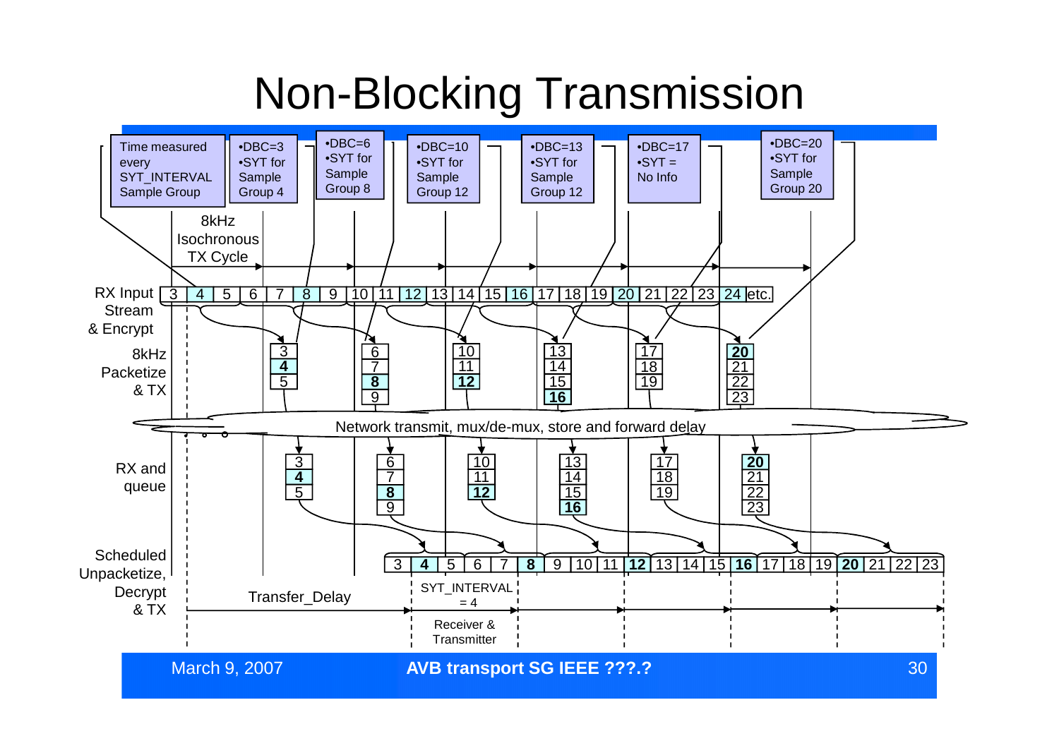# Non-Blocking Transmission

- Time measured every SYT_INTERVAL Sample Group
- •DBC=3 •SYT for Sample Group 4
- •DBC=6 •SYT for Sample Group 8
- •DBC=10 •SYT for Sample Group 12
- •DBC=13 •SYT for Sample Group 12
- •DBC=17 •SYT = No Info
- •DBC=20 •SYT for Sample Group 20

8kHz Isochronous TX Cycle

RX Input Stream & Encrypt: 3 | **4** | 5 | 6 | 7 | **8** | 9 | 10 | 11 | **12** | 13 | 14 | 15 | **16** | 17 | 18 | 19 | **20** | 21 | 22 | 23 | **24** | etc.

8kHz Packetize & TX:

| Packet 1 | Packet 2 | Packet 3 | Packet 4 | Packet 5 | Packet 6 |
|---|---|---|---|---|---|
| 3 | 6 | 10 | 13 | 17 | **20** |
| **4** | 7 | 11 | 14 | 18 | 21 |
| 5 | **8** | **12** | 15 | 19 | 22 |
| | 9 | | **16** | | 23 |

Network transmit, mux/de-mux, store and forward delay

RX and queue:

| Packet 1 | Packet 2 | Packet 3 | Packet 4 | Packet 5 | Packet 6 |
|---|---|---|---|---|---|
| 3 | 6 | 10 | 13 | 17 | **20** |
| **4** | 7 | 11 | 14 | 18 | 21 |
| 5 | **8** | **12** | 15 | 19 | 22 |
| | 9 | | **16** | | 23 |

Scheduled Unpacketize, Decrypt & TX: 3 | **4** | 5 | 6 | 7 | **8** | 9 | 10 | 11 | **12** | 13 | 14 | 15 | **16** | 17 | 18 | 19 | **20** | 21 | 22 | 23

Transfer_Delay

SYT_INTERVAL = 4

Receiver & Transmitter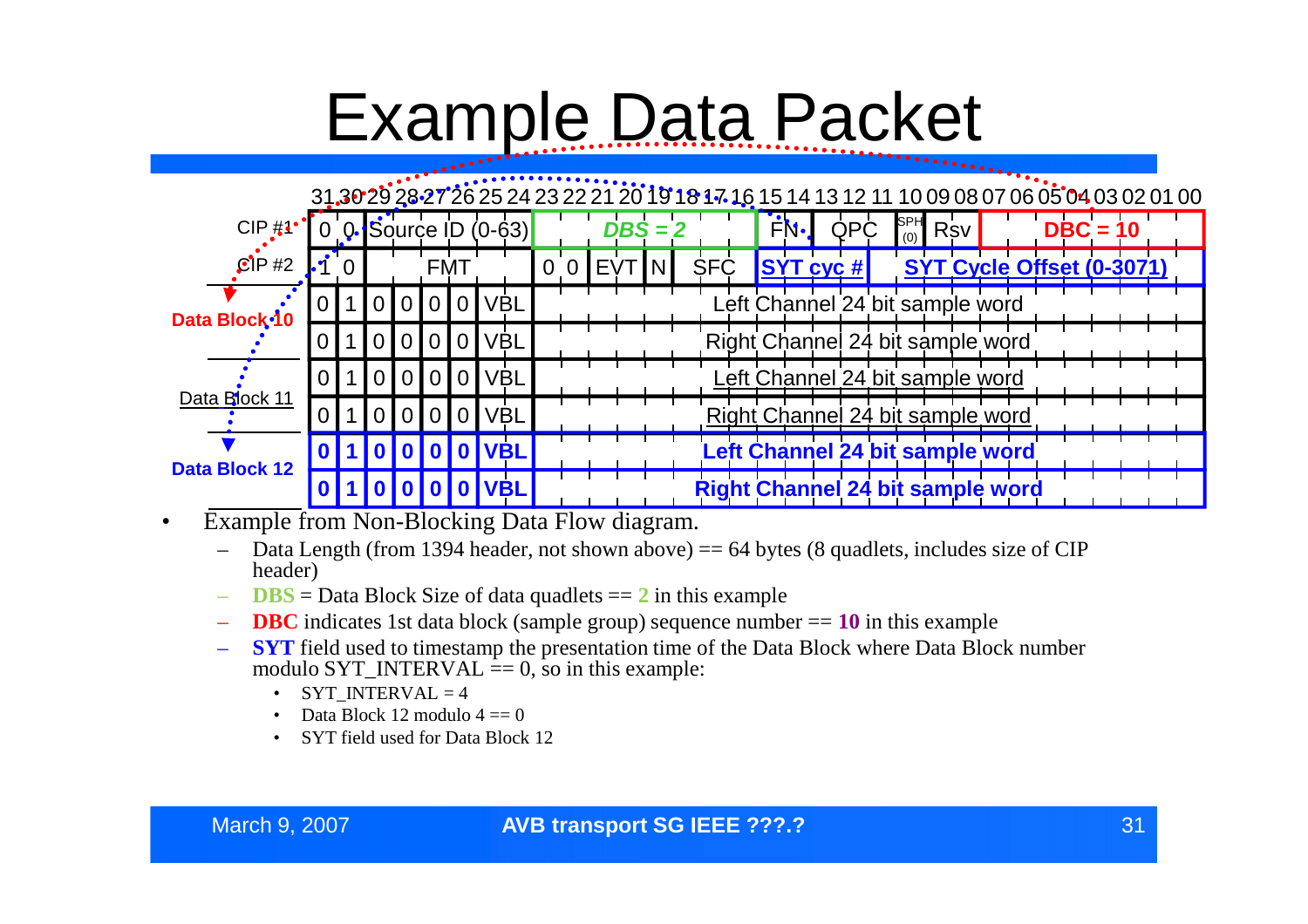# Example Data Packet

| | 31 | 30 | 29 | 28 | 27 | 26 | 25 | 24 | 23–16 | 15–08 | 07–00 |
|---|---|---|---|---|---|---|---|---|---|---|---|
| CIP #1 | 0 | 0 | Source ID (0-63) | | | | | | **DBS = 2** | FN, QPC, SPH (0), Rsv | **DBC = 10** |
| CIP #2 | 1 | 0 | FMT | | | | | | 0 0 EVT N SFC | **SYT cyc #** | **SYT Cycle Offset (0-3071)** |
| **Data Block 10** | 0 | 1 | 0 | 0 | 0 | 0 | VBL | | Left Channel 24 bit sample word | | |
| | 0 | 1 | 0 | 0 | 0 | 0 | VBL | | Right Channel 24 bit sample word | | |
| Data Block 11 | 0 | 1 | 0 | 0 | 0 | 0 | VBL | | Left Channel 24 bit sample word | | |
| | 0 | 1 | 0 | 0 | 0 | 0 | VBL | | Right Channel 24 bit sample word | | |
| **Data Block 12** | **0** | **1** | **0** | **0** | **0** | **0** | **VBL** | | **Left Channel 24 bit sample word** | | |
| | **0** | **1** | **0** | **0** | **0** | **0** | **VBL** | | **Right Channel 24 bit sample word** | | |

- Example from Non-Blocking Data Flow diagram.
  - Data Length (from 1394 header, not shown above) == 64 bytes (8 quadlets, includes size of CIP header)
  - **DBS** = Data Block Size of data quadlets == **2** in this example
  - **DBC** indicates 1st data block (sample group) sequence number == **10** in this example
  - **SYT** field used to timestamp the presentation time of the Data Block where Data Block number modulo SYT_INTERVAL == 0, so in this example:
    - SYT_INTERVAL = 4
    - Data Block 12 modulo 4 == 0
    - SYT field used for Data Block 12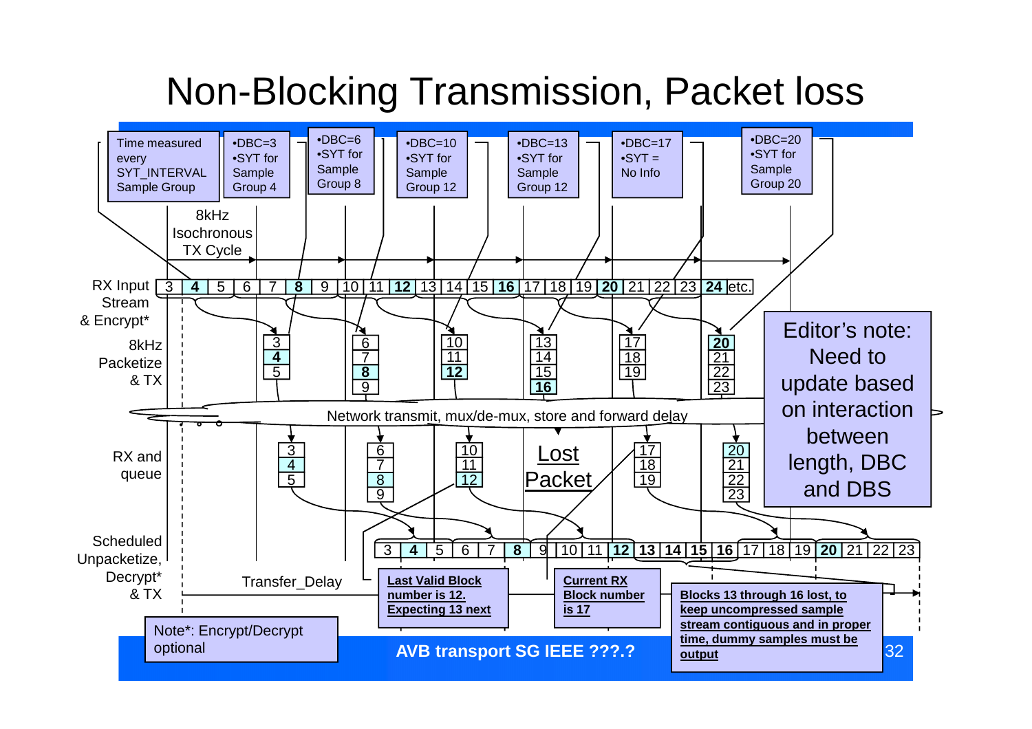# Non-Blocking Transmission, Packet loss

Time measured every SYT_INTERVAL Sample Group

- DBC=3
- SYT for Sample Group 4

- DBC=6
- SYT for Sample Group 8

- DBC=10
- SYT for Sample Group 12

- DBC=13
- SYT for Sample Group 12

- DBC=17
- SYT = No Info

- DBC=20
- SYT for Sample Group 20

8kHz Isochronous TX Cycle

RX Input Stream & Encrypt*

| 3 | **4** | 5 | 6 | 7 | **8** | 9 | 10 | 11 | **12** | 13 | 14 | 15 | **16** | 17 | 18 | 19 | **20** | 21 | 22 | 23 | **24** | etc. |
|---|---|---|---|---|---|---|---|---|---|---|---|---|---|---|---|---|---|---|---|---|---|---|

8kHz Packetize & TX

| Packet | Blocks |
|---|---|
| 1 | 3, **4**, 5 |
| 2 | 6, 7, **8**, 9 |
| 3 | 10, 11, **12** |
| 4 | 13, 14, 15, **16** |
| 5 | 17, 18, 19 |
| 6 | **20**, 21, 22, 23 |

Network transmit, mux/de-mux, store and forward delay

RX and queue

| Packet | Blocks |
|---|---|
| 1 | 3, 4, 5 |
| 2 | 6, 7, 8, 9 |
| 3 | 10, 11, 12 |
| 4 | Lost Packet |
| 5 | 17, 18, 19 |
| 6 | 20, 21, 22, 23 |

Scheduled Unpacketize, Decrypt* & TX

| 3 | **4** | 5 | 6 | 7 | **8** | 9 | 10 | 11 | **12** | **13** | **14** | **15** | **16** | 17 | 18 | 19 | **20** | 21 | 22 | 23 |
|---|---|---|---|---|---|---|---|---|---|---|---|---|---|---|---|---|---|---|---|---|

Transfer_Delay

**Last Valid Block number is 12. Expecting 13 next**

**Current RX Block number is 17**

**Blocks 13 through 16 lost, to keep uncompressed sample stream contiguous and in proper time, dummy samples must be output**

Editor's note: Need to update based on interaction between length, DBC and DBS

Note*: Encrypt/Decrypt optional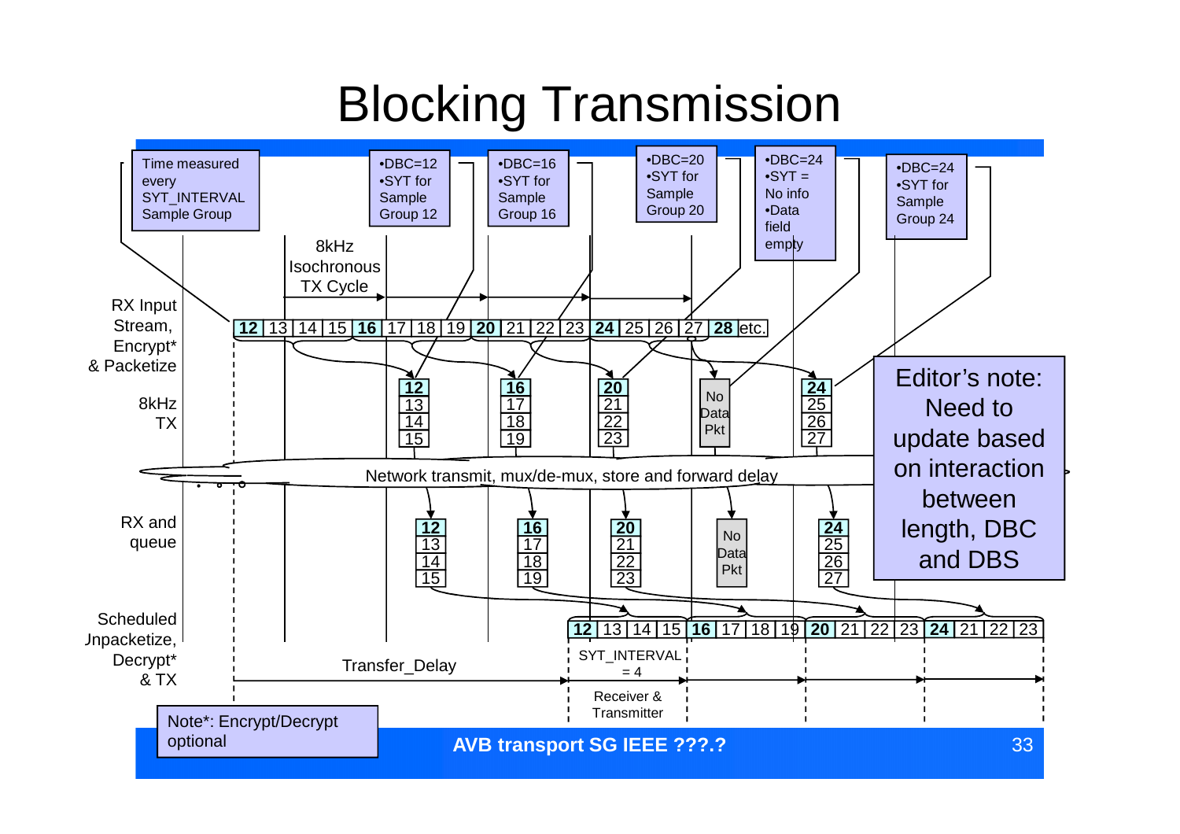# Blocking Transmission

Time measured every SYT_INTERVAL Sample Group

•DBC=12
•SYT for Sample Group 12

•DBC=16
•SYT for Sample Group 16

•DBC=20
•SYT for Sample Group 20

•DBC=24
•SYT = No info
•Data field empty

•DBC=24
•SYT for Sample Group 24

8kHz Isochronous TX Cycle

RX Input Stream, Encrypt* & Packetize

12 | 13 | 14 | 15 | 16 | 17 | 18 | 19 | 20 | 21 | 22 | 23 | 24 | 25 | 26 | 27 | 28 | etc.

8kHz TX

12 13 14 15 — 16 17 18 19 — 20 21 22 23 — No Data Pkt — 24 25 26 27

Network transmit, mux/de-mux, store and forward delay

RX and queue

12 13 14 15 — 16 17 18 19 — 20 21 22 23 — No Data Pkt — 24 25 26 27

Scheduled Unpacketize, Decrypt* & TX

12 | 13 | 14 | 15 | 16 | 17 | 18 | 19 | 20 | 21 | 22 | 23 | 24 | 21 | 22 | 23

Transfer_Delay

SYT_INTERVAL = 4

Receiver & Transmitter

Editor's note: Need to update based on interaction between length, DBC and DBS

Note*: Encrypt/Decrypt optional

AVB transport SG IEEE ???.?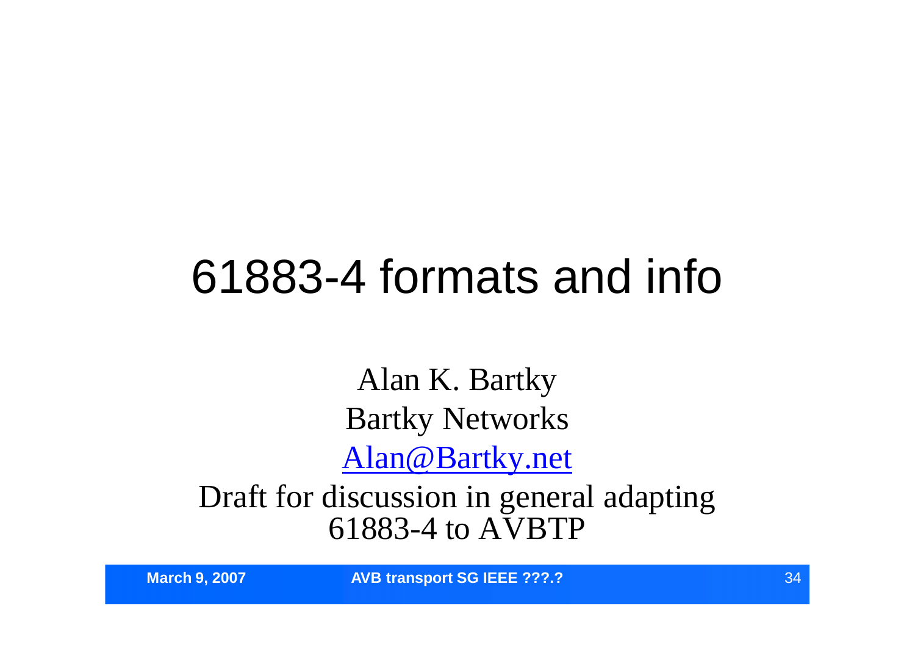# 61883-4 formats and info

Alan K. Bartky

Bartky Networks

Alan@Bartky.net

Draft for discussion in general adapting 61883-4 to AVBTP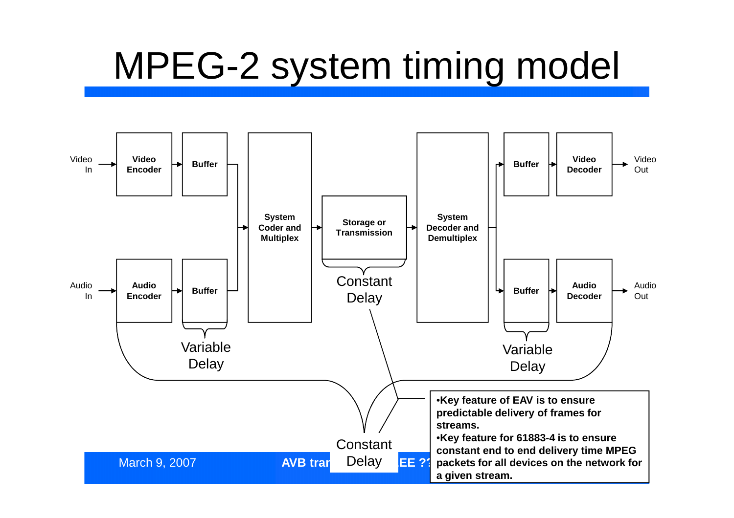# MPEG-2 system timing model

Video In → Video Encoder → Buffer → System Coder and Multiplex → Storage or Transmission → System Decoder and Demultiplex → Buffer → Video Decoder → Video Out

Audio In → Audio Encoder → Buffer → System Coder and Multiplex → Storage or Transmission → System Decoder and Demultiplex → Buffer → Audio Decoder → Audio Out

Variable Delay

Constant Delay

Variable Delay

Constant Delay

- Key feature of EAV is to ensure predictable delivery of frames for streams.
- Key feature for 61883-4 is to ensure constant end to end delivery time MPEG packets for all devices on the network for a given stream.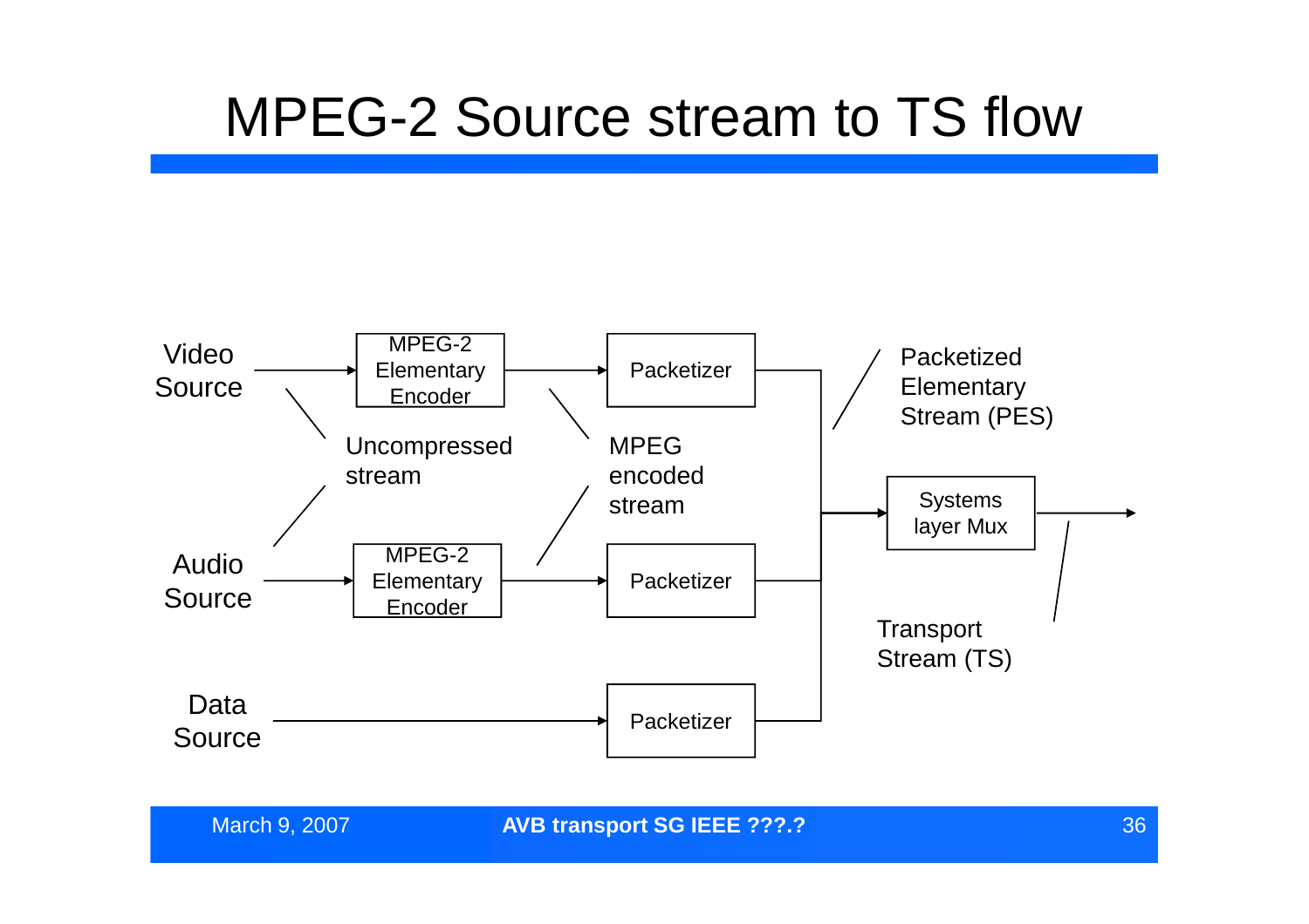# MPEG-2 Source stream to TS flow

Video Source

Audio Source

Data Source

MPEG-2 Elementary Encoder

MPEG-2 Elementary Encoder

Uncompressed stream

Packetizer

Packetizer

Packetizer

MPEG encoded stream

Packetized Elementary Stream (PES)

Systems layer Mux

Transport Stream (TS)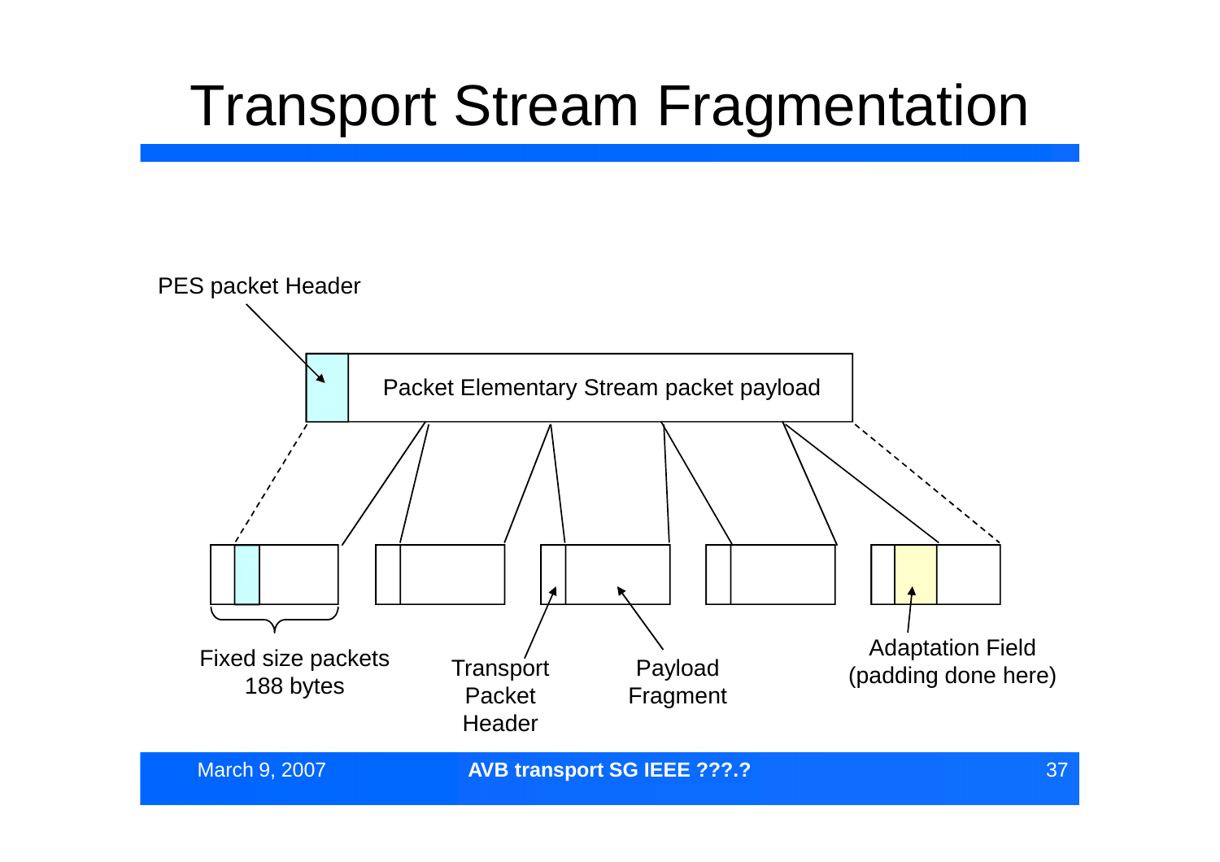# Transport Stream Fragmentation

PES packet Header

Packet Elementary Stream packet payload

Fixed size packets 188 bytes

Transport Packet Header

Payload Fragment

Adaptation Field (padding done here)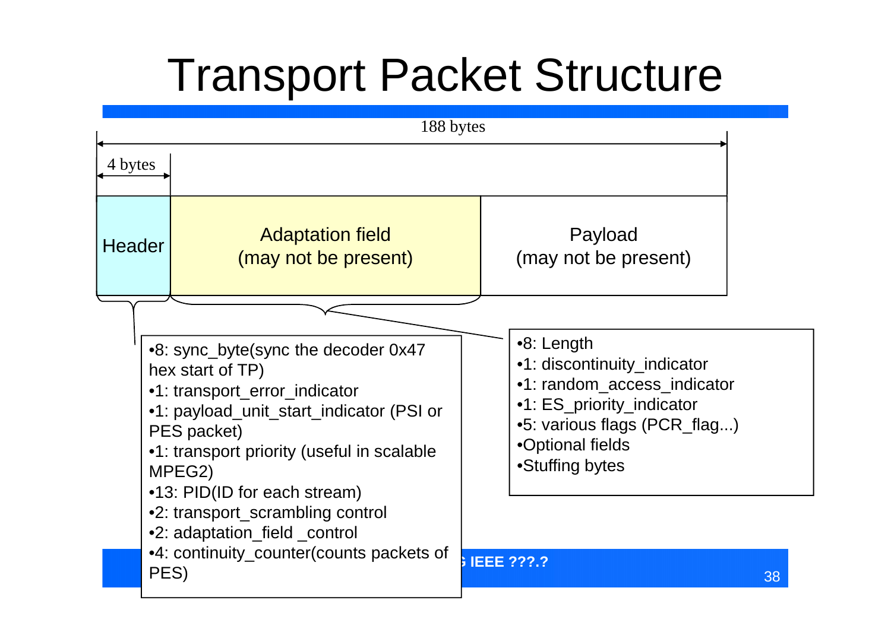# Transport Packet Structure

188 bytes

4 bytes

| Header | Adaptation field (may not be present) | Payload (may not be present) |
|---|---|---|

**Header:**

- 8: sync_byte(sync the decoder 0x47 hex start of TP)
- 1: transport_error_indicator
- 1: payload_unit_start_indicator (PSI or PES packet)
- 1: transport priority (useful in scalable MPEG2)
- 13: PID(ID for each stream)
- 2: transport_scrambling control
- 2: adaptation_field _control
- 4: continuity_counter(counts packets of PES)

**Adaptation field:**

- 8: Length
- 1: discontinuity_indicator
- 1: random_access_indicator
- 1: ES_priority_indicator
- 5: various flags (PCR_flag...)
- Optional fields
- Stuffing bytes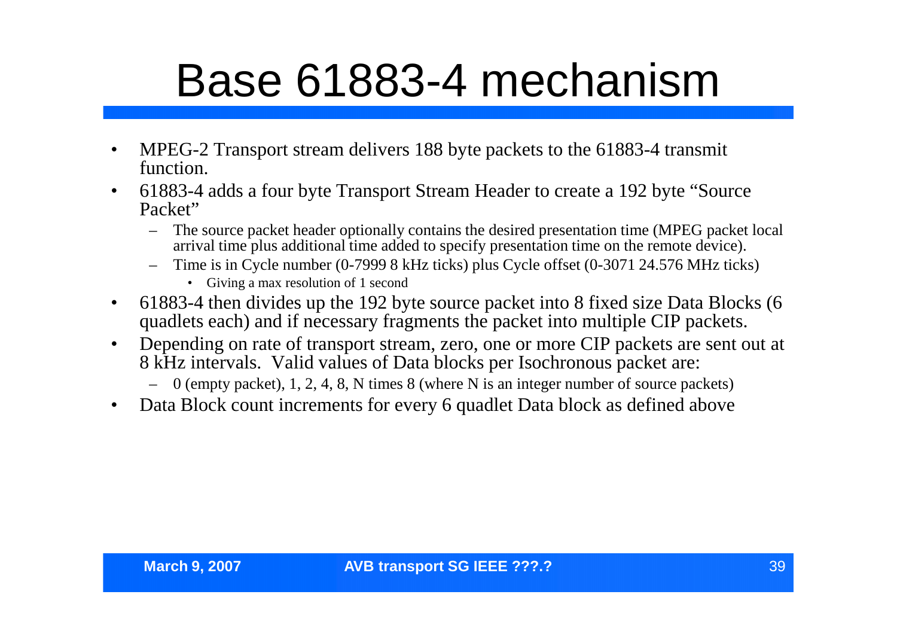# Base 61883-4 mechanism

- MPEG-2 Transport stream delivers 188 byte packets to the 61883-4 transmit function.
- 61883-4 adds a four byte Transport Stream Header to create a 192 byte "Source Packet"
  - The source packet header optionally contains the desired presentation time (MPEG packet local arrival time plus additional time added to specify presentation time on the remote device).
  - Time is in Cycle number (0-7999 8 kHz ticks) plus Cycle offset (0-3071 24.576 MHz ticks)
    - Giving a max resolution of 1 second
- 61883-4 then divides up the 192 byte source packet into 8 fixed size Data Blocks (6 quadlets each) and if necessary fragments the packet into multiple CIP packets.
- Depending on rate of transport stream, zero, one or more CIP packets are sent out at 8 kHz intervals. Valid values of Data blocks per Isochronous packet are:
  - 0 (empty packet), 1, 2, 4, 8, N times 8 (where N is an integer number of source packets)
- Data Block count increments for every 6 quadlet Data block as defined above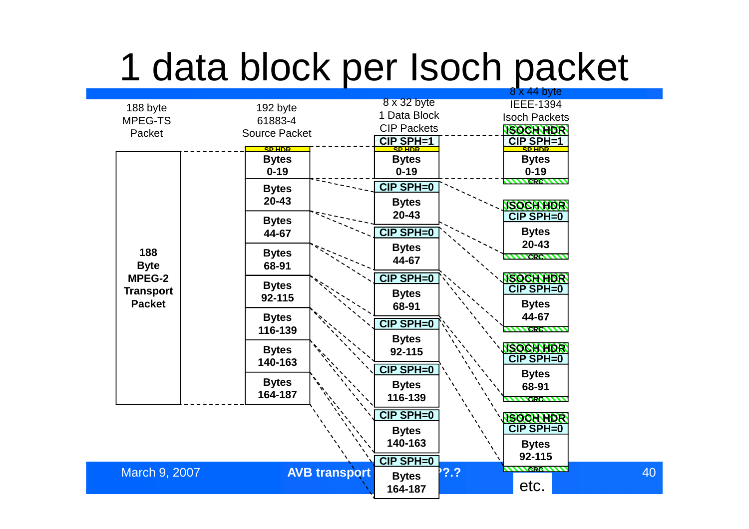# 1 data block per Isoch packet

| 188 byte MPEG-TS Packet | 192 byte 61883-4 Source Packet | 8 x 32 byte 1 Data Block CIP Packets | 8 x 44 byte IEEE-1394 Isoch Packets |
|---|---|---|---|
| 188 Byte MPEG-2 Transport Packet | SP HDR | CIP SPH=1 / SP HDR / Bytes 0-19 | ISOCH HDR / CIP SPH=1 / SP HDR / Bytes 0-19 / CRC |
| | Bytes 0-19 | CIP SPH=0 / Bytes 20-43 | ISOCH HDR / CIP SPH=0 / Bytes 20-43 / CRC |
| | Bytes 20-43 | CIP SPH=0 / Bytes 44-67 | ISOCH HDR / CIP SPH=0 / Bytes 44-67 / CRC |
| | Bytes 44-67 | CIP SPH=0 / Bytes 68-91 | ISOCH HDR / CIP SPH=0 / Bytes 68-91 / CRC |
| | Bytes 68-91 | CIP SPH=0 / Bytes 92-115 | ISOCH HDR / CIP SPH=0 / Bytes 92-115 / CRC |
| | Bytes 92-115 | CIP SPH=0 / Bytes 116-139 | etc. |
| | Bytes 116-139 | CIP SPH=0 / Bytes 140-163 | |
| | Bytes 140-163 | CIP SPH=0 / Bytes 164-187 | |
| | Bytes 164-187 | | |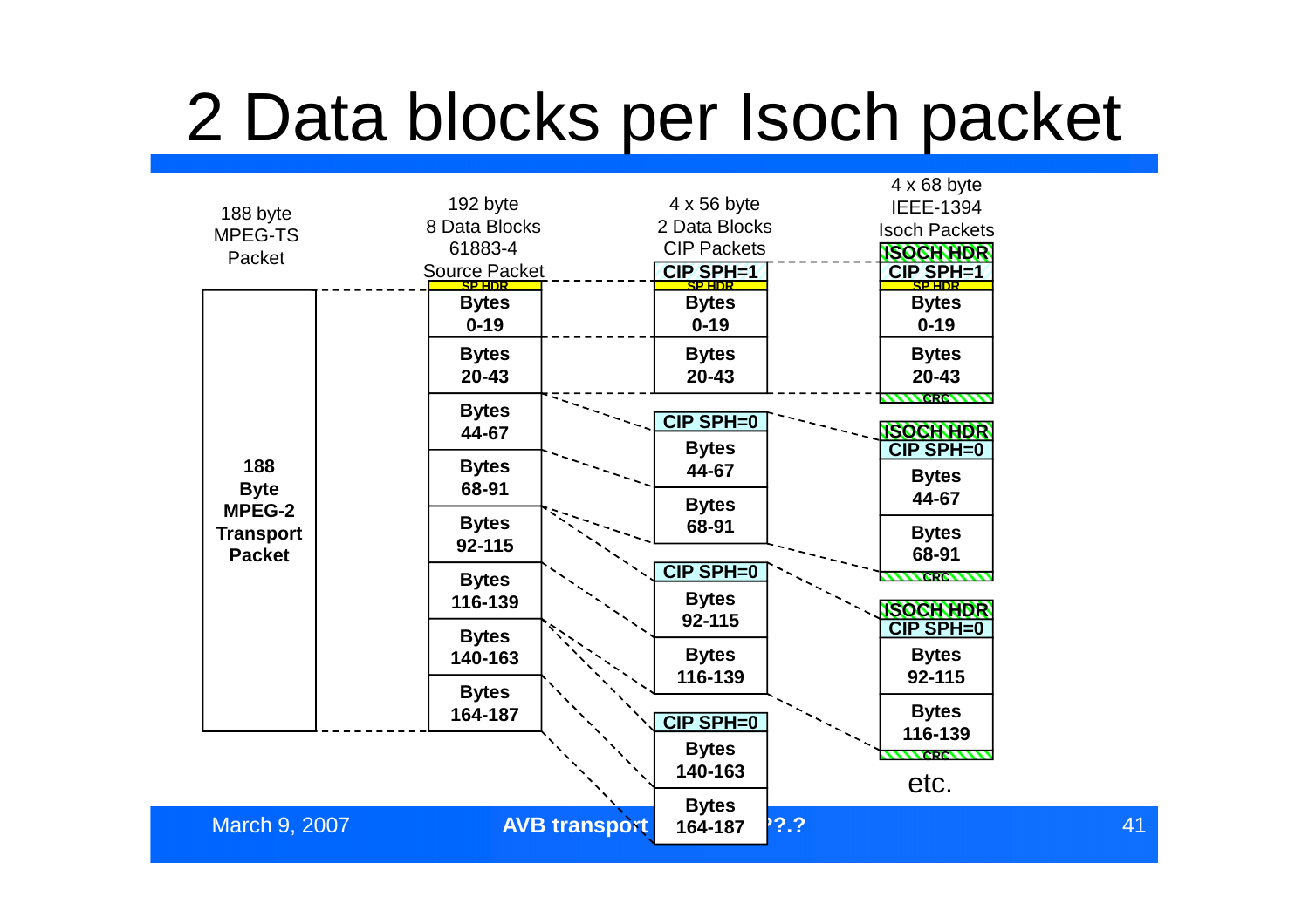# 2 Data blocks per Isoch packet

| 188 byte MPEG-TS Packet | 192 byte 8 Data Blocks 61883-4 Source Packet | 4 x 56 byte 2 Data Blocks CIP Packets | 4 x 68 byte IEEE-1394 Isoch Packets |
|---|---|---|---|
| **188 Byte MPEG-2 Transport Packet** | SP HDR | CIP SPH=1 / SP HDR | ISOCH HDR / CIP SPH=1 / SP HDR |
| | **Bytes 0-19** | **Bytes 0-19** | **Bytes 0-19** |
| | **Bytes 20-43** | **Bytes 20-43** | **Bytes 20-43** / CRC |
| | **Bytes 44-67** | CIP SPH=0 / **Bytes 44-67** | ISOCH HDR / CIP SPH=0 / **Bytes 44-67** |
| | **Bytes 68-91** | **Bytes 68-91** | **Bytes 68-91** / CRC |
| | **Bytes 92-115** | CIP SPH=0 / **Bytes 92-115** | ISOCH HDR / CIP SPH=0 / **Bytes 92-115** |
| | **Bytes 116-139** | **Bytes 116-139** | **Bytes 116-139** / CRC |
| | **Bytes 140-163** | CIP SPH=0 / **Bytes 140-163** | etc. |
| | **Bytes 164-187** | **Bytes 164-187** | |

March 9, 2007 **AVB transport ?.?**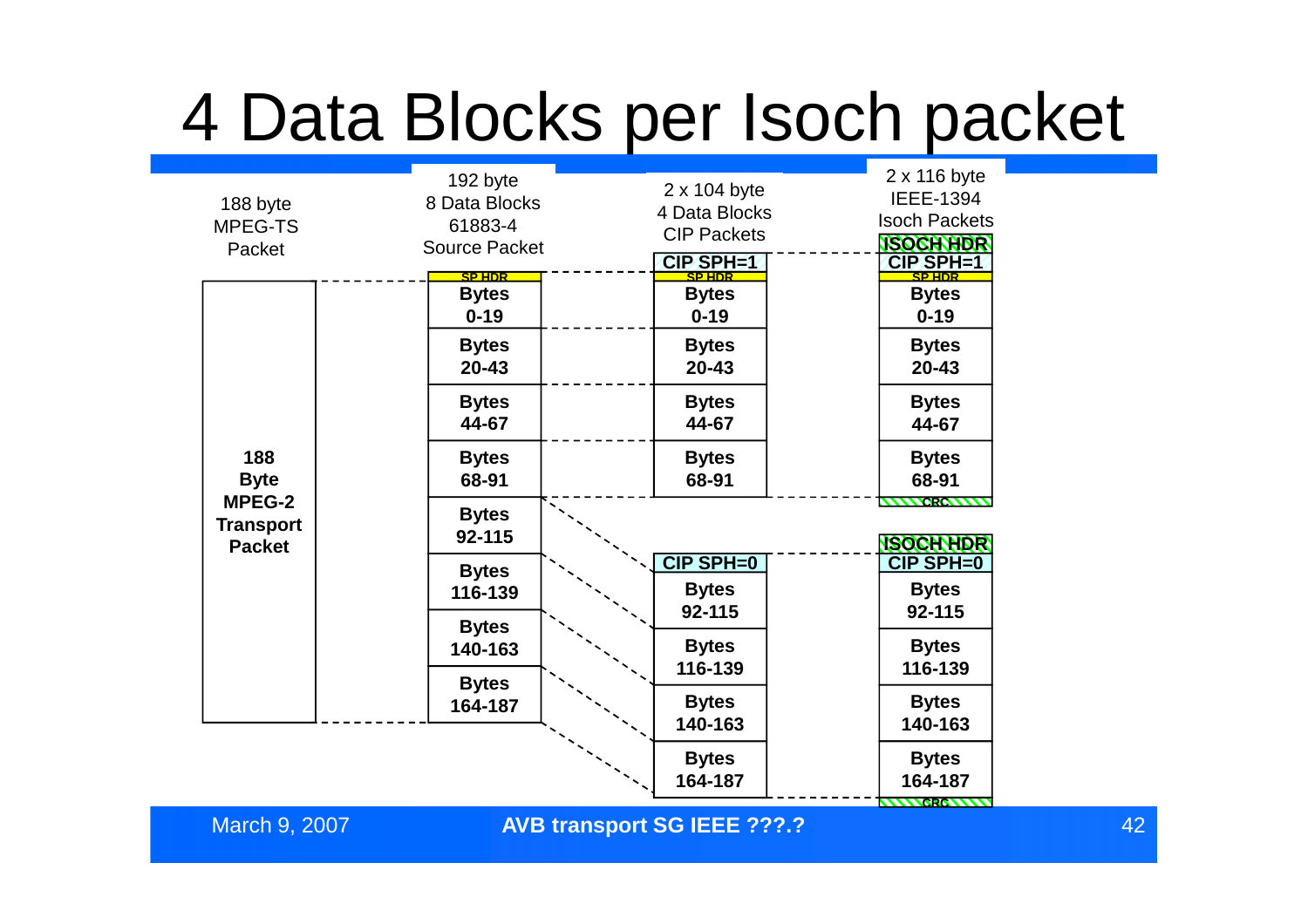# 4 Data Blocks per Isoch packet

| 188 byte MPEG-TS Packet | 192 byte 8 Data Blocks 61883-4 Source Packet | 2 x 104 byte 4 Data Blocks CIP Packets | 2 x 116 byte IEEE-1394 Isoch Packets |
|---|---|---|---|
| | | | ISOCH HDR |
| | | CIP SPH=1 | CIP SPH=1 |
| 188 Byte MPEG-2 Transport Packet | SP HDR | SP HDR | SP HDR |
| | Bytes 0-19 | Bytes 0-19 | Bytes 0-19 |
| | Bytes 20-43 | Bytes 20-43 | Bytes 20-43 |
| | Bytes 44-67 | Bytes 44-67 | Bytes 44-67 |
| | Bytes 68-91 | Bytes 68-91 | Bytes 68-91 |
| | | | CRC |
| | | | ISOCH HDR |
| | | CIP SPH=0 | CIP SPH=0 |
| | Bytes 92-115 | Bytes 92-115 | Bytes 92-115 |
| | Bytes 116-139 | Bytes 116-139 | Bytes 116-139 |
| | Bytes 140-163 | Bytes 140-163 | Bytes 140-163 |
| | Bytes 164-187 | Bytes 164-187 | Bytes 164-187 |
| | | | CRC |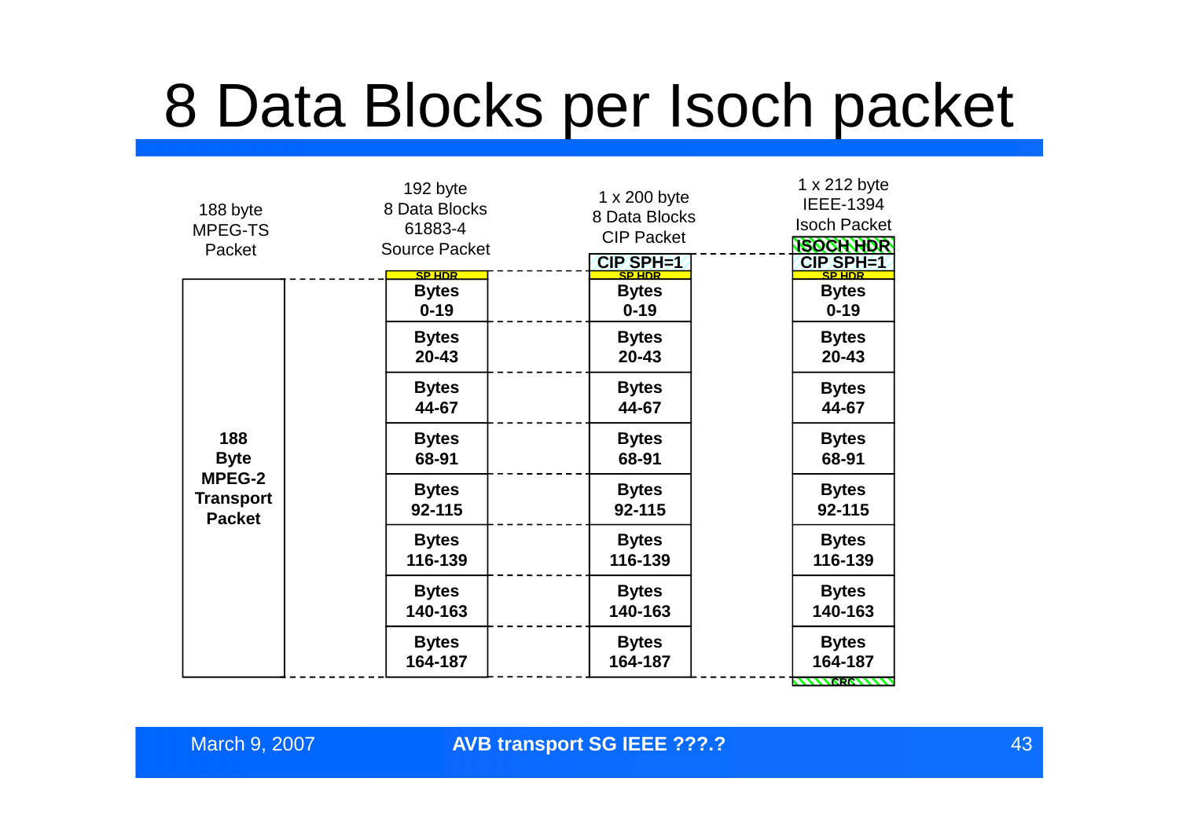# 8 Data Blocks per Isoch packet

| 188 byte MPEG-TS Packet | 192 byte 8 Data Blocks 61883-4 Source Packet | 1 x 200 byte 8 Data Blocks CIP Packet | 1 x 212 byte IEEE-1394 Isoch Packet |
|---|---|---|---|
| | | | ISOCH HDR |
| | | CIP SPH=1 | CIP SPH=1 |
| | SP HDR | SP HDR | SP HDR |
| 188 Byte MPEG-2 Transport Packet | Bytes 0-19 | Bytes 0-19 | Bytes 0-19 |
| | Bytes 20-43 | Bytes 20-43 | Bytes 20-43 |
| | Bytes 44-67 | Bytes 44-67 | Bytes 44-67 |
| | Bytes 68-91 | Bytes 68-91 | Bytes 68-91 |
| | Bytes 92-115 | Bytes 92-115 | Bytes 92-115 |
| | Bytes 116-139 | Bytes 116-139 | Bytes 116-139 |
| | Bytes 140-163 | Bytes 140-163 | Bytes 140-163 |
| | Bytes 164-187 | Bytes 164-187 | Bytes 164-187 |
| | | | CRC |

March 9, 2007 AVB transport SG IEEE ???.?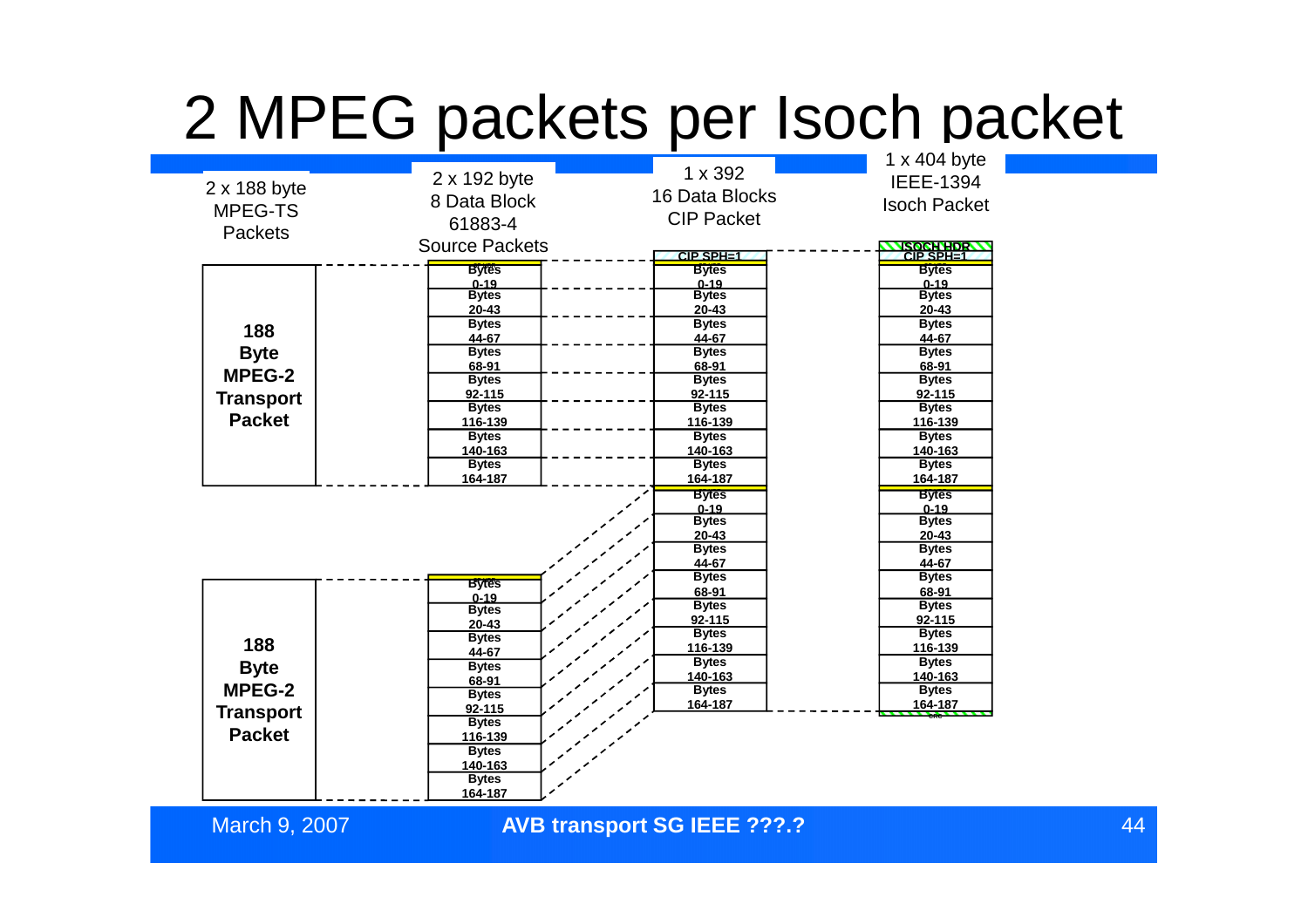# 2 MPEG packets per Isoch packet

| 2 x 188 byte MPEG-TS Packets | 2 x 192 byte 8 Data Block 61883-4 Source Packets | 1 x 392 16 Data Blocks CIP Packet | 1 x 404 byte IEEE-1394 Isoch Packet |
|---|---|---|---|
| | | CIP SPH=1 | ISOCH HDR |
| | | | CIP SPH=1 |
| **188 Byte MPEG-2 Transport Packet** | Bytes 0-19 | Bytes 0-19 | Bytes 0-19 |
| | Bytes 20-43 | Bytes 20-43 | Bytes 20-43 |
| | Bytes 44-67 | Bytes 44-67 | Bytes 44-67 |
| | Bytes 68-91 | Bytes 68-91 | Bytes 68-91 |
| | Bytes 92-115 | Bytes 92-115 | Bytes 92-115 |
| | Bytes 116-139 | Bytes 116-139 | Bytes 116-139 |
| | Bytes 140-163 | Bytes 140-163 | Bytes 140-163 |
| | Bytes 164-187 | Bytes 164-187 | Bytes 164-187 |
| **188 Byte MPEG-2 Transport Packet** | Bytes 0-19 | Bytes 0-19 | Bytes 0-19 |
| | Bytes 20-43 | Bytes 20-43 | Bytes 20-43 |
| | Bytes 44-67 | Bytes 44-67 | Bytes 44-67 |
| | Bytes 68-91 | Bytes 68-91 | Bytes 68-91 |
| | Bytes 92-115 | Bytes 92-115 | Bytes 92-115 |
| | Bytes 116-139 | Bytes 116-139 | Bytes 116-139 |
| | Bytes 140-163 | Bytes 140-163 | Bytes 140-163 |
| | Bytes 164-187 | Bytes 164-187 | Bytes 164-187 |
| | | | CRC |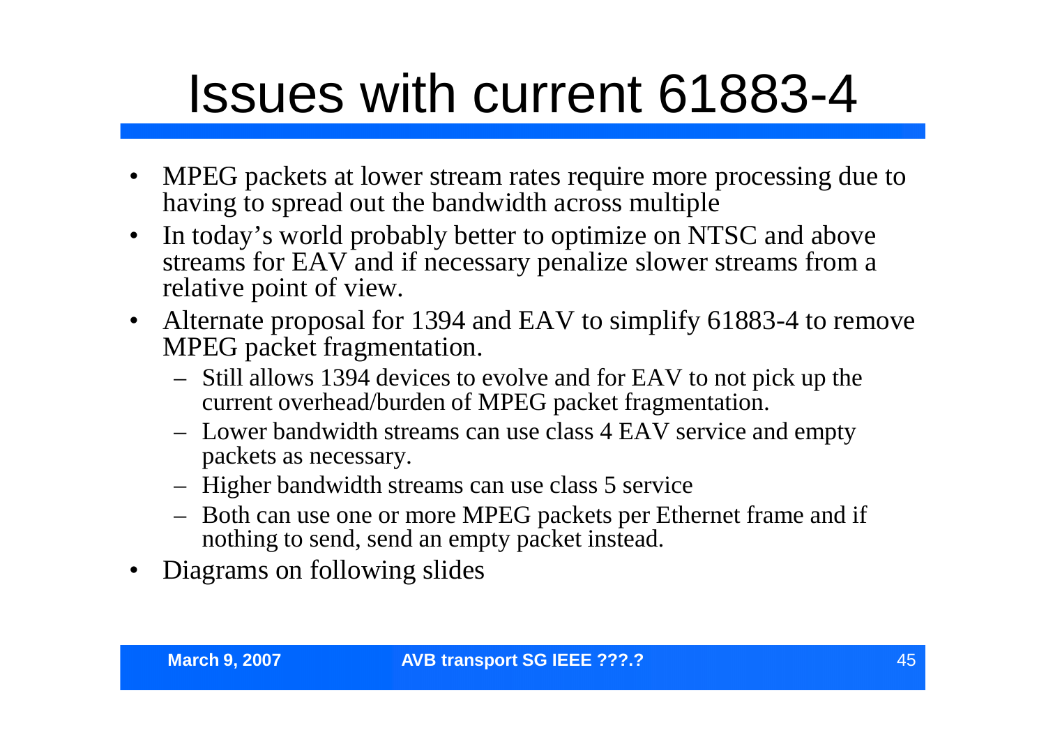# Issues with current 61883-4

- MPEG packets at lower stream rates require more processing due to having to spread out the bandwidth across multiple
- In today's world probably better to optimize on NTSC and above streams for EAV and if necessary penalize slower streams from a relative point of view.
- Alternate proposal for 1394 and EAV to simplify 61883-4 to remove MPEG packet fragmentation.
  - Still allows 1394 devices to evolve and for EAV to not pick up the current overhead/burden of MPEG packet fragmentation.
  - Lower bandwidth streams can use class 4 EAV service and empty packets as necessary.
  - Higher bandwidth streams can use class 5 service
  - Both can use one or more MPEG packets per Ethernet frame and if nothing to send, send an empty packet instead.
- Diagrams on following slides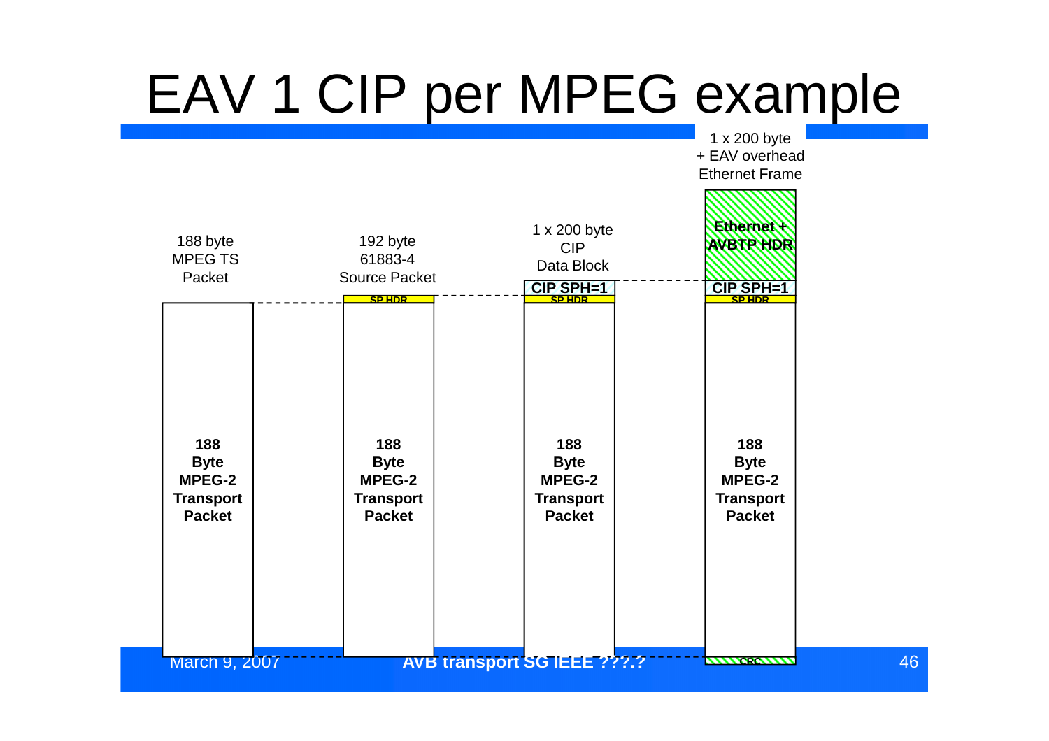# EAV 1 CIP per MPEG example

188 byte MPEG TS Packet

**188 Byte MPEG-2 Transport Packet**

192 byte 61883-4 Source Packet

SP HDR

**188 Byte MPEG-2 Transport Packet**

1 x 200 byte CIP Data Block

**CIP SPH=1**

SP HDR

**188 Byte MPEG-2 Transport Packet**

1 x 200 byte + EAV overhead Ethernet Frame

**Ethernet + AVBTP HDR**

**CIP SPH=1**

SP HDR

**188 Byte MPEG-2 Transport Packet**

CRC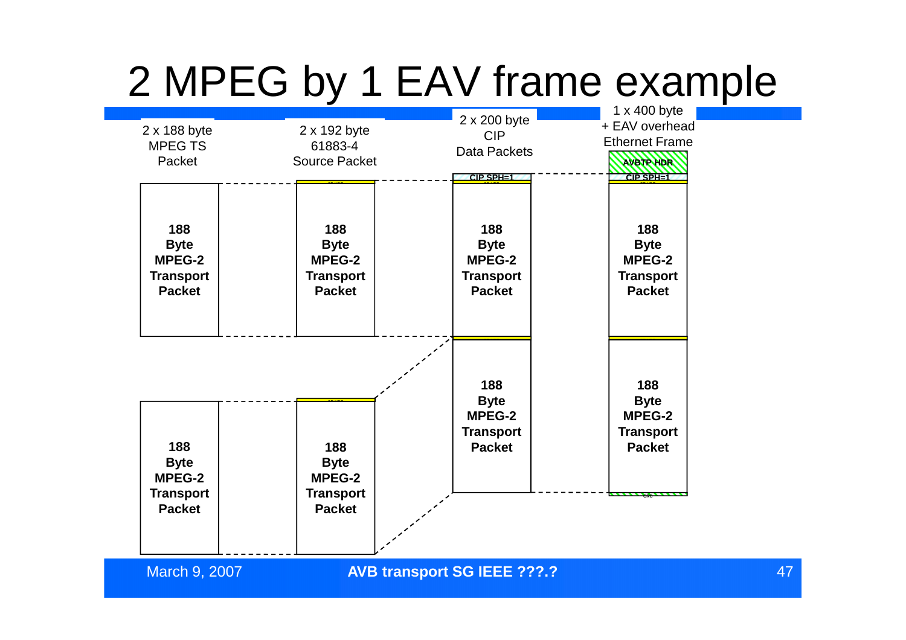# 2 MPEG by 1 EAV frame example

| 2 x 188 byte MPEG TS Packet | 2 x 192 byte 61883-4 Source Packet | 2 x 200 byte CIP Data Packets | 1 x 400 byte + EAV overhead Ethernet Frame |
|---|---|---|---|
| | | CIP SPH=1 | AVBTP HDR |
| | | | CIP SPH=1 |
| 188 Byte MPEG-2 Transport Packet | 188 Byte MPEG-2 Transport Packet | 188 Byte MPEG-2 Transport Packet | 188 Byte MPEG-2 Transport Packet |
| 188 Byte MPEG-2 Transport Packet | 188 Byte MPEG-2 Transport Packet | 188 Byte MPEG-2 Transport Packet | 188 Byte MPEG-2 Transport Packet |
| | | | CRC |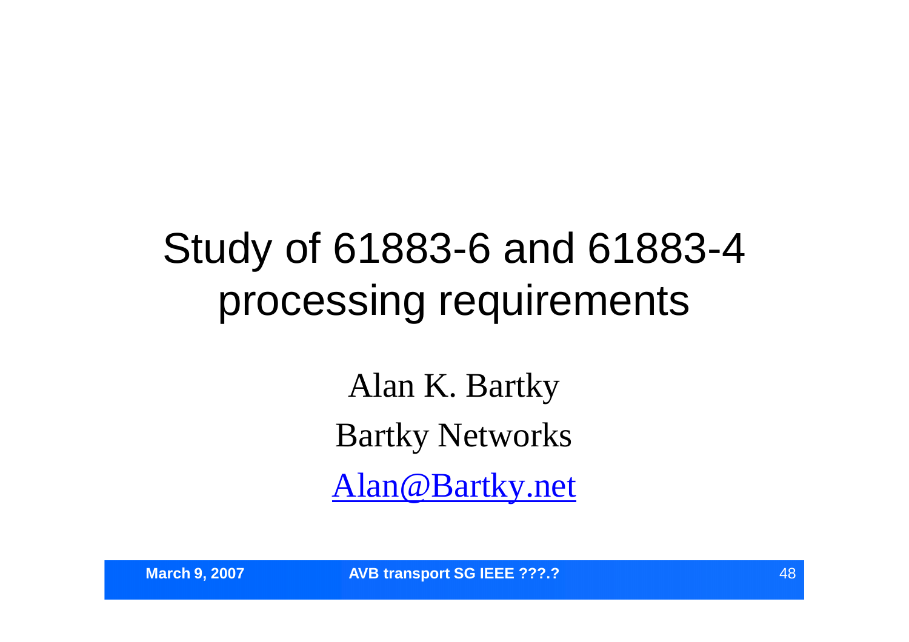# Study of 61883-6 and 61883-4 processing requirements

Alan K. Bartky

Bartky Networks

Alan@Bartky.net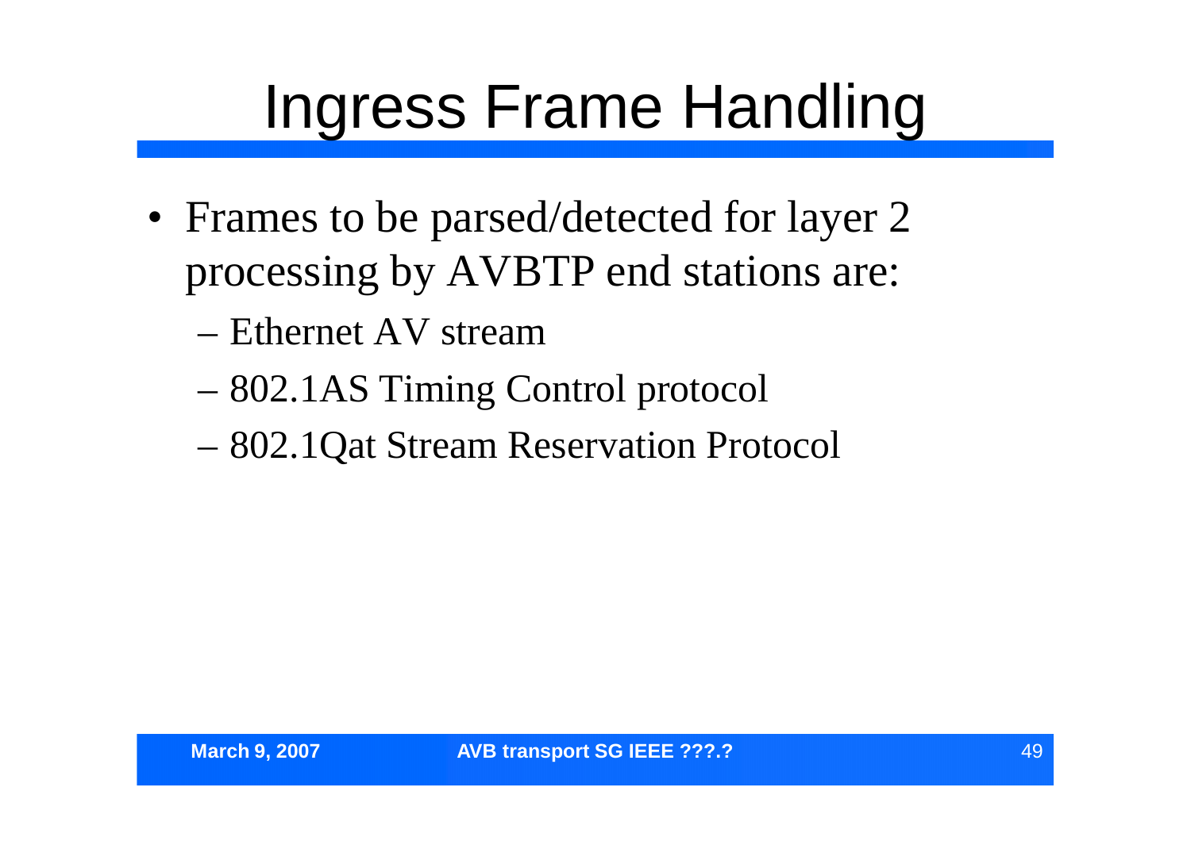# Ingress Frame Handling

- Frames to be parsed/detected for layer 2 processing by AVBTP end stations are:
  - Ethernet AV stream
  - 802.1AS Timing Control protocol
  - 802.1Qat Stream Reservation Protocol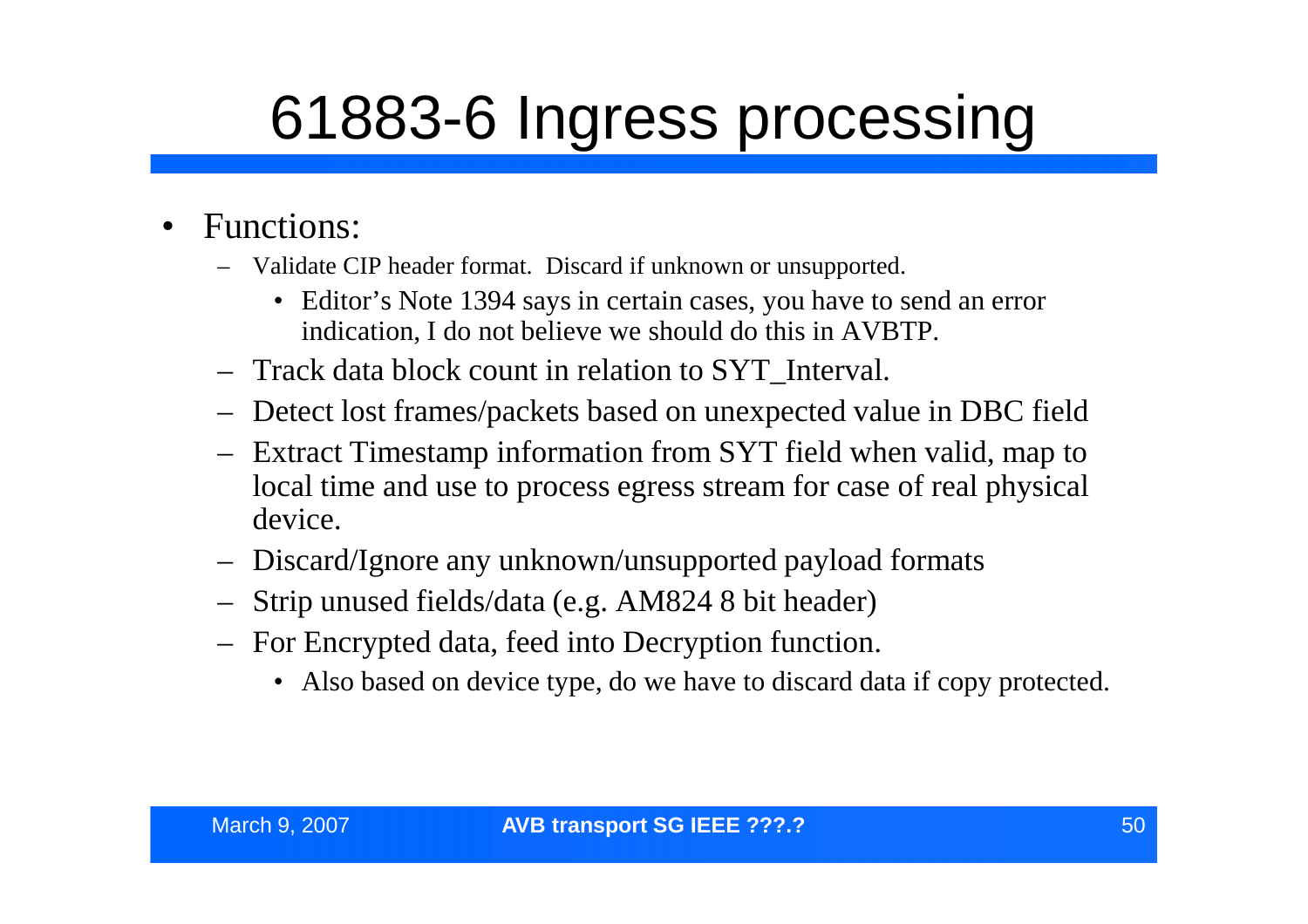# 61883-6 Ingress processing

- Functions:
  - Validate CIP header format. Discard if unknown or unsupported.
    - Editor's Note 1394 says in certain cases, you have to send an error indication, I do not believe we should do this in AVBTP.
  - Track data block count in relation to SYT_Interval.
  - Detect lost frames/packets based on unexpected value in DBC field
  - Extract Timestamp information from SYT field when valid, map to local time and use to process egress stream for case of real physical device.
  - Discard/Ignore any unknown/unsupported payload formats
  - Strip unused fields/data (e.g. AM824 8 bit header)
  - For Encrypted data, feed into Decryption function.
    - Also based on device type, do we have to discard data if copy protected.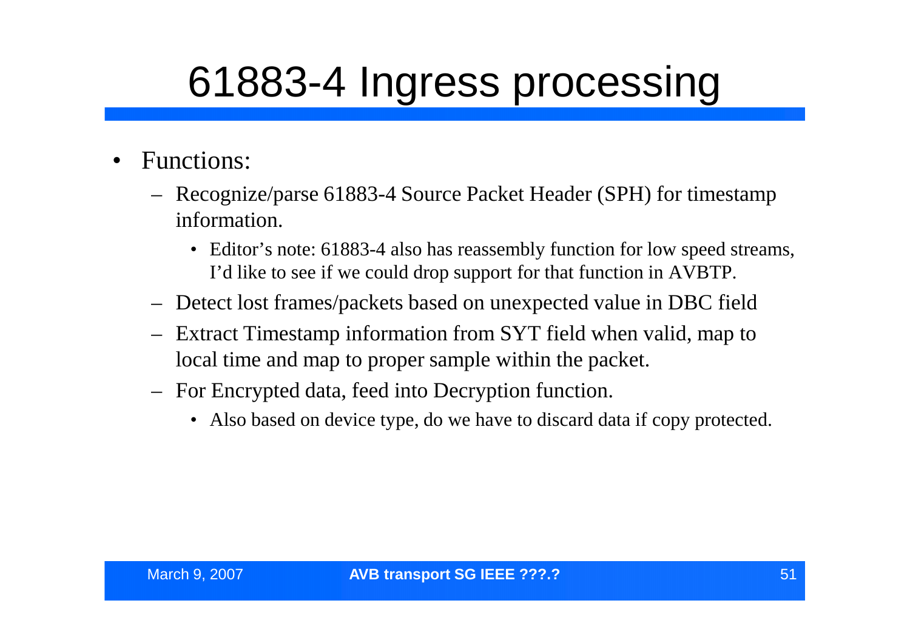# 61883-4 Ingress processing

- Functions:
  - Recognize/parse 61883-4 Source Packet Header (SPH) for timestamp information.
    - Editor’s note: 61883-4 also has reassembly function for low speed streams, I’d like to see if we could drop support for that function in AVBTP.
  - Detect lost frames/packets based on unexpected value in DBC field
  - Extract Timestamp information from SYT field when valid, map to local time and map to proper sample within the packet.
  - For Encrypted data, feed into Decryption function.
    - Also based on device type, do we have to discard data if copy protected.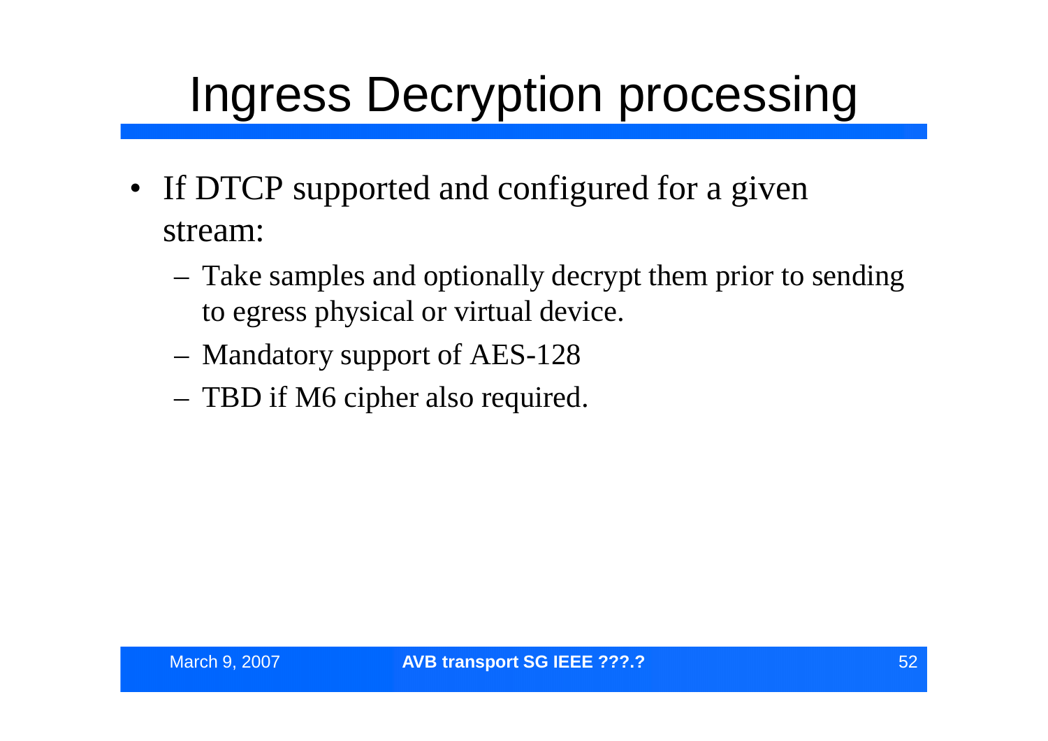# Ingress Decryption processing

- If DTCP supported and configured for a given stream:
  - Take samples and optionally decrypt them prior to sending to egress physical or virtual device.
  - Mandatory support of AES-128
  - TBD if M6 cipher also required.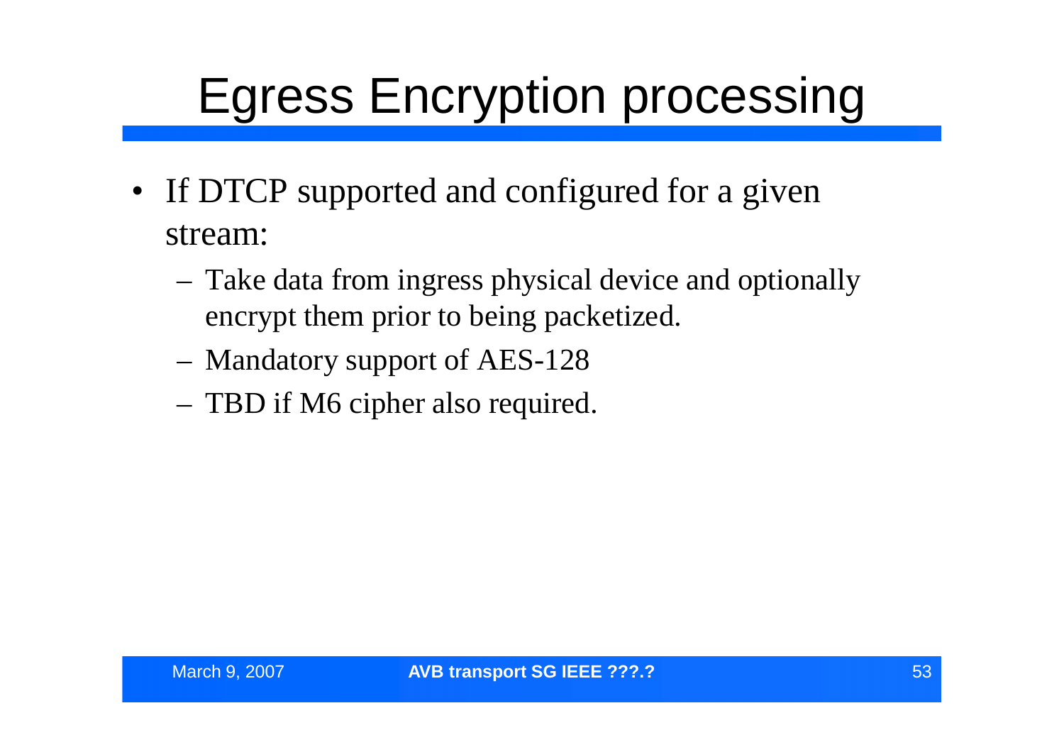# Egress Encryption processing

- If DTCP supported and configured for a given stream:
  - Take data from ingress physical device and optionally encrypt them prior to being packetized.
  - Mandatory support of AES-128
  - TBD if M6 cipher also required.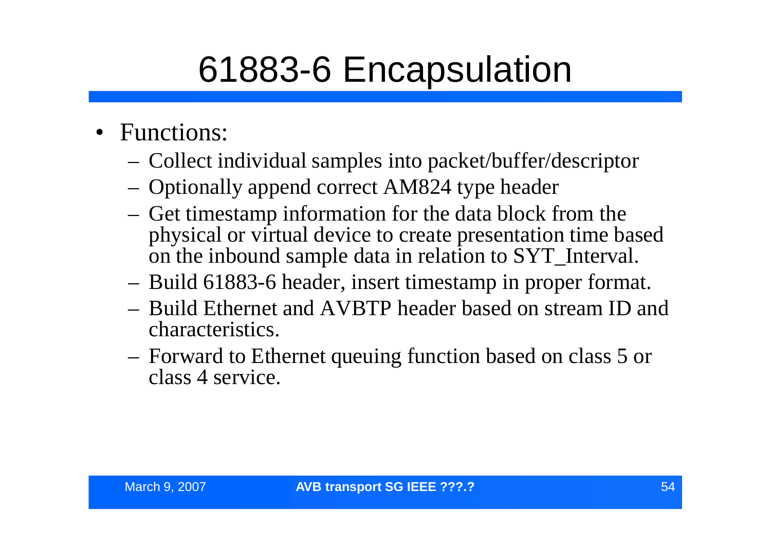# 61883-6 Encapsulation

- Functions:
  - Collect individual samples into packet/buffer/descriptor
  - Optionally append correct AM824 type header
  - Get timestamp information for the data block from the physical or virtual device to create presentation time based on the inbound sample data in relation to SYT_Interval.
  - Build 61883-6 header, insert timestamp in proper format.
  - Build Ethernet and AVBTP header based on stream ID and characteristics.
  - Forward to Ethernet queuing function based on class 5 or class 4 service.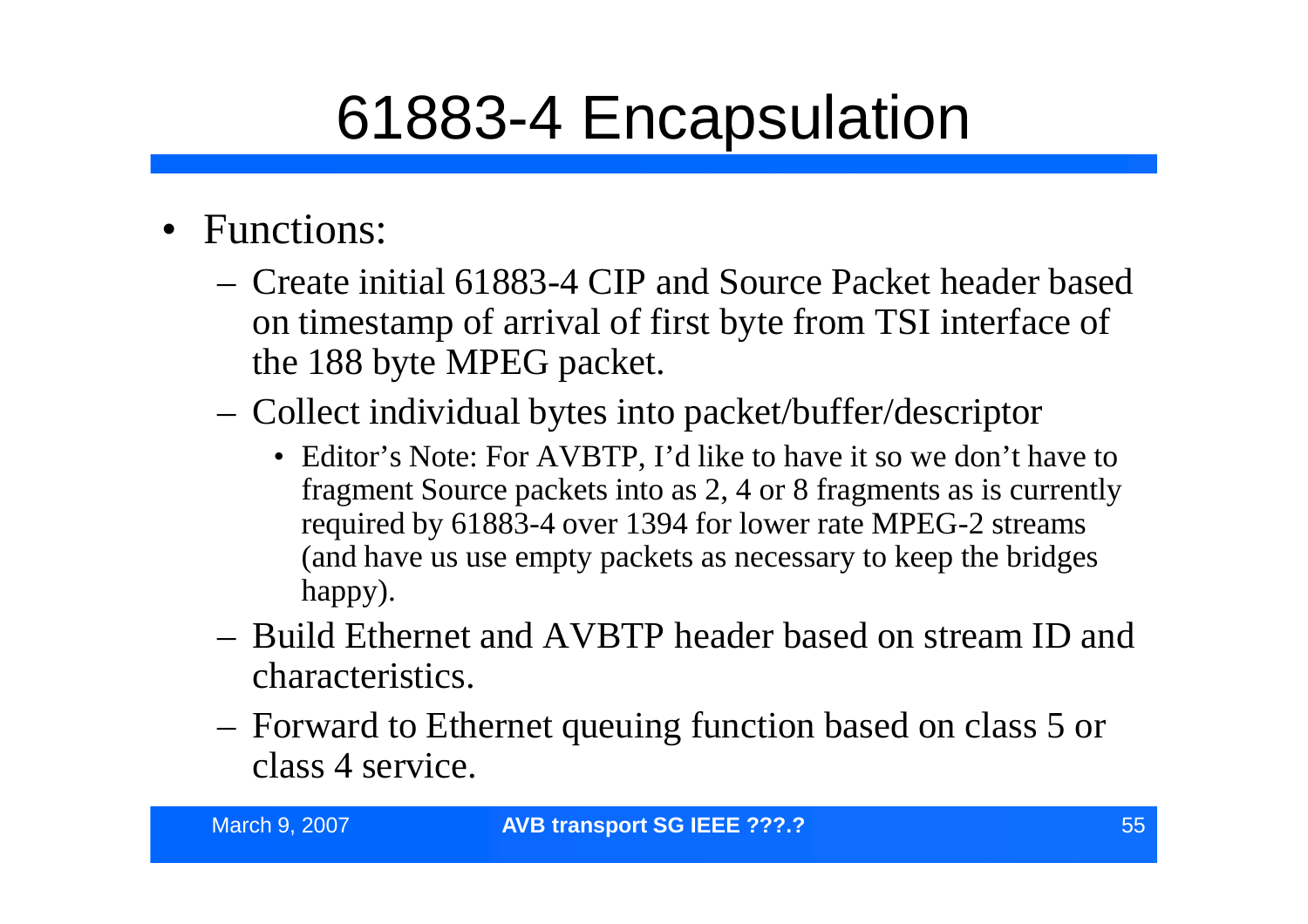# 61883-4 Encapsulation

- Functions:
  - Create initial 61883-4 CIP and Source Packet header based on timestamp of arrival of first byte from TSI interface of the 188 byte MPEG packet.
  - Collect individual bytes into packet/buffer/descriptor
    - Editor's Note: For AVBTP, I'd like to have it so we don't have to fragment Source packets into as 2, 4 or 8 fragments as is currently required by 61883-4 over 1394 for lower rate MPEG-2 streams (and have us use empty packets as necessary to keep the bridges happy).
  - Build Ethernet and AVBTP header based on stream ID and characteristics.
  - Forward to Ethernet queuing function based on class 5 or class 4 service.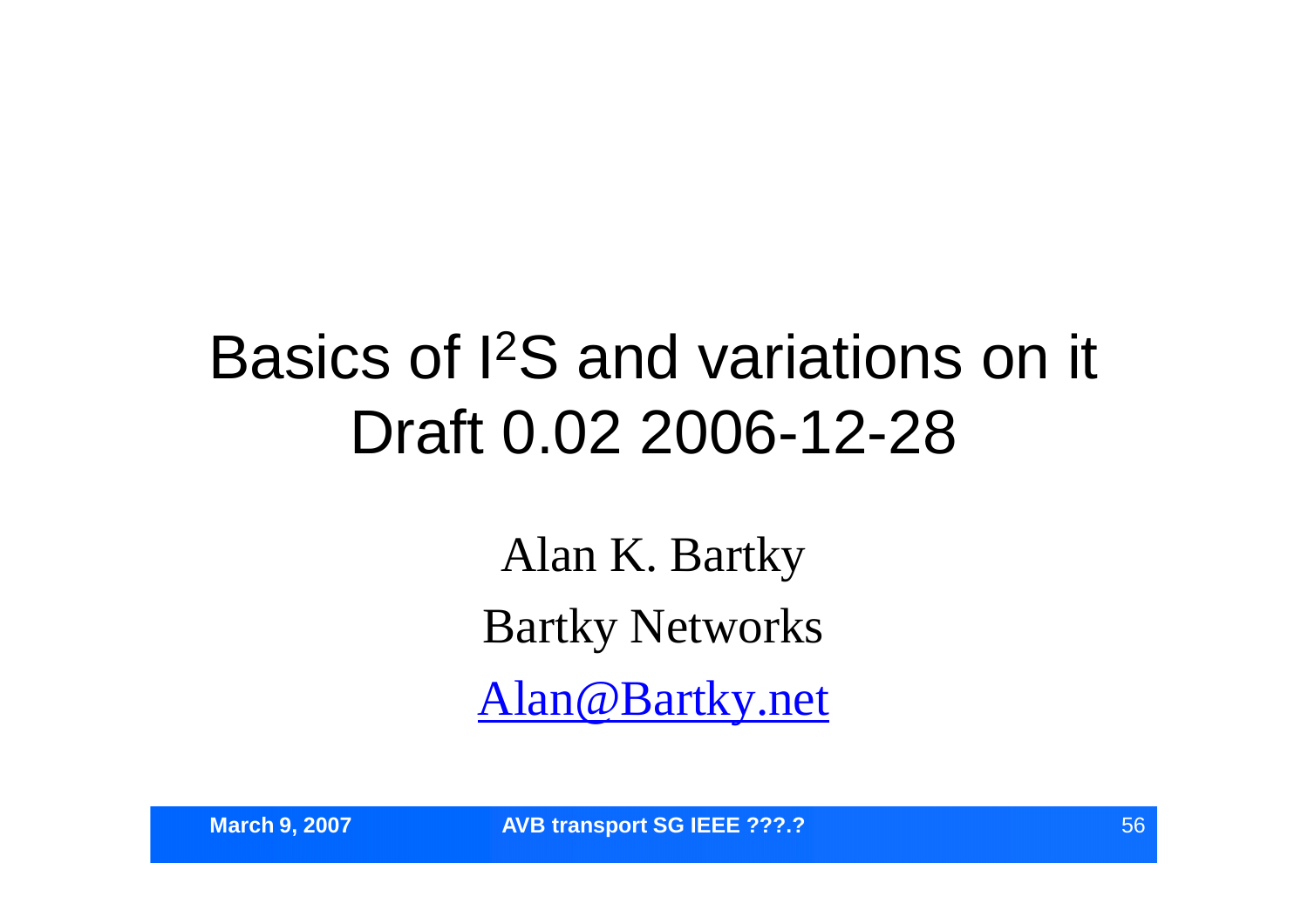# Basics of I$^2$S and variations on it
# Draft 0.02 2006-12-28

Alan K. Bartky

Bartky Networks

Alan@Bartky.net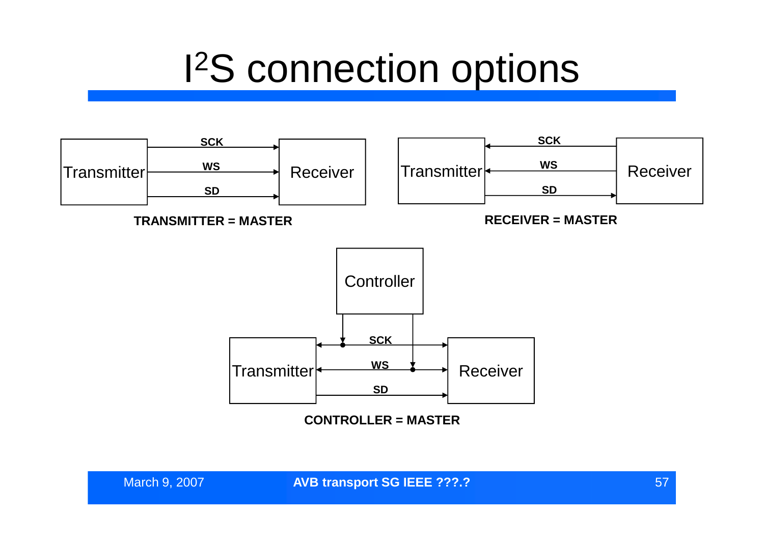# I$^2$S connection options

Transmitter → Receiver: SCK, WS, SD

**TRANSMITTER = MASTER**

Transmitter ← Receiver: SCK, WS; Transmitter → Receiver: SD

**RECEIVER = MASTER**

Controller → SCK, WS → Transmitter and Receiver; Transmitter → Receiver: SD

**CONTROLLER = MASTER**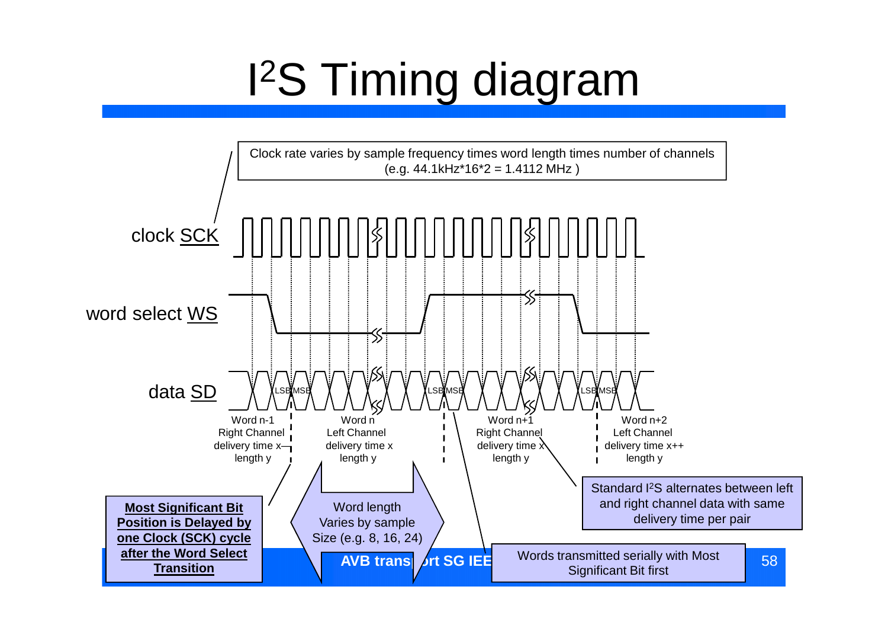# I²S Timing diagram

Clock rate varies by sample frequency times word length times number of channels (e.g. 44.1kHz*16*2 = 1.4112 MHz )

clock SCK

word select WS

data SD

LSB MSB LSB MSB LSB MSB

Word n-1 Right Channel delivery time x– length y

Word n Left Channel delivery time x length y

Word n+1 Right Channel delivery time x length y

Word n+2 Left Channel delivery time x++ length y

**Most Significant Bit Position is Delayed by one Clock (SCK) cycle after the Word Select Transition**

Word length Varies by sample Size (e.g. 8, 16, 24)

Standard I²S alternates between left and right channel data with same delivery time per pair

Words transmitted serially with Most Significant Bit first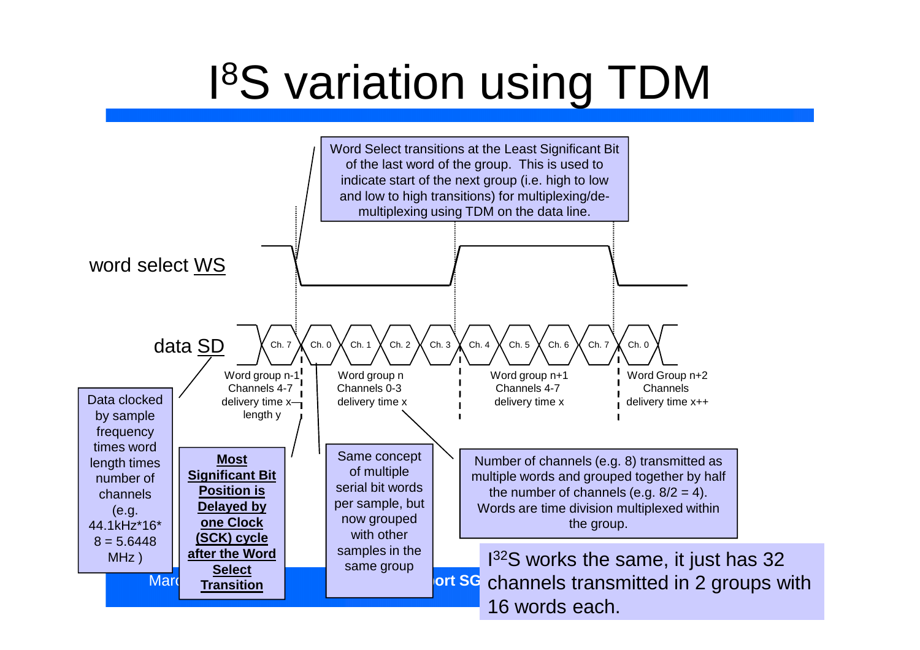# $I^8S$ variation using TDM

Word Select transitions at the Least Significant Bit of the last word of the group. This is used to indicate start of the next group (i.e. high to low and low to high transitions) for multiplexing/de-multiplexing using TDM on the data line.

word select WS

data SD

Ch. 7 | Ch. 0 | Ch. 1 | Ch. 2 | Ch. 3 | Ch. 4 | Ch. 5 | Ch. 6 | Ch. 7 | Ch. 0

Word group n-1 Channels 4-7 delivery time x length y

Word group n Channels 0-3 delivery time x

Word group n+1 Channels 4-7 delivery time x

Word Group n+2 Channels delivery time x++

Data clocked by sample frequency times word length times number of channels (e.g. 44.1kHz*16* 8 = 5.6448 MHz )

**Most Significant Bit Position is Delayed by one Clock (SCK) cycle after the Word Select Transition**

Same concept of multiple serial bit words per sample, but now grouped with other samples in the same group

Number of channels (e.g. 8) transmitted as multiple words and grouped together by half the number of channels (e.g. 8/2 = 4). Words are time division multiplexed within the group.

$I^{32}S$ works the same, it just has 32 channels transmitted in 2 groups with 16 words each.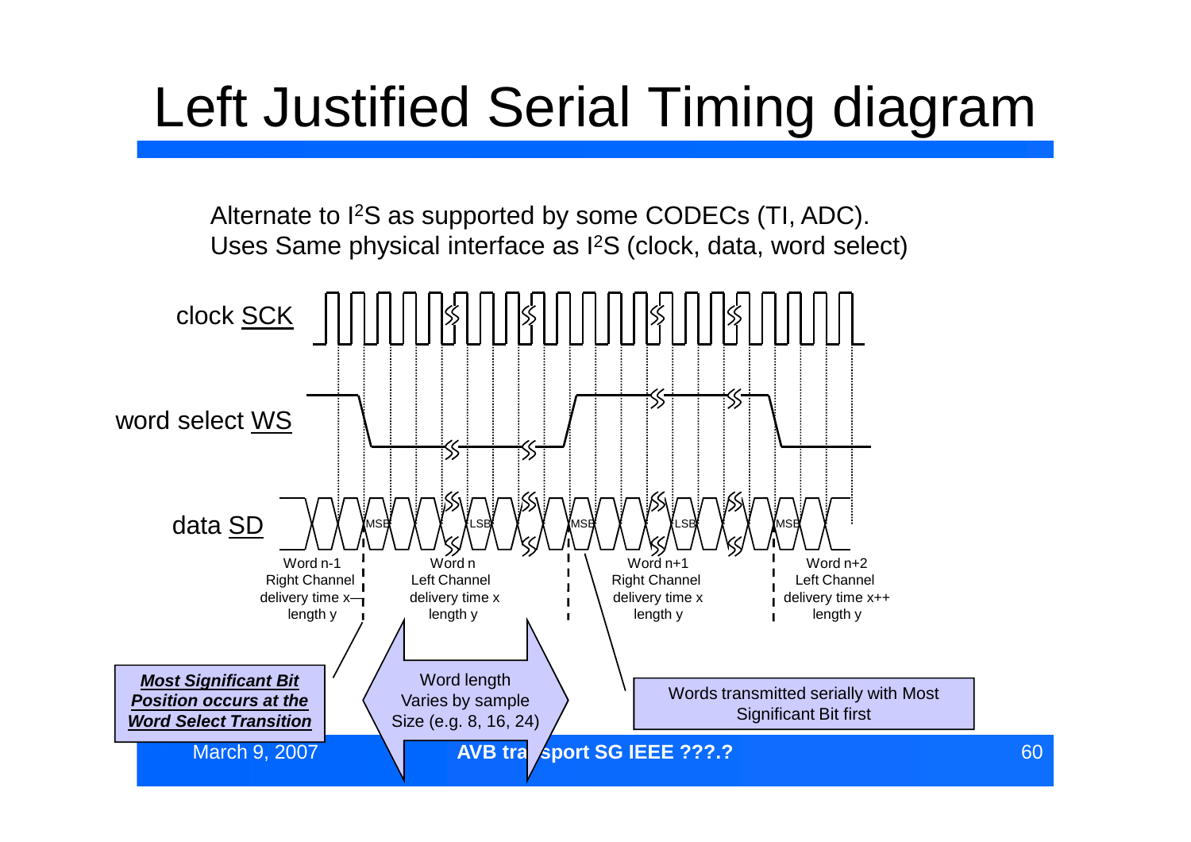# Left Justified Serial Timing diagram

Alternate to I²S as supported by some CODECs (TI, ADC).
Uses Same physical interface as I²S (clock, data, word select)

clock SCK

word select WS

data SD

MSB LSB MSB LSB MSB

Word n-1
Right Channel
delivery time x–
length y

Word n
Left Channel
delivery time x
length y

Word n+1
Right Channel
delivery time x
length y

Word n+2
Left Channel
delivery time x++
length y

***Most Significant Bit Position occurs at the Word Select Transition***

Word length Varies by sample Size (e.g. 8, 16, 24)

Words transmitted serially with Most Significant Bit first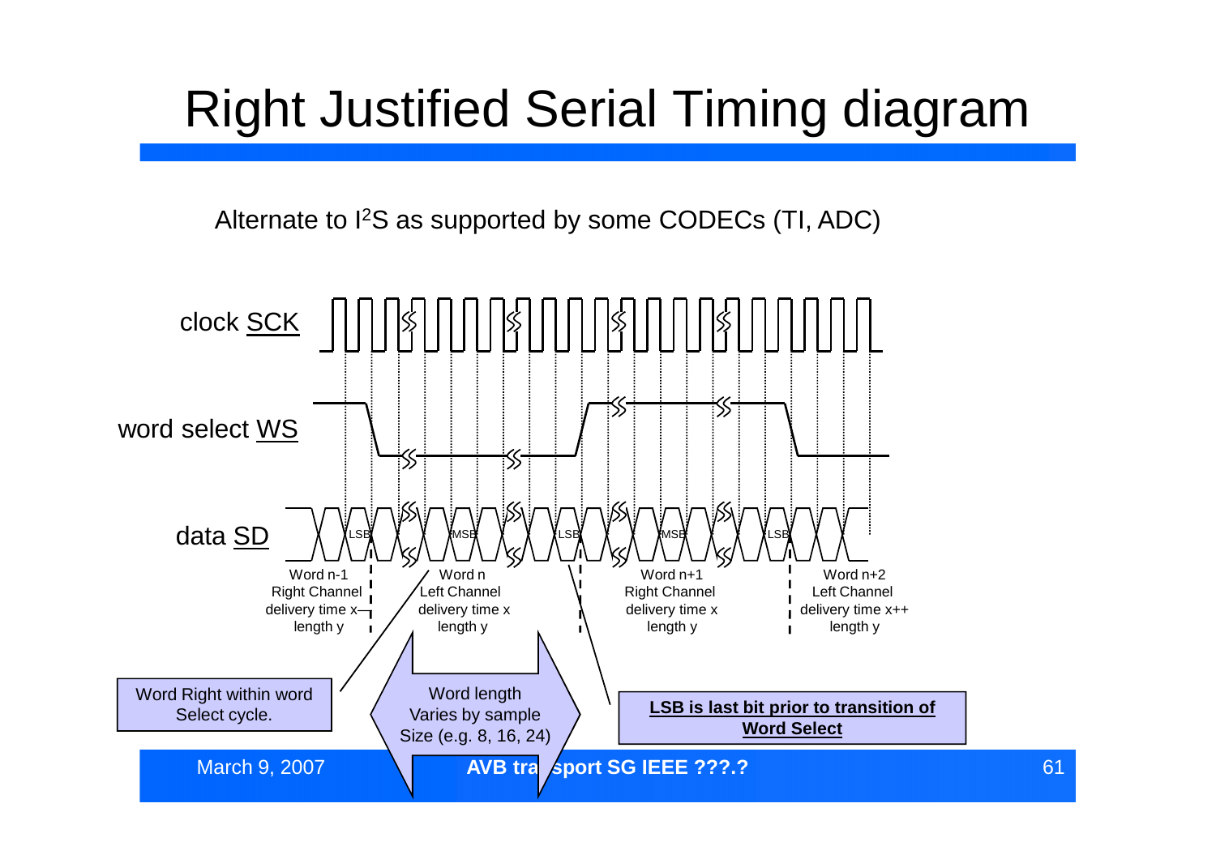# Right Justified Serial Timing diagram

Alternate to I$^2$S as supported by some CODECs (TI, ADC)

clock SCK

word select WS

data SD

LSB MSB LSB MSB LSB

Word n-1
Right Channel
delivery time x--
length y

Word n
Left Channel
delivery time x
length y

Word n+1
Right Channel
delivery time x
length y

Word n+2
Left Channel
delivery time x++
length y

Word Right within word Select cycle.

Word length Varies by sample Size (e.g. 8, 16, 24)

**LSB is last bit prior to transition of Word Select**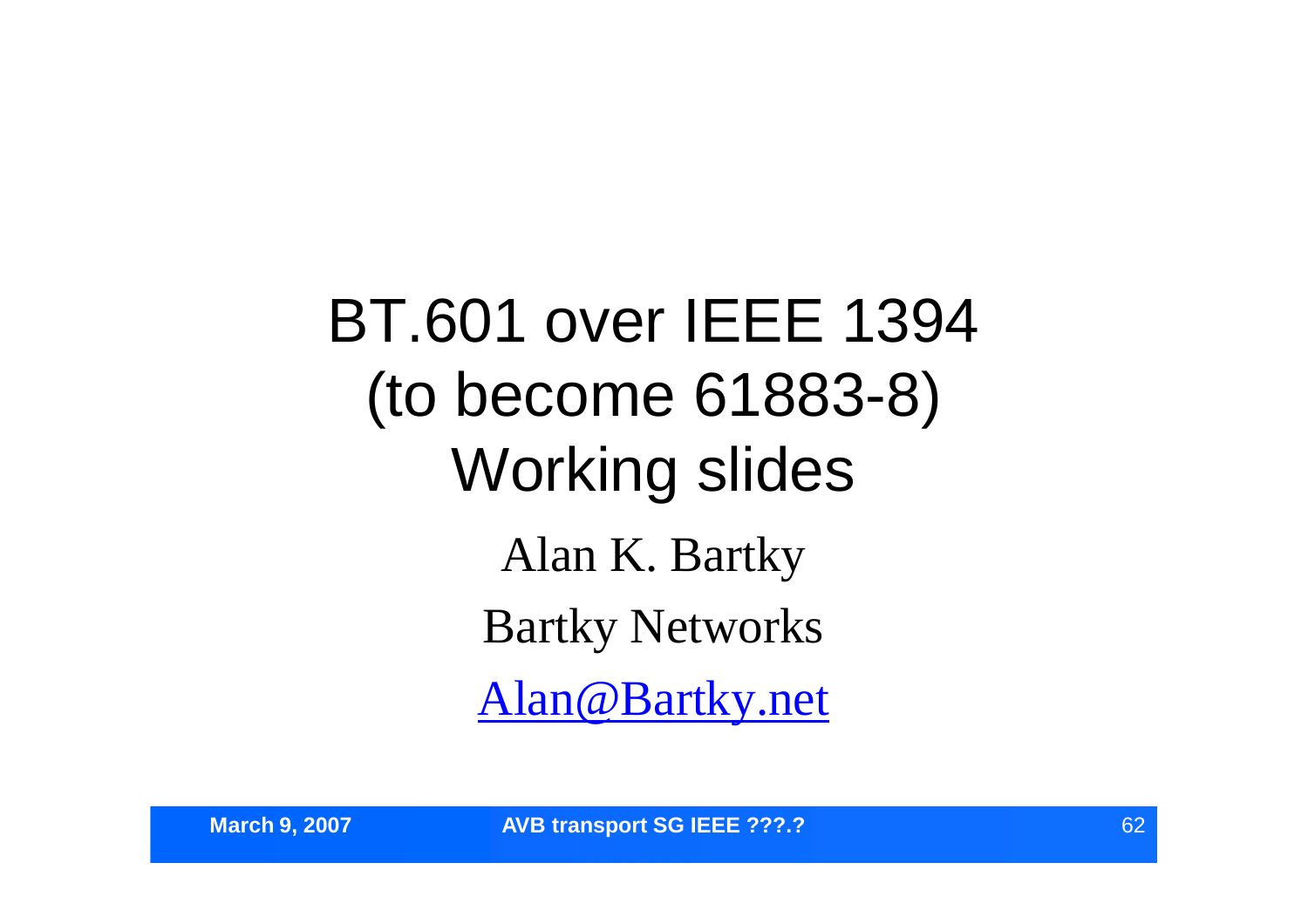# BT.601 over IEEE 1394 (to become 61883-8) Working slides

Alan K. Bartky

Bartky Networks

Alan@Bartky.net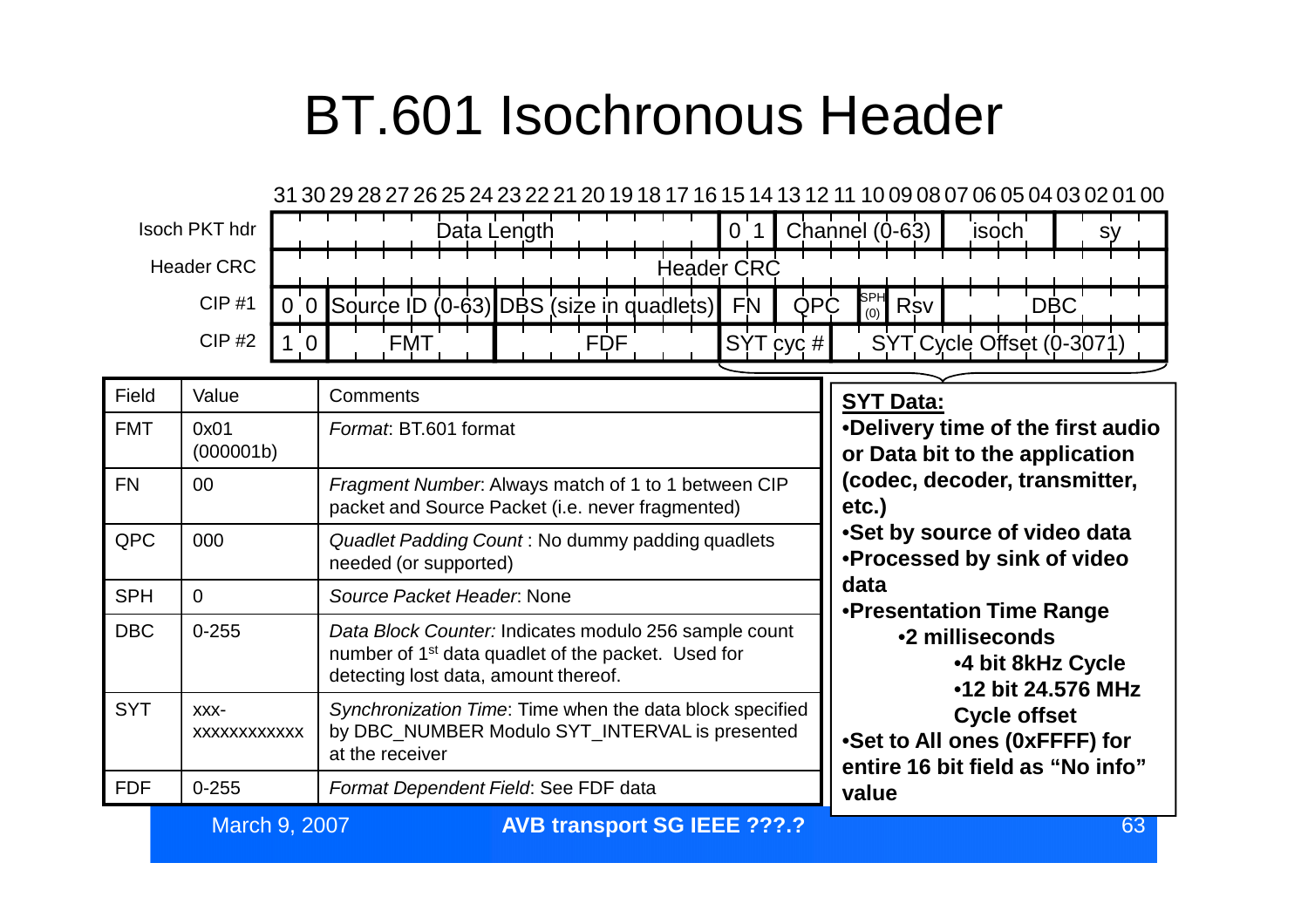# BT.601 Isochronous Header

| Bits | 31–16 | 15–14 | 13–08 | 07–04 | 03–00 |
|---|---|---|---|---|---|
| Isoch PKT hdr | Data Length | 0 1 | Channel (0-63) | isoch | sy |
| Header CRC | Header CRC | | | | |

| Bits | 31–30 | 29–24 | 23–16 | 15–14 | 13–11 | 10 | 09–08 | 07–00 |
|---|---|---|---|---|---|---|---|---|
| CIP #1 | 0 0 | Source ID (0-63) | DBS (size in quadlets) | FN | QPC | SPH (0) | Rsv | DBC |
| CIP #2 | 1 0 | FMT | FDF | SYT cyc # | | SYT Cycle Offset (0-3071) | | |

| Field | Value | Comments |
|---|---|---|
| FMT | 0x01 (000001b) | *Format*: BT.601 format |
| FN | 00 | *Fragment Number*: Always match of 1 to 1 between CIP packet and Source Packet (i.e. never fragmented) |
| QPC | 000 | *Quadlet Padding Count* : No dummy padding quadlets needed (or supported) |
| SPH | 0 | *Source Packet Header*: None |
| DBC | 0-255 | *Data Block Counter:* Indicates modulo 256 sample count number of 1st data quadlet of the packet. Used for detecting lost data, amount thereof. |
| SYT | xxx-xxxxxxxxxxxx | *Synchronization Time*: Time when the data block specified by DBC_NUMBER Modulo SYT_INTERVAL is presented at the receiver |
| FDF | 0-255 | *Format Dependent Field*: See FDF data |

**SYT Data:**

- **Delivery time of the first audio or Data bit to the application (codec, decoder, transmitter, etc.)**
- **Set by source of video data**
- **Processed by sink of video data**
- **Presentation Time Range**
  - **2 milliseconds**
    - **4 bit 8kHz Cycle**
    - **12 bit 24.576 MHz Cycle offset**
- **Set to All ones (0xFFFF) for entire 16 bit field as "No info" value**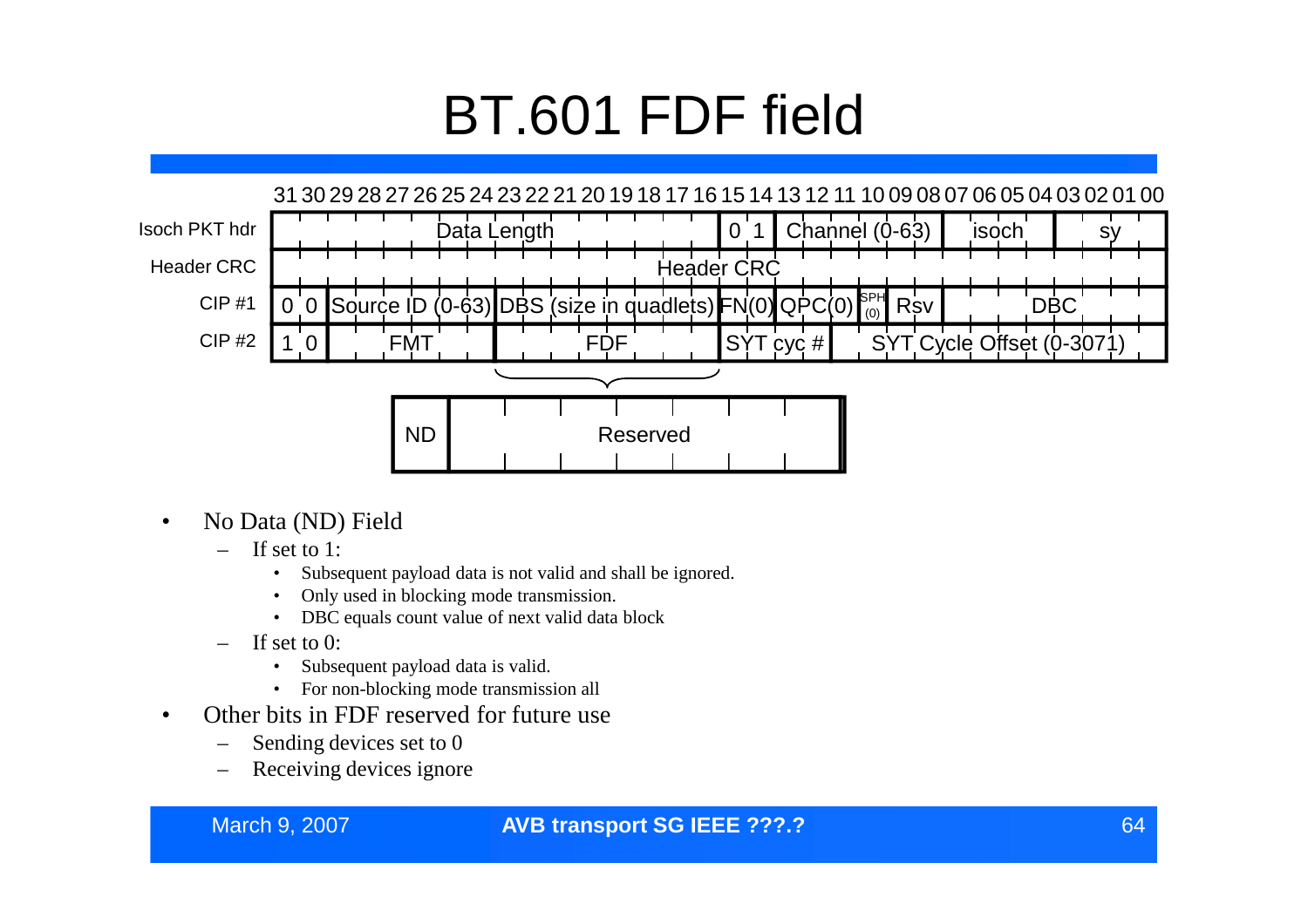# BT.601 FDF field

| | 31–16 | | | | 15–00 | | | |
|---|---|---|---|---|---|---|---|---|
| Isoch PKT hdr | Data Length | | | | 0 1 | Channel (0-63) | isoch | sy |
| Header CRC | Header CRC | | | | | | | |
| CIP #1 | 0 0 | Source ID (0-63) | DBS (size in quadlets) | | FN(0) | QPC(0) | SPH (0) | Rsv | DBC |
| CIP #2 | 1 0 | FMT | FDF | | SYT cyc # | SYT Cycle Offset (0-3071) | | |

FDF:

| ND | Reserved |
|---|---|

- No Data (ND) Field
  - If set to 1:
    - Subsequent payload data is not valid and shall be ignored.
    - Only used in blocking mode transmission.
    - DBC equals count value of next valid data block
  - If set to 0:
    - Subsequent payload data is valid.
    - For non-blocking mode transmission all
- Other bits in FDF reserved for future use
  - Sending devices set to 0
  - Receiving devices ignore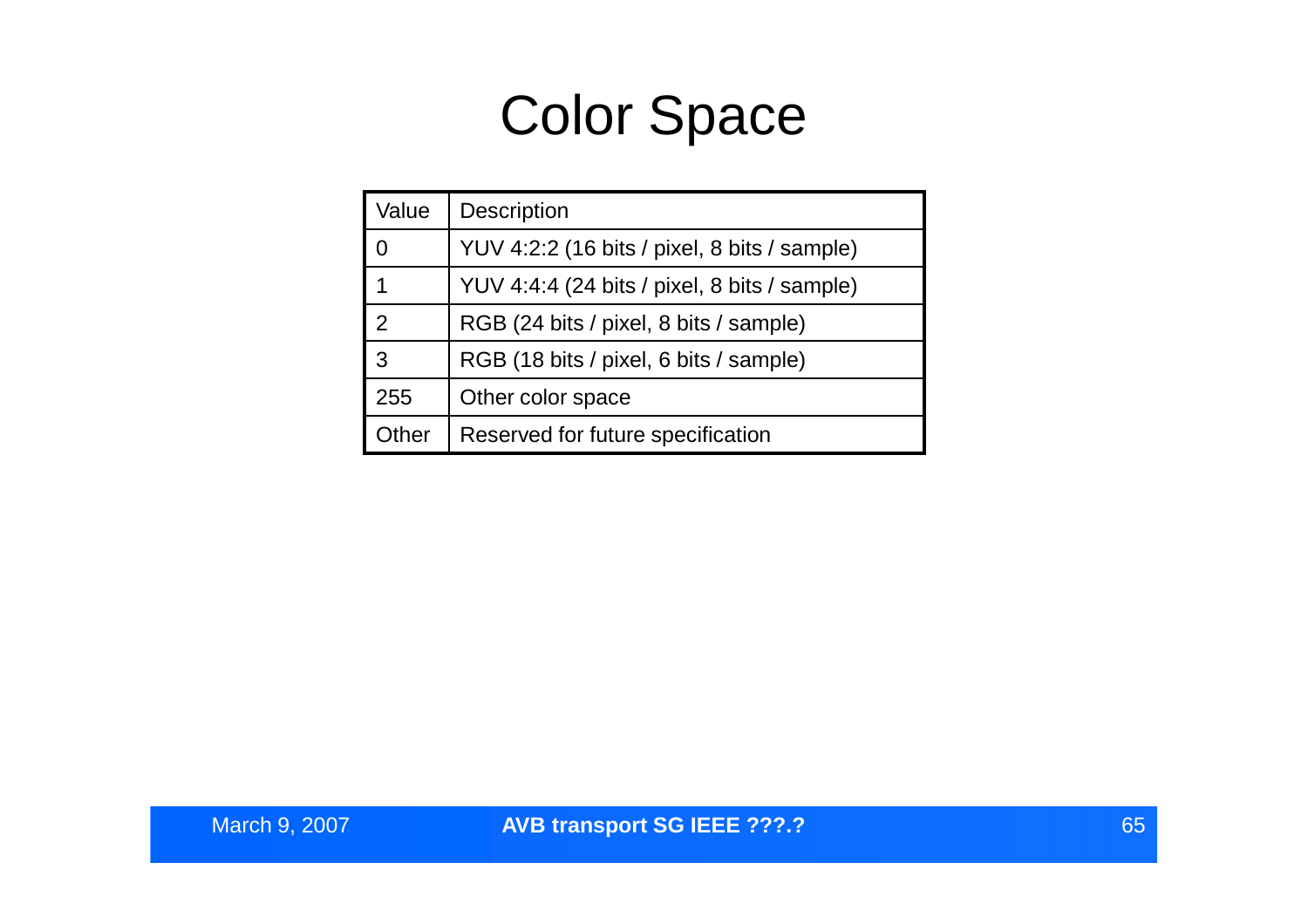# Color Space

| Value | Description |
|---|---|
| 0 | YUV 4:2:2 (16 bits / pixel, 8 bits / sample) |
| 1 | YUV 4:4:4 (24 bits / pixel, 8 bits / sample) |
| 2 | RGB (24 bits / pixel, 8 bits / sample) |
| 3 | RGB (18 bits / pixel, 6 bits / sample) |
| 255 | Other color space |
| Other | Reserved for future specification |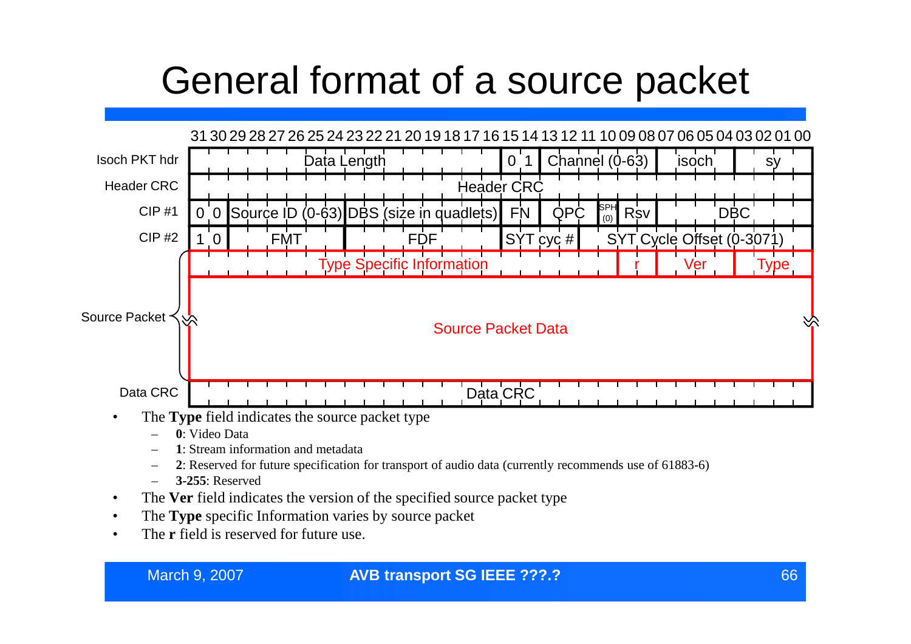# General format of a source packet

| | 31–16 | | | | 15–00 | | | | |
|---|---|---|---|---|---|---|---|---|---|
| Isoch PKT hdr | Data Length | | | | 0 1 | Channel (0-63) | | isoch | sy |
| Header CRC | Header CRC | | | | | | | | |
| CIP #1 | 0 0 | Source ID (0-63) | DBS (size in quadlets) | FN | QPC | SPH (0) | Rsv | DBC | |
| CIP #2 | 1 0 | FMT | FDF | SYT cyc # | SYT Cycle Offset (0-3071) | | | | |
| Source Packet | Type Specific Information | | | | r | | | Ver | Type |
| | Source Packet Data | | | | | | | | |
| Data CRC | Data CRC | | | | | | | | |

- The **Type** field indicates the source packet type
  - **0**: Video Data
  - **1**: Stream information and metadata
  - **2**: Reserved for future specification for transport of audio data (currently recommends use of 61883-6)
  - **3-255**: Reserved
- The **Ver** field indicates the version of the specified source packet type
- The **Type** specific Information varies by source packet
- The **r** field is reserved for future use.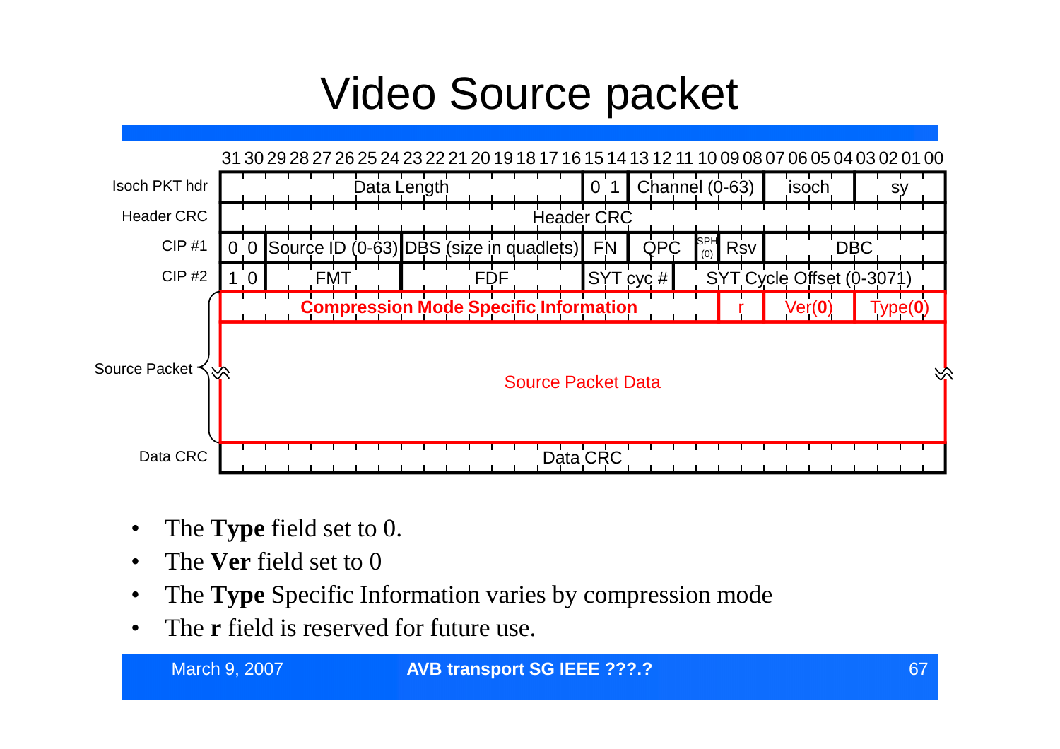# Video Source packet

| | 31–24 | | 23–16 | | 15–14 | 13–8 | | 7–4 | 3–0 |
|---|---|---|---|---|---|---|---|---|---|
| Isoch PKT hdr | Data Length | | | | 0 1 | Channel (0-63) | | isoch | sy |
| Header CRC | Header CRC | | | | | | | | |
| CIP #1 | 0 0 | Source ID (0-63) | DBS (size in quadlets) | FN | QPC | SPH (0) | Rsv | DBC | |
| CIP #2 | 1 0 | FMT | FDF | SYT cyc # | SYT Cycle Offset (0-3071) | | | | |
| Source Packet | Compression Mode Specific Information | | | | | | r | Ver(**0**) | Type(**0**) |
| | Source Packet Data | | | | | | | | |
| Data CRC | Data CRC | | | | | | | | |

- The **Type** field set to 0.
- The **Ver** field set to 0
- The **Type** Specific Information varies by compression mode
- The **r** field is reserved for future use.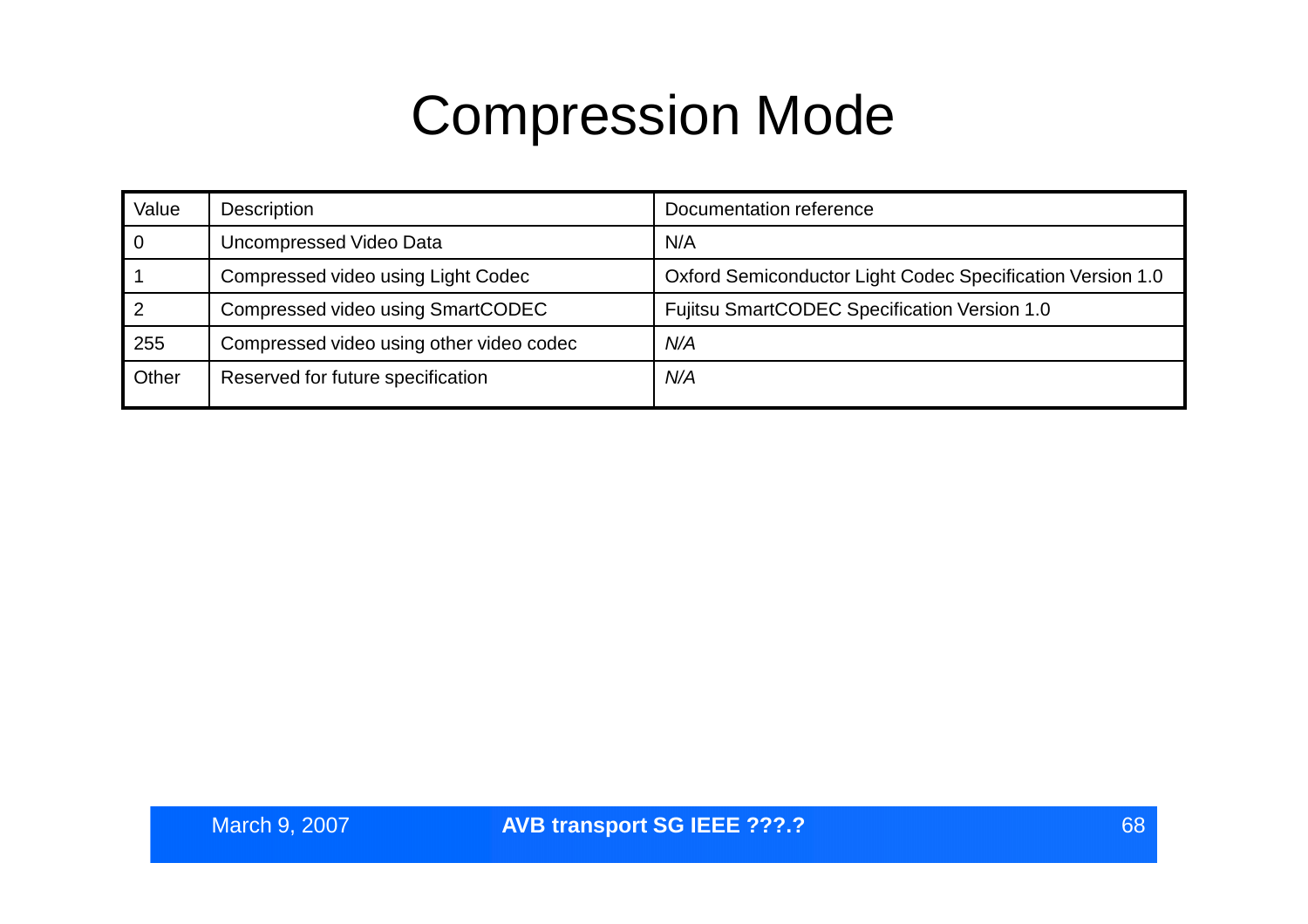# Compression Mode

| Value | Description | Documentation reference |
|---|---|---|
| 0 | Uncompressed Video Data | N/A |
| 1 | Compressed video using Light Codec | Oxford Semiconductor Light Codec Specification Version 1.0 |
| 2 | Compressed video using SmartCODEC | Fujitsu SmartCODEC Specification Version 1.0 |
| 255 | Compressed video using other video codec | *N/A* |
| Other | Reserved for future specification | *N/A* |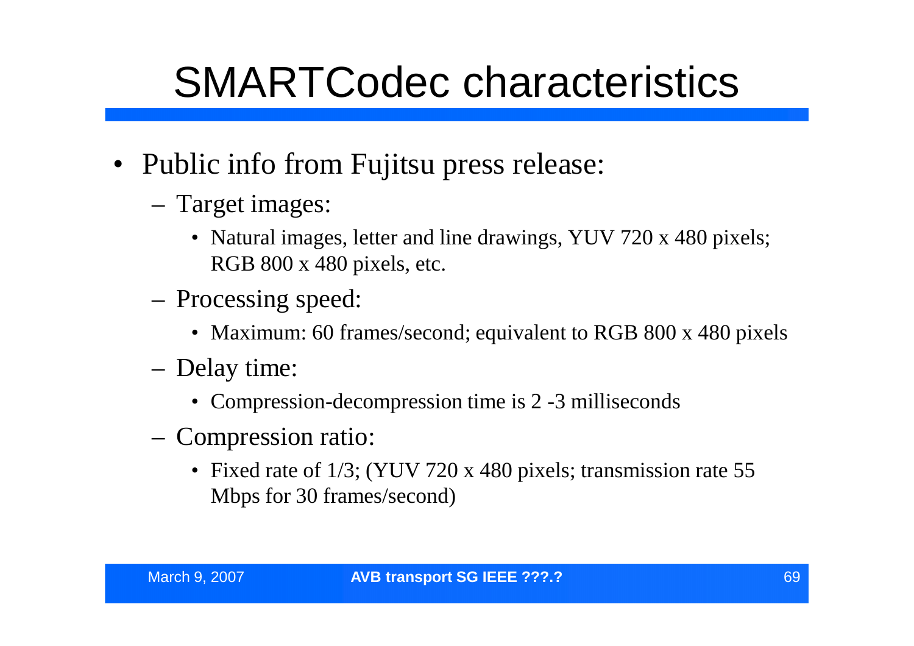# SMARTCodec characteristics

- Public info from Fujitsu press release:
  - Target images:
    - Natural images, letter and line drawings, YUV 720 x 480 pixels; RGB 800 x 480 pixels, etc.
  - Processing speed:
    - Maximum: 60 frames/second; equivalent to RGB 800 x 480 pixels
  - Delay time:
    - Compression-decompression time is 2 -3 milliseconds
  - Compression ratio:
    - Fixed rate of 1/3; (YUV 720 x 480 pixels; transmission rate 55 Mbps for 30 frames/second)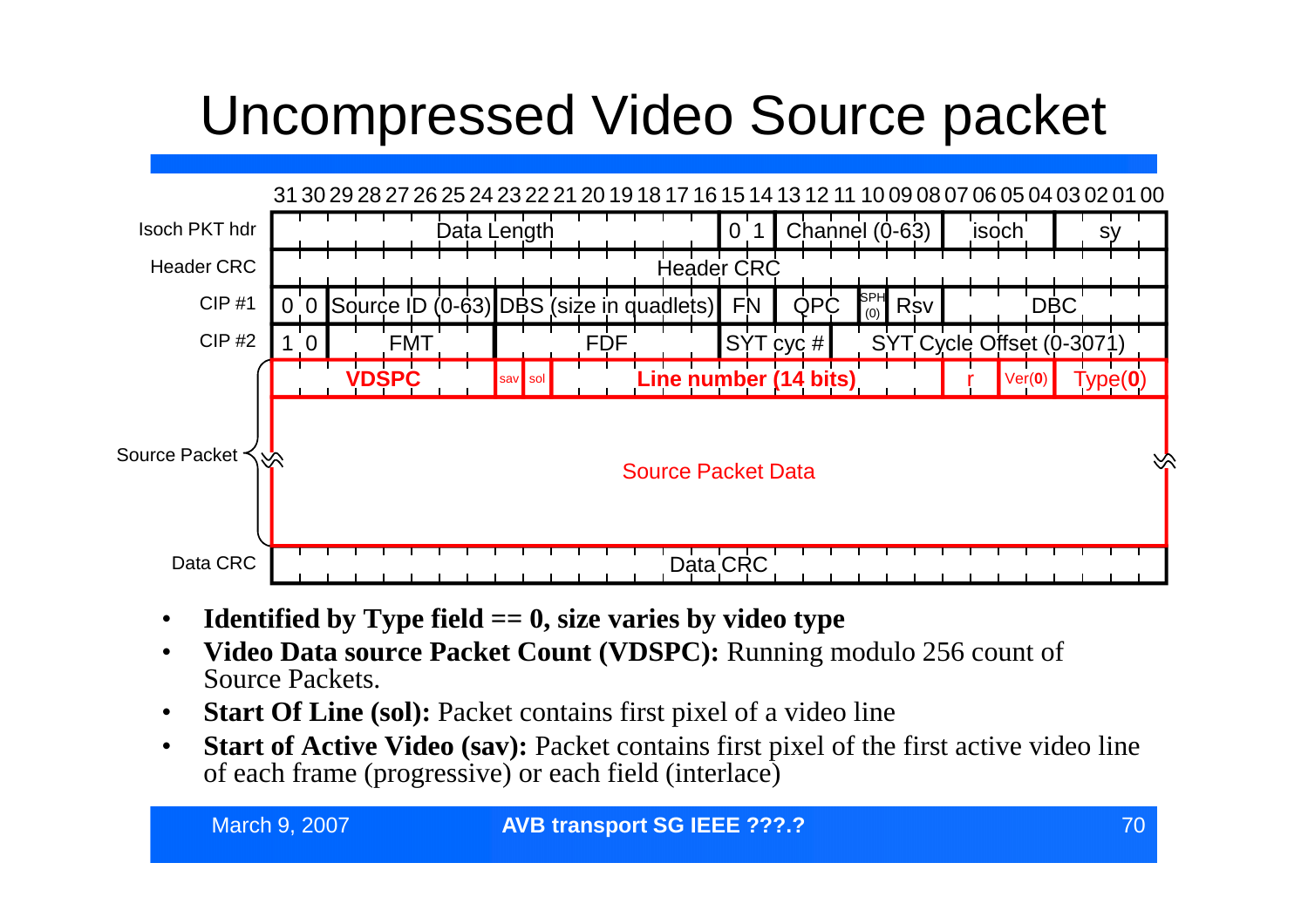# Uncompressed Video Source packet

| | 31–16 | | | | | 15–00 | | | | | |
|---|---|---|---|---|---|---|---|---|---|---|---|
| Isoch PKT hdr | Data Length | | | | | 0 1 | Channel (0-63) | | | isoch | sy |
| Header CRC | Header CRC | | | | | | | | | | |
| CIP #1 | 0 0 | Source ID (0-63) | DBS (size in quadlets) | | | FN | QPC | SPH (0) | Rsv | DBC | |
| CIP #2 | 1 0 | FMT | FDF | | | SYT cyc # | SYT Cycle Offset (0-3071) | | | | |
| Source Packet | VDSPC | | sav | sol | Line number (14 bits) | | | | r | Ver(0) | Type(0) |
| | Source Packet Data | | | | | | | | | | |
| Data CRC | Data CRC | | | | | | | | | | |

- **Identified by Type field == 0, size varies by video type**
- **Video Data source Packet Count (VDSPC):** Running modulo 256 count of Source Packets.
- **Start Of Line (sol):** Packet contains first pixel of a video line
- **Start of Active Video (sav):** Packet contains first pixel of the first active video line of each frame (progressive) or each field (interlace)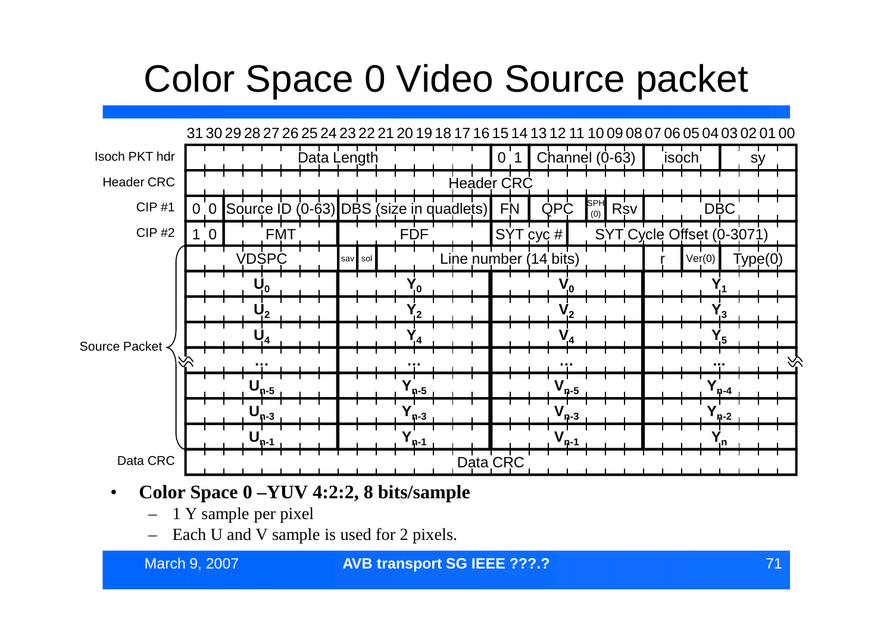# Color Space 0 Video Source packet

| | 31–24 | 23–16 | 15–08 | 07–00 |
|---|---|---|---|---|
| Isoch PKT hdr | Data Length | | 0 1 / Channel (0-63) | isoch / sy |
| Header CRC | Header CRC | | | |
| CIP #1 | 0 0 / Source ID (0-63) | DBS (size in quadlets) | FN / QPC / SPH (0) / Rsv | DBC |
| CIP #2 | 1 0 / FMT | FDF | SYT cyc # / SYT Cycle Offset (0-3071) | |
| Source Packet | VDSPC | sav / sol / Line number (14 bits) | | r / Ver(0) / Type(0) |
| | $U_0$ | $Y_0$ | $V_0$ | $Y_1$ |
| | $U_2$ | $Y_2$ | $V_2$ | $Y_3$ |
| | $U_4$ | $Y_4$ | $V_4$ | $Y_5$ |
| | … | … | … | … |
| | $U_{n-5}$ | $Y_{n-5}$ | $V_{n-5}$ | $Y_{n-4}$ |
| | $U_{n-3}$ | $Y_{n-3}$ | $V_{n-3}$ | $Y_{n-2}$ |
| | $U_{n-1}$ | $Y_{n-1}$ | $V_{n-1}$ | $Y_n$ |
| Data CRC | Data CRC | | | |

- **Color Space 0 –YUV 4:2:2, 8 bits/sample**
  - 1 Y sample per pixel
  - Each U and V sample is used for 2 pixels.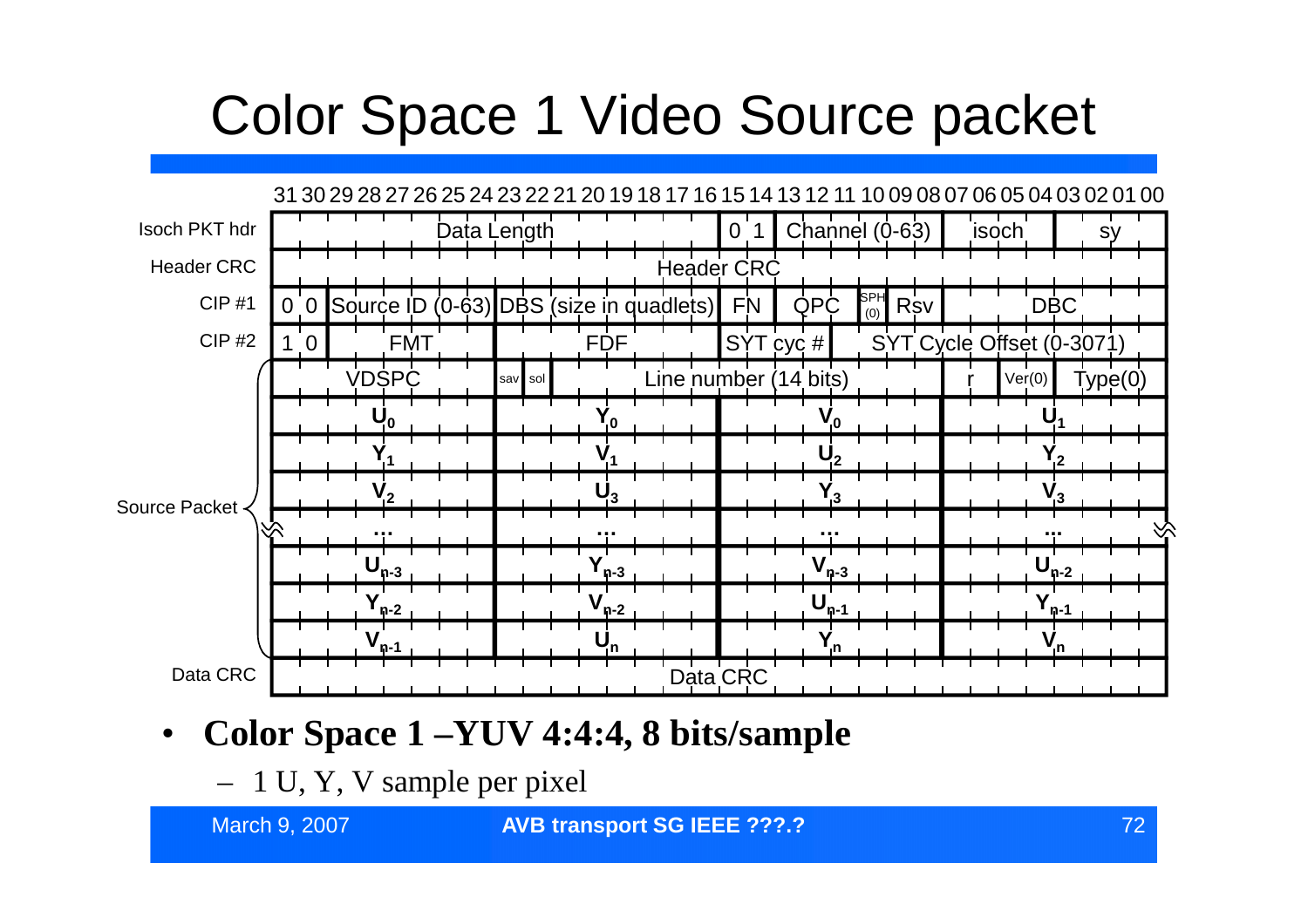# Color Space 1 Video Source packet

| Bits | 31–24 | 23–16 | 15–08 | 07–00 |
|---|---|---|---|---|
| Isoch PKT hdr | Data Length | | 0 1 Channel (0-63) | isoch sy |
| Header CRC | Header CRC | | | |
| CIP #1 | 0 0 Source ID (0-63) | DBS (size in quadlets) | FN QPC SPH (0) Rsv | DBC |
| CIP #2 | 1 0 FMT | FDF | SYT cyc # SYT Cycle Offset (0-3071) | |
| Source Packet | VDSPC | sav sol Line number (14 bits) | | r Ver(0) Type(0) |
| | $U_0$ | $Y_0$ | $V_0$ | $U_1$ |
| | $Y_1$ | $V_1$ | $U_2$ | $Y_2$ |
| | $V_2$ | $U_3$ | $Y_3$ | $V_3$ |
| | ... | ... | ... | ... |
| | $U_{n-3}$ | $Y_{n-3}$ | $V_{n-3}$ | $U_{n-2}$ |
| | $Y_{n-2}$ | $V_{n-2}$ | $U_{n-1}$ | $Y_{n-1}$ |
| | $V_{n-1}$ | $U_n$ | $Y_n$ | $V_n$ |
| Data CRC | Data CRC | | | |

- **Color Space 1 –YUV 4:4:4, 8 bits/sample**
  - 1 U, Y, V sample per pixel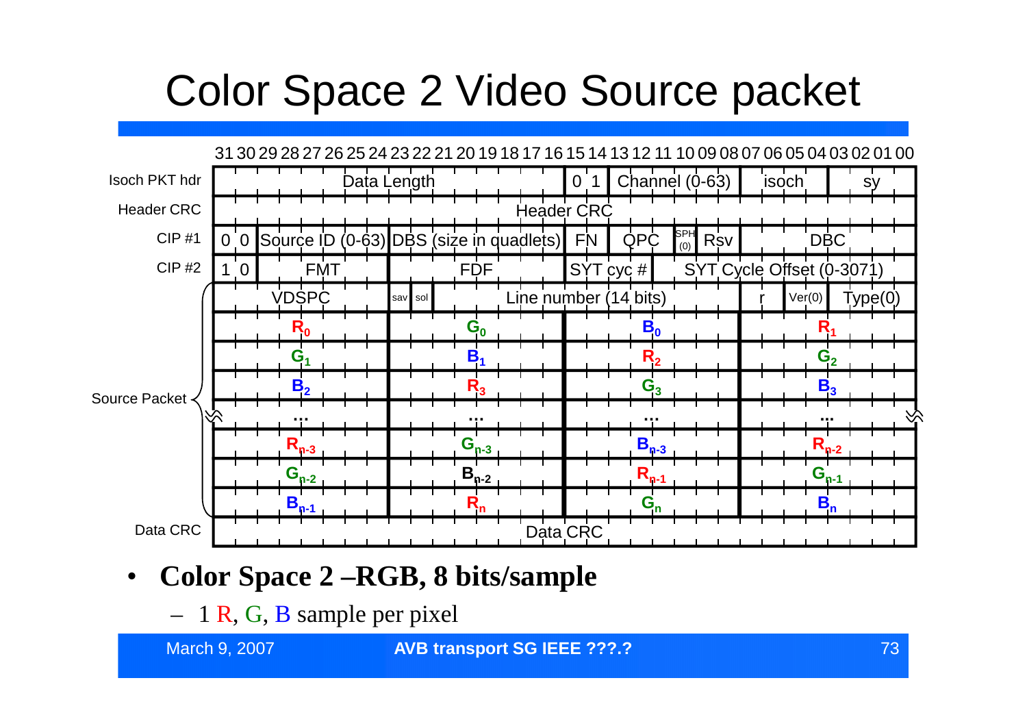# Color Space 2 Video Source packet

| | 31–24 | 23–16 | 15–08 | 07–00 |
|---|---|---|---|---|
| Isoch PKT hdr | Data Length | | 0 1 \| Channel (0-63) | isoch \| sy |
| Header CRC | Header CRC | | | |
| CIP #1 | 0 0 \| Source ID (0-63) | DBS (size in quadlets) | FN \| QPC \| SPH (0) \| Rsv | DBC |
| CIP #2 | 1 0 \| FMT | FDF | SYT cyc # \| SYT Cycle Offset (0-3071) | |
| Source Packet | VDSPC | sav \| sol \| Line number (14 bits) | | r \| Ver(0) \| Type(0) |
| | $R_0$ | $G_0$ | $B_0$ | $R_1$ |
| | $G_1$ | $B_1$ | $R_2$ | $G_2$ |
| | $B_2$ | $R_3$ | $G_3$ | $B_3$ |
| | … | … | … | … |
| | $R_{n-3}$ | $G_{n-3}$ | $B_{n-3}$ | $R_{n-2}$ |
| | $G_{n-2}$ | $B_{n-2}$ | $R_{n-1}$ | $G_{n-1}$ |
| | $B_{n-1}$ | $R_n$ | $G_n$ | $B_n$ |
| Data CRC | Data CRC | | | |

- **Color Space 2 –RGB, 8 bits/sample**
  - 1 R, G, B sample per pixel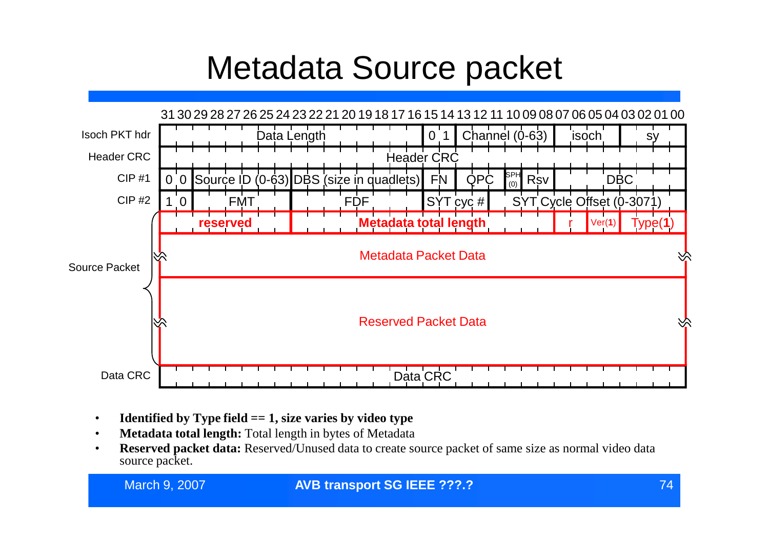# Metadata Source packet

| | 31–16 | | | | 15–0 | | | | | |
|---|---|---|---|---|---|---|---|---|---|---|
| Isoch PKT hdr | Data Length | | | | 0 1 | Channel (0-63) | | | isoch | sy |
| Header CRC | Header CRC | | | | | | | | | |
| CIP #1 | 0 0 | Source ID (0-63) | DBS (size in quadlets) | | FN | QPC | SPH (0) | Rsv | DBC | |
| CIP #2 | 1 0 | FMT | FDF | | SYT cyc # | SYT Cycle Offset (0-3071) | | | | |
| Source Packet | reserved | | Metadata total length | | | | | r | Ver(1) | Type(1) |
| | Metadata Packet Data | | | | | | | | | |
| | Reserved Packet Data | | | | | | | | | |
| Data CRC | Data CRC | | | | | | | | | |

- **Identified by Type field == 1, size varies by video type**
- **Metadata total length:** Total length in bytes of Metadata
- **Reserved packet data:** Reserved/Unused data to create source packet of same size as normal video data source packet.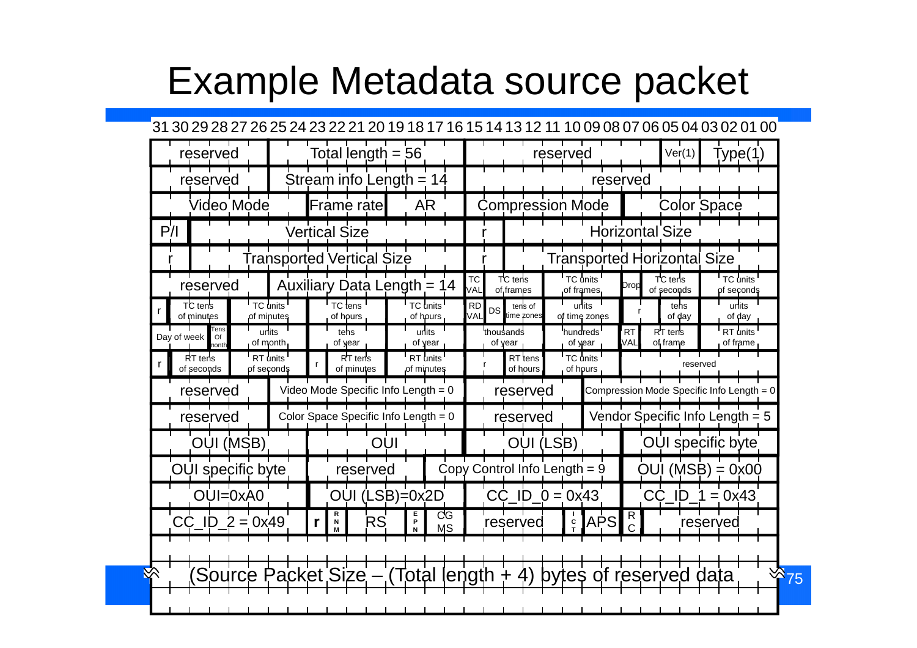# Example Metadata source packet

| Bits 31–24 | Bits 23–16 | Bits 15–8 | Bits 7–0 |
|---|---|---|---|
| reserved | Total length = 56 | reserved | Ver(1) / Type(1) |
| reserved | Stream info Length = 14 | reserved | |
| Video Mode | Frame rate / AR | Compression Mode | Color Space |
| P/I / Vertical Size | | r / Horizontal Size | |
| r / Transported Vertical Size | | r / Transported Horizontal Size | |
| reserved | Auxiliary Data Length = 14 | TC VAL / TC tens of frames / TC units of frames | Drop / TC tens of seconds / TC units of seconds |
| r / TC tens of minutes / TC units of minutes | TC tens of hours / TC units of hours | RD VAL / DS / tens of time zones / units of time zones | r / tens of day / units of day |
| Day of week / Tens Of month / units of month | tens of year / units of year | thousands of year / hundreds of year | RT VAL / RT tens of frame / RT units of frame |
| r / RT tens of seconds / RT units of seconds | r / RT tens of minutes / RT units of minutes | r / RT tens of hours / TC units of hours | reserved |
| reserved | Video Mode Specific Info Length = 0 | reserved | Compression Mode Specific Info Length = 0 |
| reserved | Color Space Specific Info Length = 0 | reserved | Vendor Specific Info Length = 5 |
| OUI (MSB) | OUI | OUI (LSB) | OUI specific byte |
| OUI specific byte | reserved / Copy Control Info Length = 9 | | OUI (MSB) = 0x00 |
| OUI=0xA0 | OUI (LSB)=0x2D | CC_ID_0 = 0x43 | CC_ID_1 = 0x43 |
| CC_ID_2 = 0x49 | r / RNM / RS / EPN / CGMS | reserved / ICT / APS | RC / reserved |
| (Source Packet Size – (Total length + 4) bytes of reserved data | | | |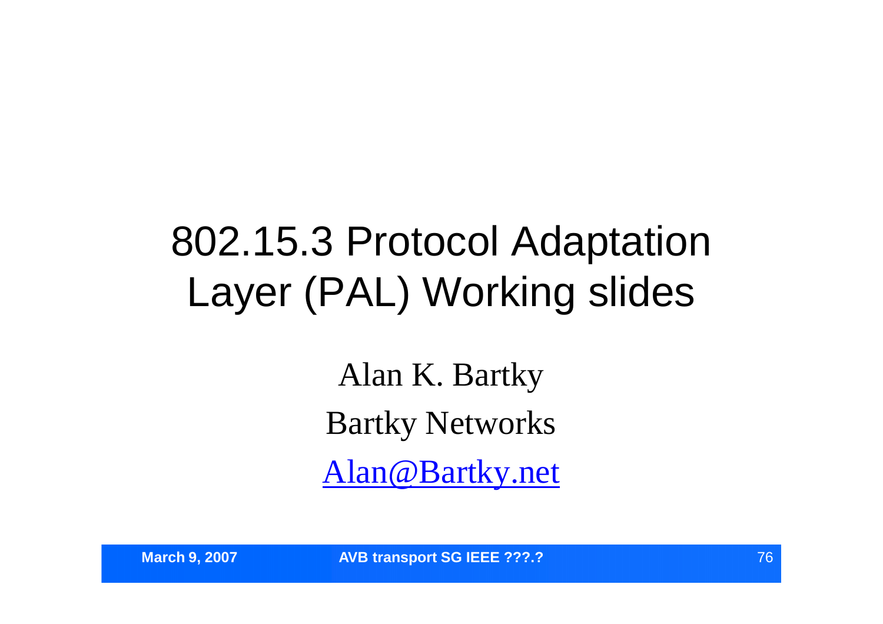# 802.15.3 Protocol Adaptation Layer (PAL) Working slides

Alan K. Bartky

Bartky Networks

Alan@Bartky.net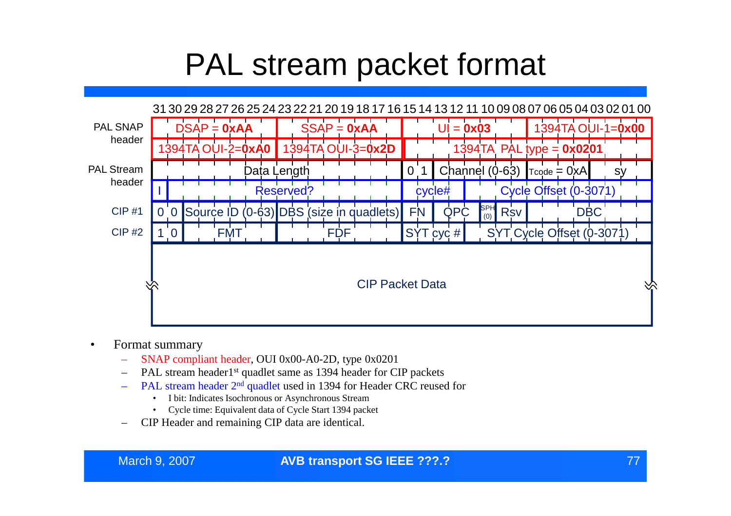# PAL stream packet format

| | 31–24 | 23–16 | 15–08 | 07–00 |
|---|---|---|---|---|
| PAL SNAP header | DSAP = **0xAA** | SSAP = **0xAA** | UI = **0x03** | 1394TA OUI-1=**0x00** |
| | 1394TA OUI-2=**0xA0** | 1394TA OUI-3=**0x2D** | 1394TA PAL type = **0x0201** | |
| PAL Stream header | Data Length | | 0 1 Channel (0-63) | Tcode = 0xA sy |
| | I Reserved? | | cycle# Cycle Offset (0-3071) | |
| CIP #1 | 0 0 Source ID (0-63) | DBS (size in quadlets) | FN QPC SPH (0) Rsv | DBC |
| CIP #2 | 1 0 FMT | FDF | SYT cyc # SYT Cycle Offset (0-3071) | |
| | CIP Packet Data | | | |

- Format summary
  - SNAP compliant header, OUI 0x00-A0-2D, type 0x0201
  - PAL stream header1st quadlet same as 1394 header for CIP packets
  - PAL stream header 2nd quadlet used in 1394 for Header CRC reused for
    - I bit: Indicates Isochronous or Asynchronous Stream
    - Cycle time: Equivalent data of Cycle Start 1394 packet
  - CIP Header and remaining CIP data are identical.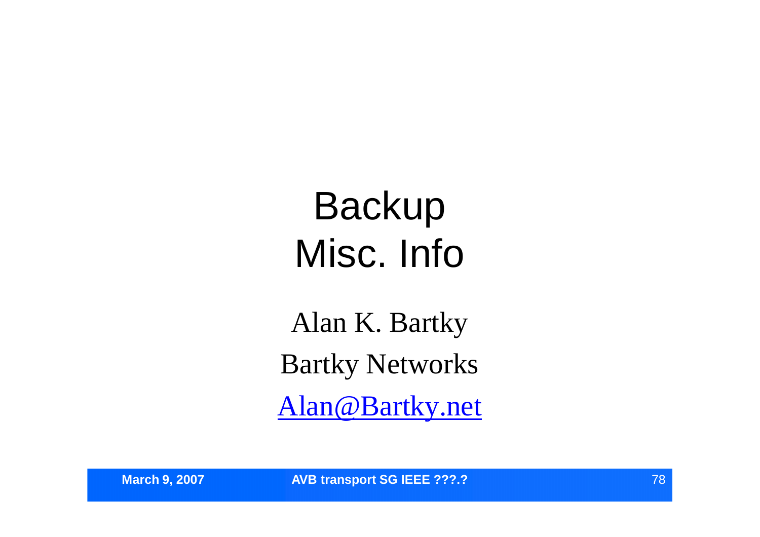# Backup
# Misc. Info

Alan K. Bartky

Bartky Networks

Alan@Bartky.net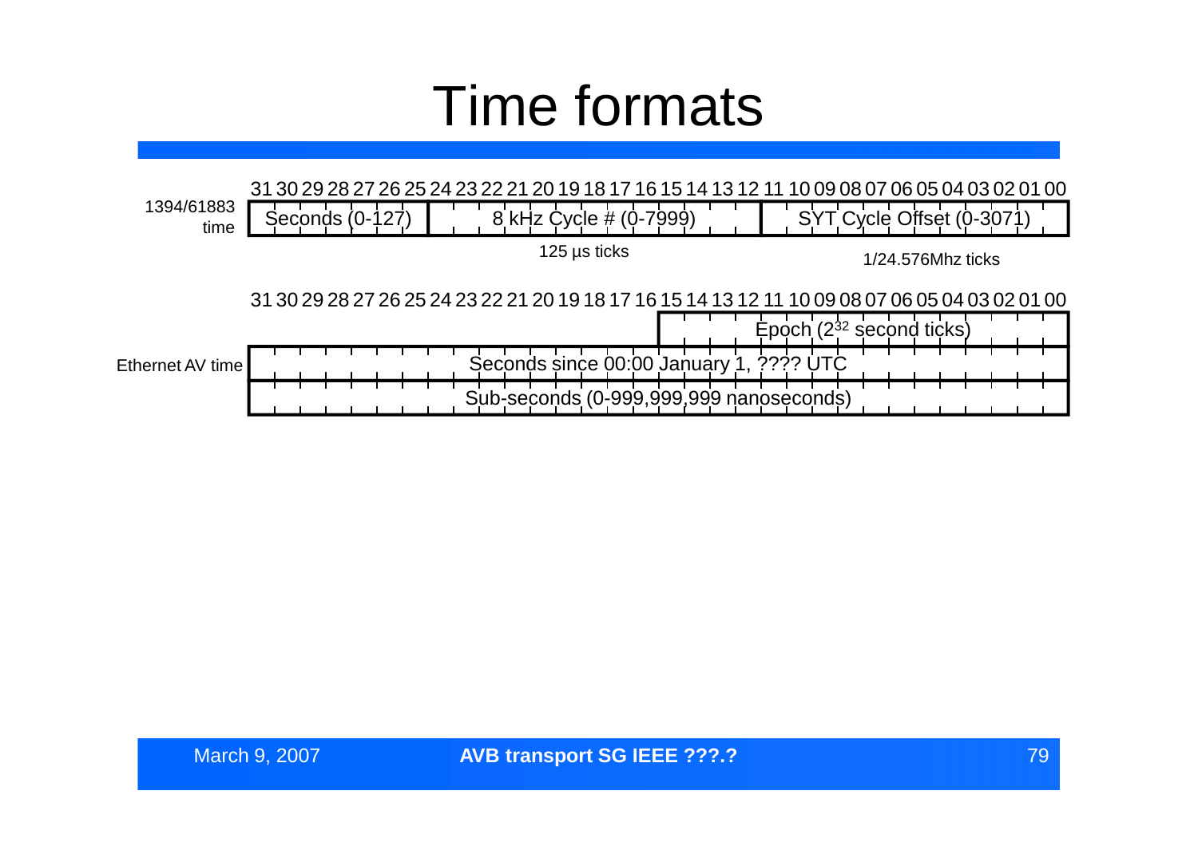# Time formats

**1394/61883 time** (bits 31–00)

| Bits | Field | Units |
|---|---|---|
| 31–25 | Seconds (0-127) | |
| 24–12 | 8 kHz Cycle # (0-7999) | 125 µs ticks |
| 11–00 | SYT Cycle Offset (0-3071) | 1/24.576Mhz ticks |

**Ethernet AV time** (bits 31–00)

| Bits | Field |
|---|---|
| 15–00 | Epoch ($2^{32}$ second ticks) |
| 31–00 | Seconds since 00:00 January 1, ???? UTC |
| 31–00 | Sub-seconds (0-999,999,999 nanoseconds) |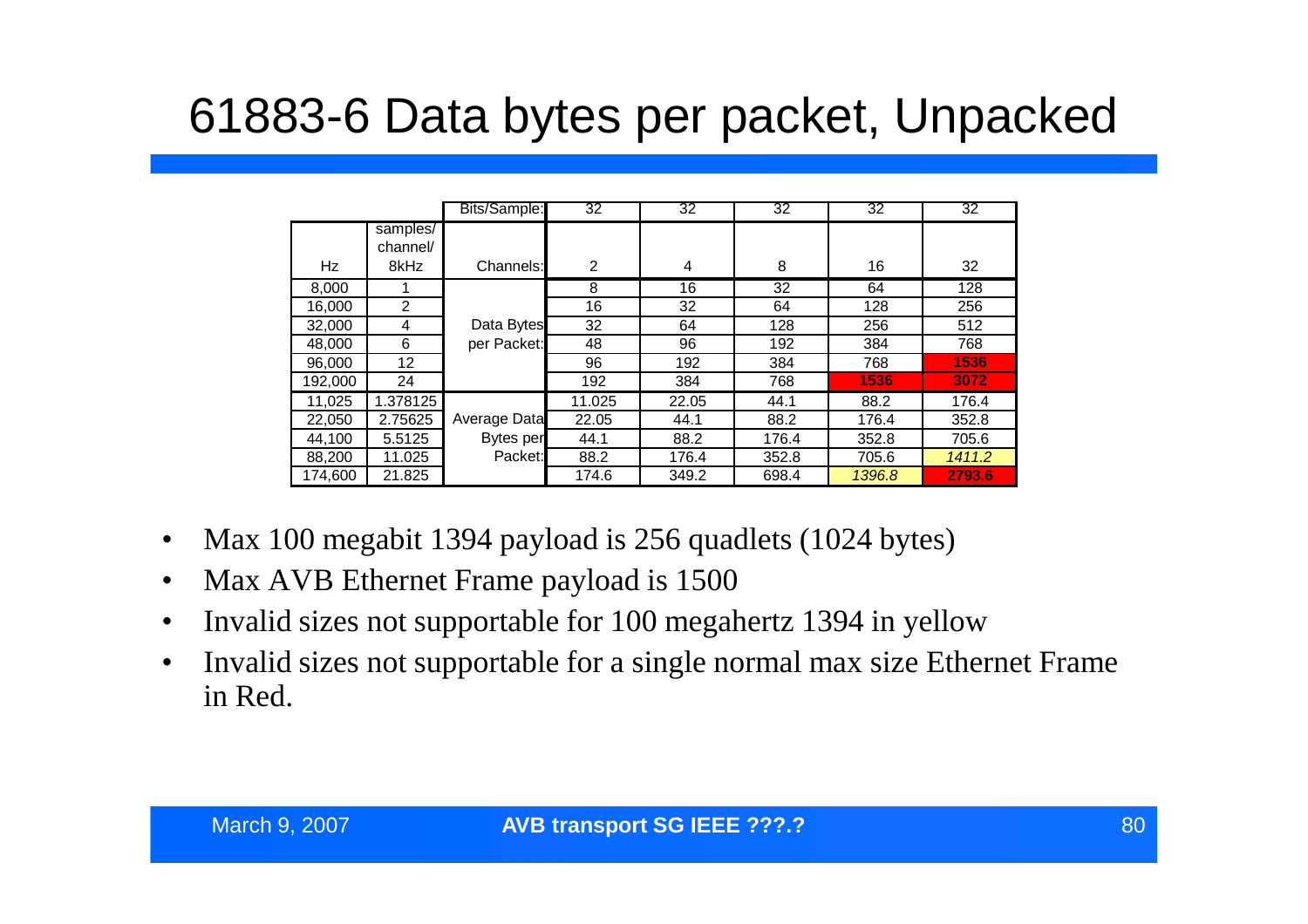# 61883-6 Data bytes per packet, Unpacked

| | | Bits/Sample: | 32 | 32 | 32 | 32 | 32 |
|---|---|---|---|---|---|---|---|
| Hz | samples/ channel/ 8kHz | Channels: | 2 | 4 | 8 | 16 | 32 |
| 8,000 | 1 | Data Bytes per Packet: | 8 | 16 | 32 | 64 | 128 |
| 16,000 | 2 | | 16 | 32 | 64 | 128 | 256 |
| 32,000 | 4 | | 32 | 64 | 128 | 256 | 512 |
| 48,000 | 6 | | 48 | 96 | 192 | 384 | 768 |
| 96,000 | 12 | | 96 | 192 | 384 | 768 | **1536** |
| 192,000 | 24 | | 192 | 384 | 768 | **1536** | **3072** |
| 11,025 | 1.378125 | Average Data Bytes per Packet: | 11.025 | 22.05 | 44.1 | 88.2 | 176.4 |
| 22,050 | 2.75625 | | 22.05 | 44.1 | 88.2 | 176.4 | 352.8 |
| 44,100 | 5.5125 | | 44.1 | 88.2 | 176.4 | 352.8 | 705.6 |
| 88,200 | 11.025 | | 88.2 | 176.4 | 352.8 | 705.6 | *1411.2* |
| 174,600 | 21.825 | | 174.6 | 349.2 | 698.4 | *1396.8* | **2793.6** |

- Max 100 megabit 1394 payload is 256 quadlets (1024 bytes)
- Max AVB Ethernet Frame payload is 1500
- Invalid sizes not supportable for 100 megahertz 1394 in yellow
- Invalid sizes not supportable for a single normal max size Ethernet Frame in Red.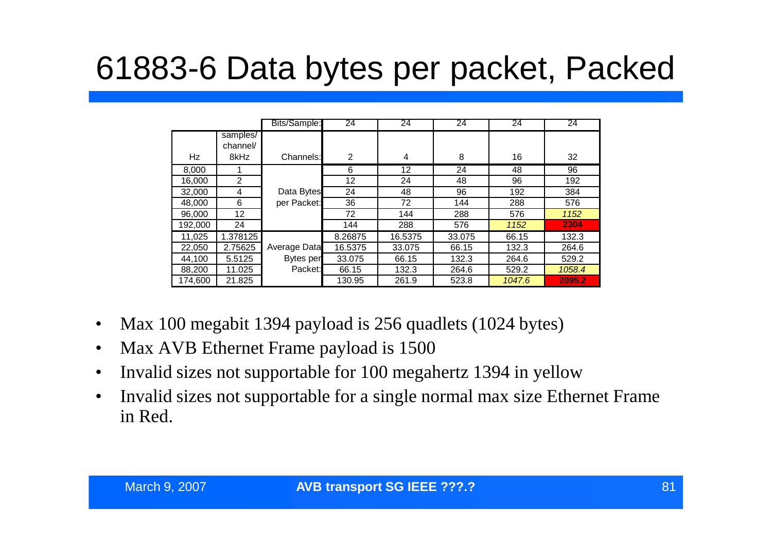# 61883-6 Data bytes per packet, Packed

| | | Bits/Sample: | 24 | 24 | 24 | 24 | 24 |
|---|---|---|---|---|---|---|---|
| Hz | samples/ channel/ 8kHz | Channels: | 2 | 4 | 8 | 16 | 32 |
| 8,000 | 1 | Data Bytes per Packet: | 6 | 12 | 24 | 48 | 96 |
| 16,000 | 2 | | 12 | 24 | 48 | 96 | 192 |
| 32,000 | 4 | | 24 | 48 | 96 | 192 | 384 |
| 48,000 | 6 | | 36 | 72 | 144 | 288 | 576 |
| 96,000 | 12 | | 72 | 144 | 288 | 576 | *1152* |
| 192,000 | 24 | | 144 | 288 | 576 | *1152* | **2304** |
| 11,025 | 1.378125 | Average Data Bytes per Packet: | 8.26875 | 16.5375 | 33.075 | 66.15 | 132.3 |
| 22,050 | 2.75625 | | 16.5375 | 33.075 | 66.15 | 132.3 | 264.6 |
| 44,100 | 5.5125 | | 33.075 | 66.15 | 132.3 | 264.6 | 529.2 |
| 88,200 | 11.025 | | 66.15 | 132.3 | 264.6 | 529.2 | *1058.4* |
| 174,600 | 21.825 | | 130.95 | 261.9 | 523.8 | *1047.6* | **2095.2** |

- Max 100 megabit 1394 payload is 256 quadlets (1024 bytes)
- Max AVB Ethernet Frame payload is 1500
- Invalid sizes not supportable for 100 megahertz 1394 in yellow
- Invalid sizes not supportable for a single normal max size Ethernet Frame in Red.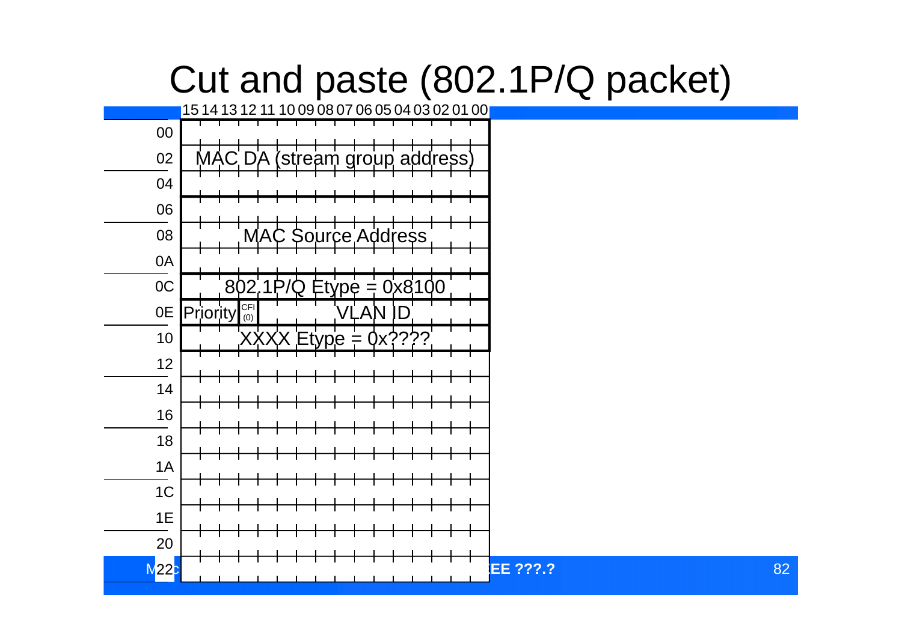# Cut and paste (802.1P/Q packet)

| | 15 14 13 12 11 10 09 08 07 06 05 04 03 02 01 00 | |
|---|---|---|
| 00 | MAC DA (stream group address) | |
| 02 | | |
| 04 | | |
| 06 | MAC Source Address | |
| 08 | | |
| 0A | | |
| 0C | 802.1P/Q Etype = 0x8100 | |
| 0E | Priority | CFI (0) | VLAN ID |
| 10 | XXXX Etype = 0x???? | |
| 12 | | |
| 14 | | |
| 16 | | |
| 18 | | |
| 1A | | |
| 1C | | |
| 1E | | |
| 20 | | |
| 22 | | |